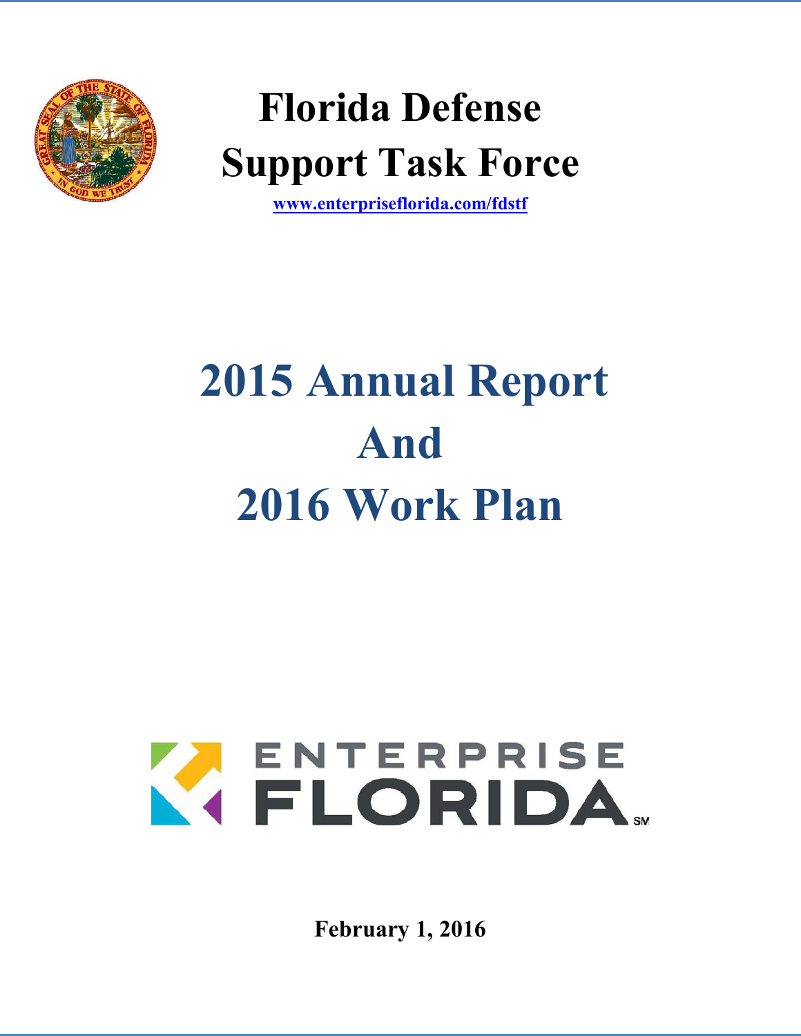# Florida Defense Support Task Force

www.enterpriseflorida.com/fdstf

# 2015 Annual Report And 2016 Work Plan

ENTERPRISE FLORIDA

**February 1, 2016**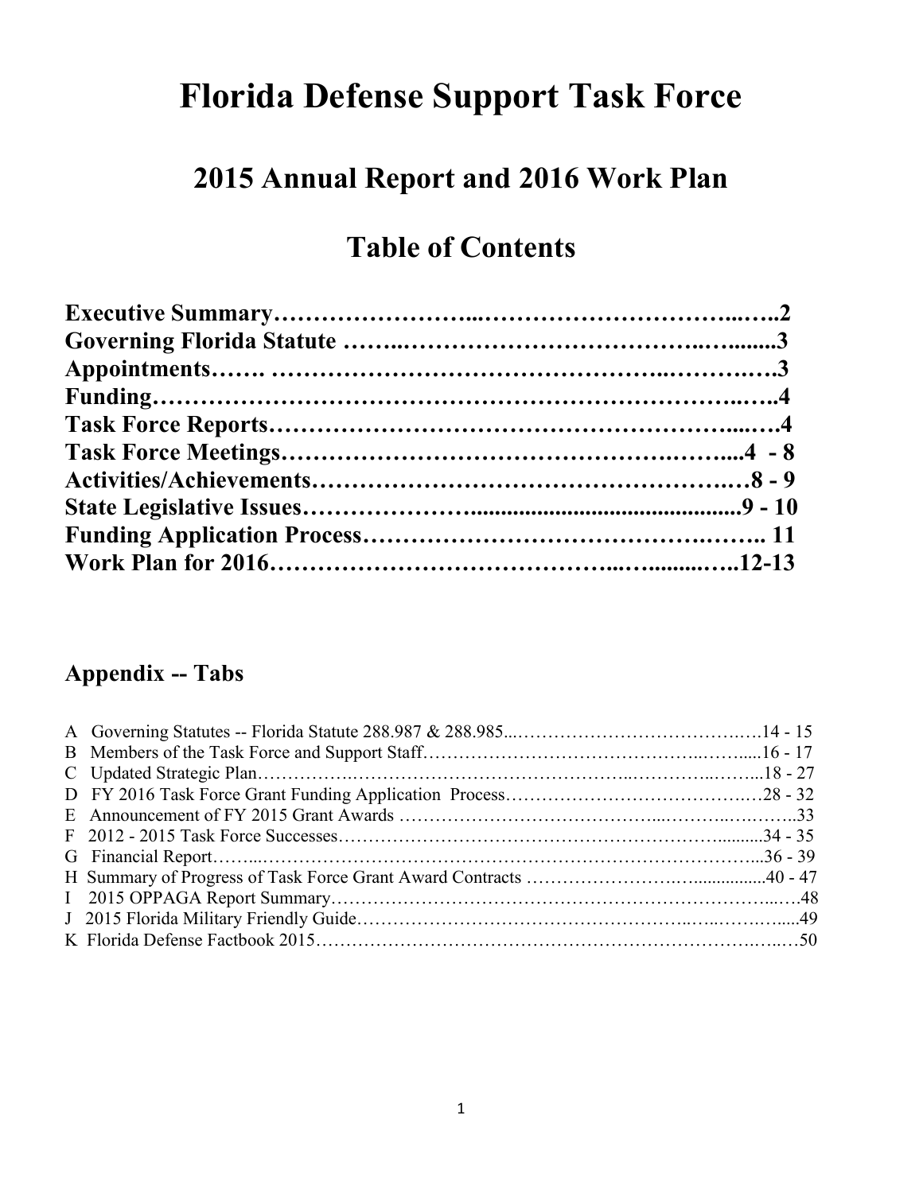# Florida Defense Support Task Force

## 2015 Annual Report and 2016 Work Plan

## Table of Contents

**Executive Summary…………………...…………………………...…..2**
**Governing Florida Statute ……..……………………………..…........3**
**Appointments……. …………………………………………..……….….3**
**Funding……………………………………………………………..…..4**
**Task Force Reports………………………………………………....….4**
**Task Force Meetings………………………………………….……....4 - 8**
**Activities/Achievements…………………………………………….…8 - 9**
**State Legislative Issues…………………...............................................9 - 10**
**Funding Application Process………………………………….…….. 11**
**Work Plan for 2016…………………………………...…........…..12-13**

### Appendix -- Tabs

A Governing Statutes -- Florida Statute 288.987 & 288.985...…………………………………….…14 - 15
B Members of the Task Force and Support Staff……………………………………..…….....16 - 17
C Updated Strategic Plan…………….……………………………………..…………..……...18 - 27
D FY 2016 Task Force Grant Funding Application Process………………………………….…28 - 32
E Announcement of FY 2015 Grant Awards ………………………………...………..……….. 33
F 2012 - 2015 Task Force Successes……………………………………………………..........34 - 35
G Financial Report……...……………………………………………………………………...36 - 39
H Summary of Progress of Task Force Grant Award Contracts ……………………….…...............40 - 47
I 2015 OPPAGA Report Summary……….………………….………….……………………...….48
J 2015 Florida Military Friendly Guide………………………………………………..…..……..…....49
K Florida Defense Factbook 2015…………………………………………………………….….…50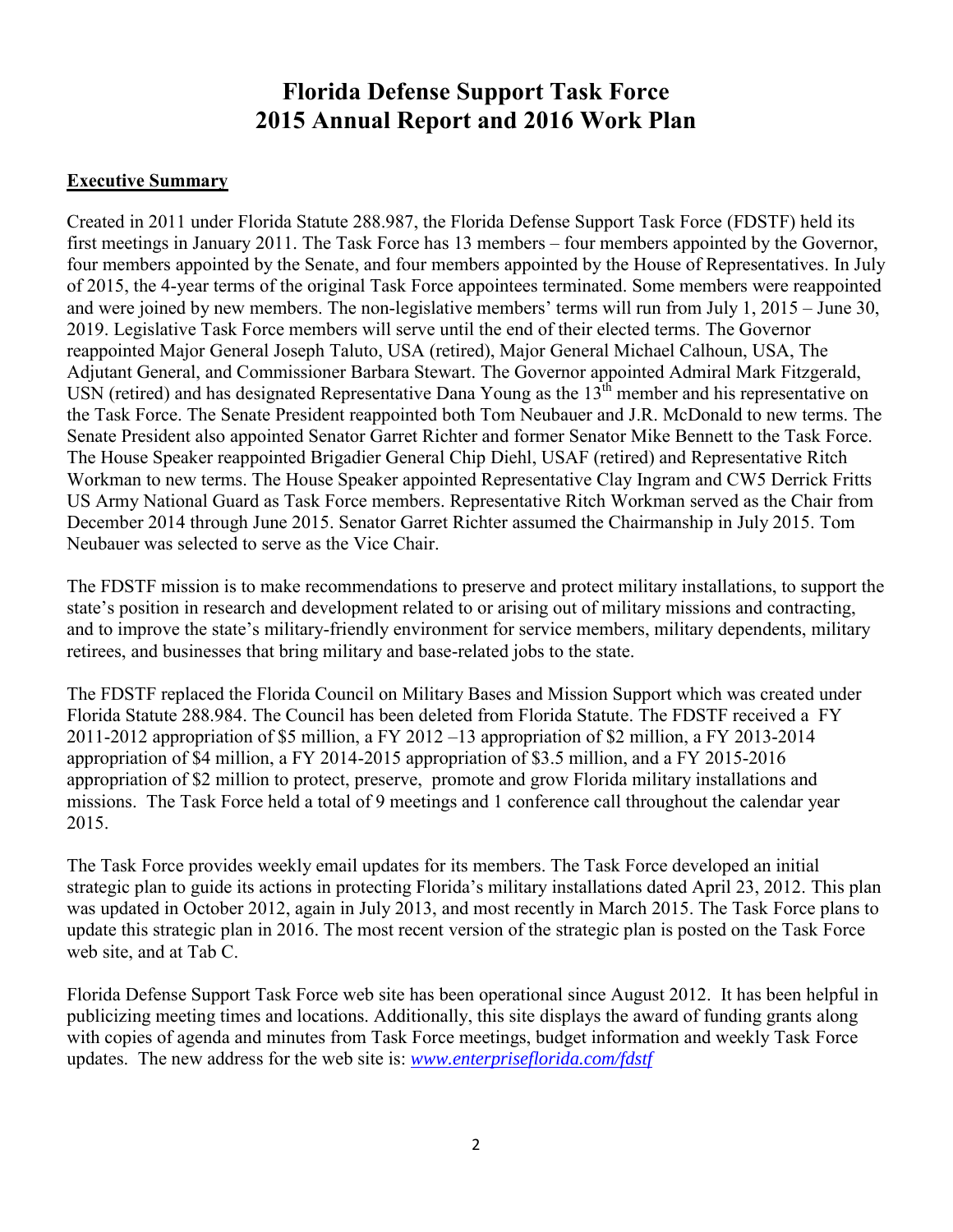# Florida Defense Support Task Force 2015 Annual Report and 2016 Work Plan

**Executive Summary**

Created in 2011 under Florida Statute 288.987, the Florida Defense Support Task Force (FDSTF) held its first meetings in January 2011. The Task Force has 13 members – four members appointed by the Governor, four members appointed by the Senate, and four members appointed by the House of Representatives. In July of 2015, the 4-year terms of the original Task Force appointees terminated. Some members were reappointed and were joined by new members. The non-legislative members' terms will run from July 1, 2015 – June 30, 2019. Legislative Task Force members will serve until the end of their elected terms. The Governor reappointed Major General Joseph Taluto, USA (retired), Major General Michael Calhoun, USA, The Adjutant General, and Commissioner Barbara Stewart. The Governor appointed Admiral Mark Fitzgerald, USN (retired) and has designated Representative Dana Young as the 13th member and his representative on the Task Force. The Senate President reappointed both Tom Neubauer and J.R. McDonald to new terms. The Senate President also appointed Senator Garret Richter and former Senator Mike Bennett to the Task Force. The House Speaker reappointed Brigadier General Chip Diehl, USAF (retired) and Representative Ritch Workman to new terms. The House Speaker appointed Representative Clay Ingram and CW5 Derrick Fritts US Army National Guard as Task Force members. Representative Ritch Workman served as the Chair from December 2014 through June 2015. Senator Garret Richter assumed the Chairmanship in July 2015. Tom Neubauer was selected to serve as the Vice Chair.

The FDSTF mission is to make recommendations to preserve and protect military installations, to support the state's position in research and development related to or arising out of military missions and contracting, and to improve the state's military-friendly environment for service members, military dependents, military retirees, and businesses that bring military and base-related jobs to the state.

The FDSTF replaced the Florida Council on Military Bases and Mission Support which was created under Florida Statute 288.984. The Council has been deleted from Florida Statute. The FDSTF received a FY 2011-2012 appropriation of $5 million, a FY 2012 –13 appropriation of $2 million, a FY 2013-2014 appropriation of $4 million, a FY 2014-2015 appropriation of $3.5 million, and a FY 2015-2016 appropriation of $2 million to protect, preserve, promote and grow Florida military installations and missions. The Task Force held a total of 9 meetings and 1 conference call throughout the calendar year 2015.

The Task Force provides weekly email updates for its members. The Task Force developed an initial strategic plan to guide its actions in protecting Florida's military installations dated April 23, 2012. This plan was updated in October 2012, again in July 2013, and most recently in March 2015. The Task Force plans to update this strategic plan in 2016. The most recent version of the strategic plan is posted on the Task Force web site, and at Tab C.

Florida Defense Support Task Force web site has been operational since August 2012. It has been helpful in publicizing meeting times and locations. Additionally, this site displays the award of funding grants along with copies of agenda and minutes from Task Force meetings, budget information and weekly Task Force updates. The new address for the web site is: *www.enterpriseflorida.com/fdstf*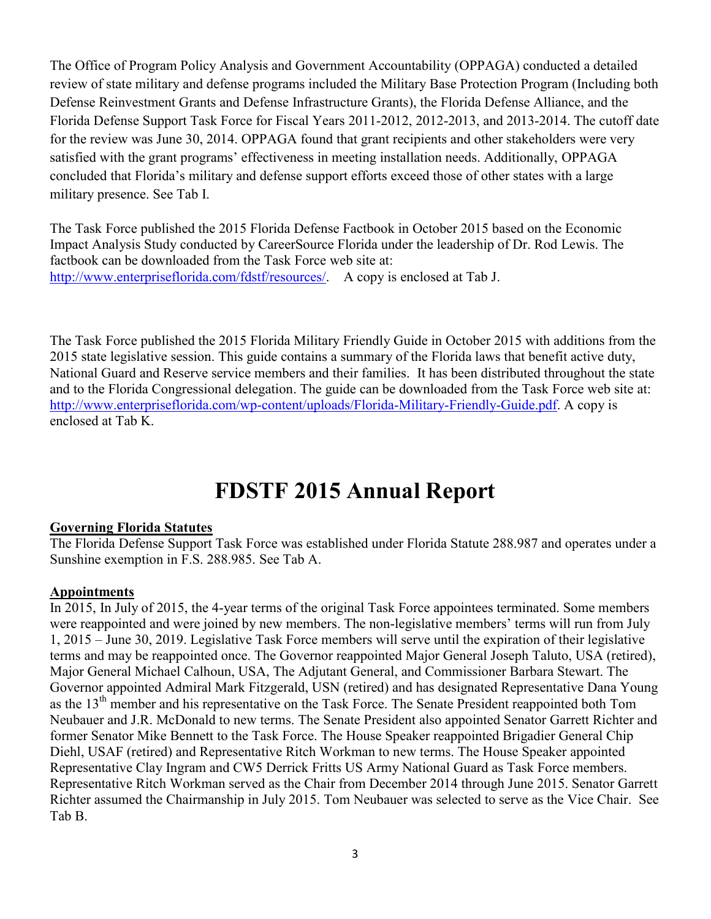The Office of Program Policy Analysis and Government Accountability (OPPAGA) conducted a detailed review of state military and defense programs included the Military Base Protection Program (Including both Defense Reinvestment Grants and Defense Infrastructure Grants), the Florida Defense Alliance, and the Florida Defense Support Task Force for Fiscal Years 2011-2012, 2012-2013, and 2013-2014. The cutoff date for the review was June 30, 2014. OPPAGA found that grant recipients and other stakeholders were very satisfied with the grant programs' effectiveness in meeting installation needs. Additionally, OPPAGA concluded that Florida's military and defense support efforts exceed those of other states with a large military presence. See Tab I.

The Task Force published the 2015 Florida Defense Factbook in October 2015 based on the Economic Impact Analysis Study conducted by CareerSource Florida under the leadership of Dr. Rod Lewis. The factbook can be downloaded from the Task Force web site at: http://www.enterpriseflorida.com/fdstf/resources/. A copy is enclosed at Tab J.

The Task Force published the 2015 Florida Military Friendly Guide in October 2015 with additions from the 2015 state legislative session. This guide contains a summary of the Florida laws that benefit active duty, National Guard and Reserve service members and their families. It has been distributed throughout the state and to the Florida Congressional delegation. The guide can be downloaded from the Task Force web site at: http://www.enterpriseflorida.com/wp-content/uploads/Florida-Military-Friendly-Guide.pdf. A copy is enclosed at Tab K.

# FDSTF 2015 Annual Report

**Governing Florida Statutes**

The Florida Defense Support Task Force was established under Florida Statute 288.987 and operates under a Sunshine exemption in F.S. 288.985. See Tab A.

**Appointments**

In 2015, In July of 2015, the 4-year terms of the original Task Force appointees terminated. Some members were reappointed and were joined by new members. The non-legislative members' terms will run from July 1, 2015 – June 30, 2019. Legislative Task Force members will serve until the expiration of their legislative terms and may be reappointed once. The Governor reappointed Major General Joseph Taluto, USA (retired), Major General Michael Calhoun, USA, The Adjutant General, and Commissioner Barbara Stewart. The Governor appointed Admiral Mark Fitzgerald, USN (retired) and has designated Representative Dana Young as the 13th member and his representative on the Task Force. The Senate President reappointed both Tom Neubauer and J.R. McDonald to new terms. The Senate President also appointed Senator Garrett Richter and former Senator Mike Bennett to the Task Force. The House Speaker reappointed Brigadier General Chip Diehl, USAF (retired) and Representative Ritch Workman to new terms. The House Speaker appointed Representative Clay Ingram and CW5 Derrick Fritts US Army National Guard as Task Force members. Representative Ritch Workman served as the Chair from December 2014 through June 2015. Senator Garrett Richter assumed the Chairmanship in July 2015. Tom Neubauer was selected to serve as the Vice Chair. See Tab B.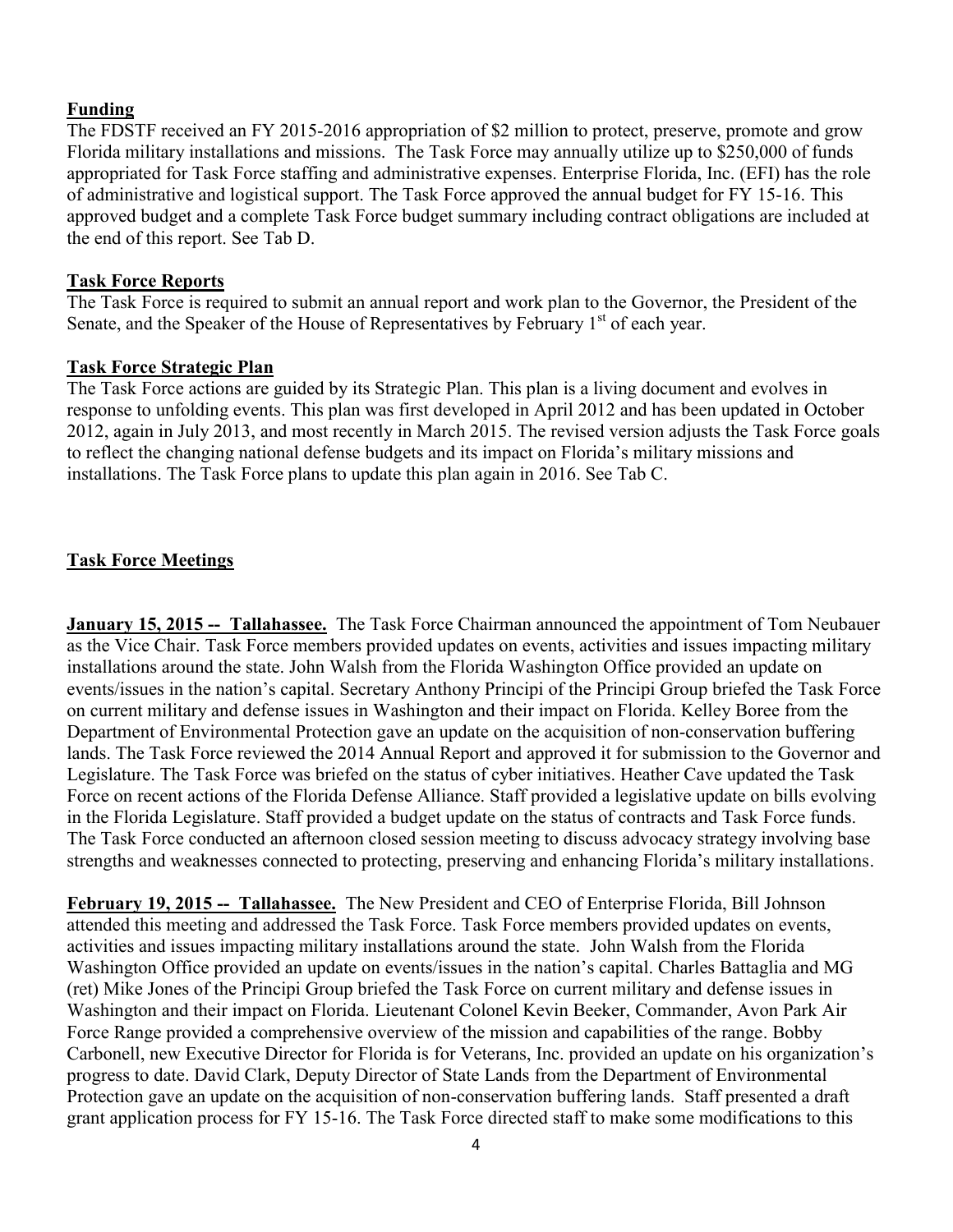## Funding

The FDSTF received an FY 2015-2016 appropriation of $2 million to protect, preserve, promote and grow Florida military installations and missions. The Task Force may annually utilize up to $250,000 of funds appropriated for Task Force staffing and administrative expenses. Enterprise Florida, Inc. (EFI) has the role of administrative and logistical support. The Task Force approved the annual budget for FY 15-16. This approved budget and a complete Task Force budget summary including contract obligations are included at the end of this report. See Tab D.

## Task Force Reports

The Task Force is required to submit an annual report and work plan to the Governor, the President of the Senate, and the Speaker of the House of Representatives by February 1st of each year.

## Task Force Strategic Plan

The Task Force actions are guided by its Strategic Plan. This plan is a living document and evolves in response to unfolding events. This plan was first developed in April 2012 and has been updated in October 2012, again in July 2013, and most recently in March 2015. The revised version adjusts the Task Force goals to reflect the changing national defense budgets and its impact on Florida's military missions and installations. The Task Force plans to update this plan again in 2016. See Tab C.

## Task Force Meetings

**January 15, 2015 -- Tallahassee.** The Task Force Chairman announced the appointment of Tom Neubauer as the Vice Chair. Task Force members provided updates on events, activities and issues impacting military installations around the state. John Walsh from the Florida Washington Office provided an update on events/issues in the nation's capital. Secretary Anthony Principi of the Principi Group briefed the Task Force on current military and defense issues in Washington and their impact on Florida. Kelley Boree from the Department of Environmental Protection gave an update on the acquisition of non-conservation buffering lands. The Task Force reviewed the 2014 Annual Report and approved it for submission to the Governor and Legislature. The Task Force was briefed on the status of cyber initiatives. Heather Cave updated the Task Force on recent actions of the Florida Defense Alliance. Staff provided a legislative update on bills evolving in the Florida Legislature. Staff provided a budget update on the status of contracts and Task Force funds. The Task Force conducted an afternoon closed session meeting to discuss advocacy strategy involving base strengths and weaknesses connected to protecting, preserving and enhancing Florida's military installations.

**February 19, 2015 -- Tallahassee.** The New President and CEO of Enterprise Florida, Bill Johnson attended this meeting and addressed the Task Force. Task Force members provided updates on events, activities and issues impacting military installations around the state. John Walsh from the Florida Washington Office provided an update on events/issues in the nation's capital. Charles Battaglia and MG (ret) Mike Jones of the Principi Group briefed the Task Force on current military and defense issues in Washington and their impact on Florida. Lieutenant Colonel Kevin Beeker, Commander, Avon Park Air Force Range provided a comprehensive overview of the mission and capabilities of the range. Bobby Carbonell, new Executive Director for Florida is for Veterans, Inc. provided an update on his organization's progress to date. David Clark, Deputy Director of State Lands from the Department of Environmental Protection gave an update on the acquisition of non-conservation buffering lands. Staff presented a draft grant application process for FY 15-16. The Task Force directed staff to make some modifications to this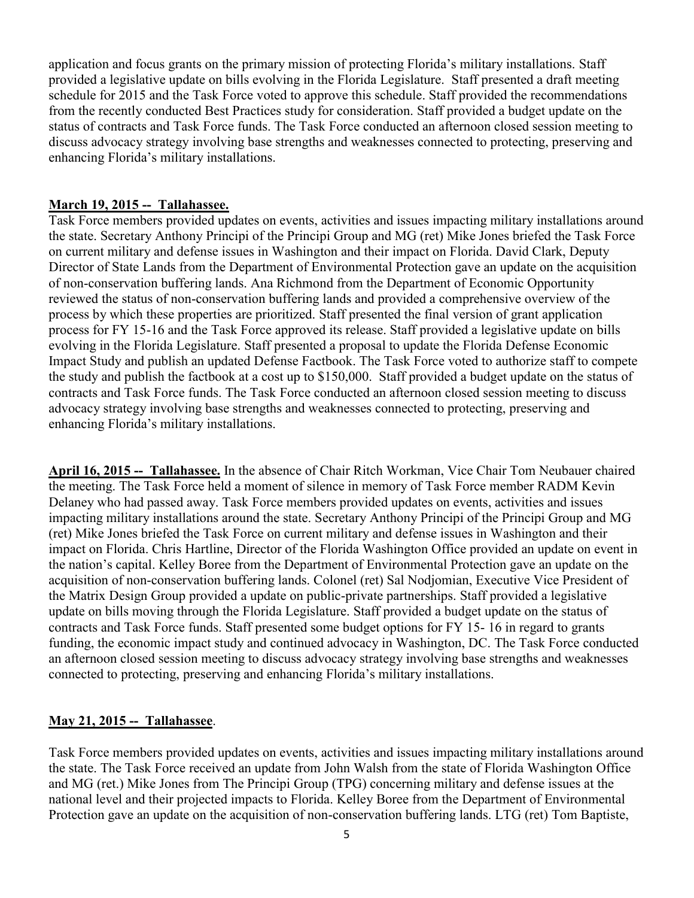application and focus grants on the primary mission of protecting Florida's military installations. Staff provided a legislative update on bills evolving in the Florida Legislature. Staff presented a draft meeting schedule for 2015 and the Task Force voted to approve this schedule. Staff provided the recommendations from the recently conducted Best Practices study for consideration. Staff provided a budget update on the status of contracts and Task Force funds. The Task Force conducted an afternoon closed session meeting to discuss advocacy strategy involving base strengths and weaknesses connected to protecting, preserving and enhancing Florida's military installations.

**March 19, 2015 -- Tallahassee.**

Task Force members provided updates on events, activities and issues impacting military installations around the state. Secretary Anthony Principi of the Principi Group and MG (ret) Mike Jones briefed the Task Force on current military and defense issues in Washington and their impact on Florida. David Clark, Deputy Director of State Lands from the Department of Environmental Protection gave an update on the acquisition of non-conservation buffering lands. Ana Richmond from the Department of Economic Opportunity reviewed the status of non-conservation buffering lands and provided a comprehensive overview of the process by which these properties are prioritized. Staff presented the final version of grant application process for FY 15-16 and the Task Force approved its release. Staff provided a legislative update on bills evolving in the Florida Legislature. Staff presented a proposal to update the Florida Defense Economic Impact Study and publish an updated Defense Factbook. The Task Force voted to authorize staff to compete the study and publish the factbook at a cost up to $150,000. Staff provided a budget update on the status of contracts and Task Force funds. The Task Force conducted an afternoon closed session meeting to discuss advocacy strategy involving base strengths and weaknesses connected to protecting, preserving and enhancing Florida's military installations.

**April 16, 2015 -- Tallahassee.** In the absence of Chair Ritch Workman, Vice Chair Tom Neubauer chaired the meeting. The Task Force held a moment of silence in memory of Task Force member RADM Kevin Delaney who had passed away. Task Force members provided updates on events, activities and issues impacting military installations around the state. Secretary Anthony Principi of the Principi Group and MG (ret) Mike Jones briefed the Task Force on current military and defense issues in Washington and their impact on Florida. Chris Hartline, Director of the Florida Washington Office provided an update on event in the nation's capital. Kelley Boree from the Department of Environmental Protection gave an update on the acquisition of non-conservation buffering lands. Colonel (ret) Sal Nodjomian, Executive Vice President of the Matrix Design Group provided a update on public-private partnerships. Staff provided a legislative update on bills moving through the Florida Legislature. Staff provided a budget update on the status of contracts and Task Force funds. Staff presented some budget options for FY 15- 16 in regard to grants funding, the economic impact study and continued advocacy in Washington, DC. The Task Force conducted an afternoon closed session meeting to discuss advocacy strategy involving base strengths and weaknesses connected to protecting, preserving and enhancing Florida's military installations.

**May 21, 2015 -- Tallahassee**.

Task Force members provided updates on events, activities and issues impacting military installations around the state. The Task Force received an update from John Walsh from the state of Florida Washington Office and MG (ret.) Mike Jones from The Principi Group (TPG) concerning military and defense issues at the national level and their projected impacts to Florida. Kelley Boree from the Department of Environmental Protection gave an update on the acquisition of non-conservation buffering lands. LTG (ret) Tom Baptiste,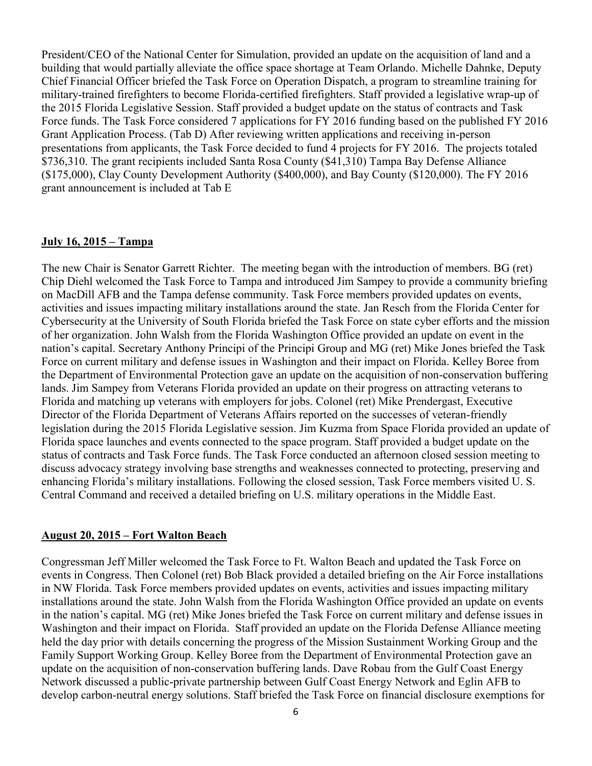President/CEO of the National Center for Simulation, provided an update on the acquisition of land and a building that would partially alleviate the office space shortage at Team Orlando. Michelle Dahnke, Deputy Chief Financial Officer briefed the Task Force on Operation Dispatch, a program to streamline training for military-trained firefighters to become Florida-certified firefighters. Staff provided a legislative wrap-up of the 2015 Florida Legislative Session. Staff provided a budget update on the status of contracts and Task Force funds. The Task Force considered 7 applications for FY 2016 funding based on the published FY 2016 Grant Application Process. (Tab D) After reviewing written applications and receiving in-person presentations from applicants, the Task Force decided to fund 4 projects for FY 2016. The projects totaled $736,310. The grant recipients included Santa Rosa County ($41,310) Tampa Bay Defense Alliance ($175,000), Clay County Development Authority ($400,000), and Bay County ($120,000). The FY 2016 grant announcement is included at Tab E

**July 16, 2015 – Tampa**

The new Chair is Senator Garrett Richter. The meeting began with the introduction of members. BG (ret) Chip Diehl welcomed the Task Force to Tampa and introduced Jim Sampey to provide a community briefing on MacDill AFB and the Tampa defense community. Task Force members provided updates on events, activities and issues impacting military installations around the state. Jan Resch from the Florida Center for Cybersecurity at the University of South Florida briefed the Task Force on state cyber efforts and the mission of her organization. John Walsh from the Florida Washington Office provided an update on event in the nation's capital. Secretary Anthony Principi of the Principi Group and MG (ret) Mike Jones briefed the Task Force on current military and defense issues in Washington and their impact on Florida. Kelley Boree from the Department of Environmental Protection gave an update on the acquisition of non-conservation buffering lands. Jim Sampey from Veterans Florida provided an update on their progress on attracting veterans to Florida and matching up veterans with employers for jobs. Colonel (ret) Mike Prendergast, Executive Director of the Florida Department of Veterans Affairs reported on the successes of veteran-friendly legislation during the 2015 Florida Legislative session. Jim Kuzma from Space Florida provided an update of Florida space launches and events connected to the space program. Staff provided a budget update on the status of contracts and Task Force funds. The Task Force conducted an afternoon closed session meeting to discuss advocacy strategy involving base strengths and weaknesses connected to protecting, preserving and enhancing Florida's military installations. Following the closed session, Task Force members visited U. S. Central Command and received a detailed briefing on U.S. military operations in the Middle East.

**August 20, 2015 – Fort Walton Beach**

Congressman Jeff Miller welcomed the Task Force to Ft. Walton Beach and updated the Task Force on events in Congress. Then Colonel (ret) Bob Black provided a detailed briefing on the Air Force installations in NW Florida. Task Force members provided updates on events, activities and issues impacting military installations around the state. John Walsh from the Florida Washington Office provided an update on events in the nation's capital. MG (ret) Mike Jones briefed the Task Force on current military and defense issues in Washington and their impact on Florida. Staff provided an update on the Florida Defense Alliance meeting held the day prior with details concerning the progress of the Mission Sustainment Working Group and the Family Support Working Group. Kelley Boree from the Department of Environmental Protection gave an update on the acquisition of non-conservation buffering lands. Dave Robau from the Gulf Coast Energy Network discussed a public-private partnership between Gulf Coast Energy Network and Eglin AFB to develop carbon-neutral energy solutions. Staff briefed the Task Force on financial disclosure exemptions for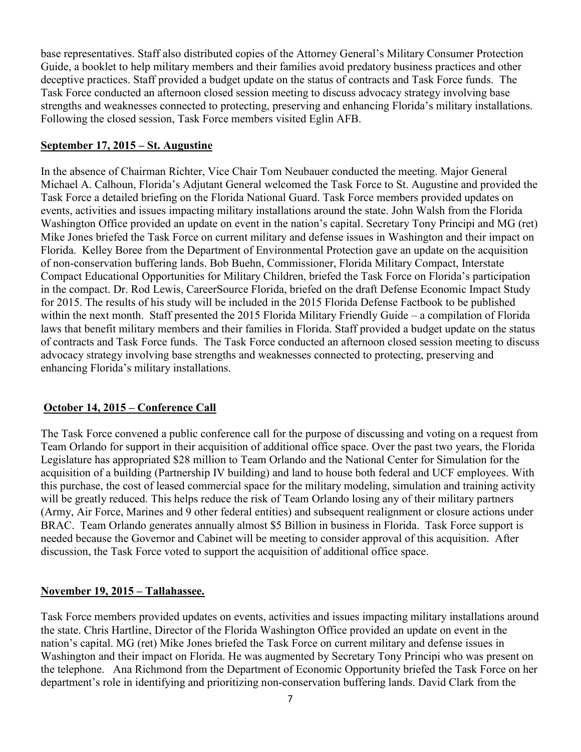base representatives. Staff also distributed copies of the Attorney General's Military Consumer Protection Guide, a booklet to help military members and their families avoid predatory business practices and other deceptive practices. Staff provided a budget update on the status of contracts and Task Force funds. The Task Force conducted an afternoon closed session meeting to discuss advocacy strategy involving base strengths and weaknesses connected to protecting, preserving and enhancing Florida's military installations. Following the closed session, Task Force members visited Eglin AFB.

**September 17, 2015 – St. Augustine**

In the absence of Chairman Richter, Vice Chair Tom Neubauer conducted the meeting. Major General Michael A. Calhoun, Florida's Adjutant General welcomed the Task Force to St. Augustine and provided the Task Force a detailed briefing on the Florida National Guard. Task Force members provided updates on events, activities and issues impacting military installations around the state. John Walsh from the Florida Washington Office provided an update on event in the nation's capital. Secretary Tony Principi and MG (ret) Mike Jones briefed the Task Force on current military and defense issues in Washington and their impact on Florida. Kelley Boree from the Department of Environmental Protection gave an update on the acquisition of non-conservation buffering lands. Bob Buehn, Commissioner, Florida Military Compact, Interstate Compact Educational Opportunities for Military Children, briefed the Task Force on Florida's participation in the compact. Dr. Rod Lewis, CareerSource Florida, briefed on the draft Defense Economic Impact Study for 2015. The results of his study will be included in the 2015 Florida Defense Factbook to be published within the next month. Staff presented the 2015 Florida Military Friendly Guide – a compilation of Florida laws that benefit military members and their families in Florida. Staff provided a budget update on the status of contracts and Task Force funds. The Task Force conducted an afternoon closed session meeting to discuss advocacy strategy involving base strengths and weaknesses connected to protecting, preserving and enhancing Florida's military installations.

**October 14, 2015 – Conference Call**

The Task Force convened a public conference call for the purpose of discussing and voting on a request from Team Orlando for support in their acquisition of additional office space. Over the past two years, the Florida Legislature has appropriated \$28 million to Team Orlando and the National Center for Simulation for the acquisition of a building (Partnership IV building) and land to house both federal and UCF employees. With this purchase, the cost of leased commercial space for the military modeling, simulation and training activity will be greatly reduced. This helps reduce the risk of Team Orlando losing any of their military partners (Army, Air Force, Marines and 9 other federal entities) and subsequent realignment or closure actions under BRAC. Team Orlando generates annually almost \$5 Billion in business in Florida. Task Force support is needed because the Governor and Cabinet will be meeting to consider approval of this acquisition. After discussion, the Task Force voted to support the acquisition of additional office space.

**November 19, 2015 – Tallahassee.**

Task Force members provided updates on events, activities and issues impacting military installations around the state. Chris Hartline, Director of the Florida Washington Office provided an update on event in the nation's capital. MG (ret) Mike Jones briefed the Task Force on current military and defense issues in Washington and their impact on Florida. He was augmented by Secretary Tony Principi who was present on the telephone. Ana Richmond from the Department of Economic Opportunity briefed the Task Force on her department's role in identifying and prioritizing non-conservation buffering lands. David Clark from the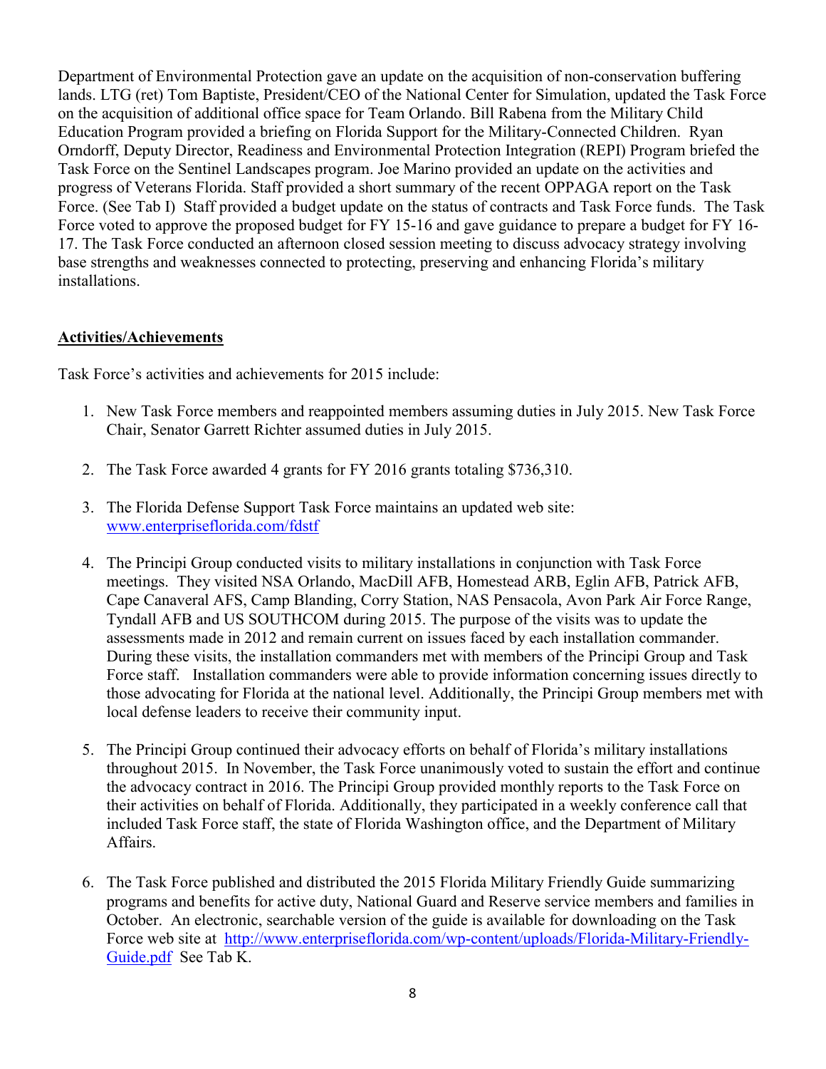Department of Environmental Protection gave an update on the acquisition of non-conservation buffering lands. LTG (ret) Tom Baptiste, President/CEO of the National Center for Simulation, updated the Task Force on the acquisition of additional office space for Team Orlando. Bill Rabena from the Military Child Education Program provided a briefing on Florida Support for the Military-Connected Children. Ryan Orndorff, Deputy Director, Readiness and Environmental Protection Integration (REPI) Program briefed the Task Force on the Sentinel Landscapes program. Joe Marino provided an update on the activities and progress of Veterans Florida. Staff provided a short summary of the recent OPPAGA report on the Task Force. (See Tab I) Staff provided a budget update on the status of contracts and Task Force funds. The Task Force voted to approve the proposed budget for FY 15-16 and gave guidance to prepare a budget for FY 16-17. The Task Force conducted an afternoon closed session meeting to discuss advocacy strategy involving base strengths and weaknesses connected to protecting, preserving and enhancing Florida's military installations.

**Activities/Achievements**

Task Force's activities and achievements for 2015 include:

1. New Task Force members and reappointed members assuming duties in July 2015. New Task Force Chair, Senator Garrett Richter assumed duties in July 2015.

2. The Task Force awarded 4 grants for FY 2016 grants totaling $736,310.

3. The Florida Defense Support Task Force maintains an updated web site: www.enterpriseflorida.com/fdstf

4. The Principi Group conducted visits to military installations in conjunction with Task Force meetings. They visited NSA Orlando, MacDill AFB, Homestead ARB, Eglin AFB, Patrick AFB, Cape Canaveral AFS, Camp Blanding, Corry Station, NAS Pensacola, Avon Park Air Force Range, Tyndall AFB and US SOUTHCOM during 2015. The purpose of the visits was to update the assessments made in 2012 and remain current on issues faced by each installation commander. During these visits, the installation commanders met with members of the Principi Group and Task Force staff. Installation commanders were able to provide information concerning issues directly to those advocating for Florida at the national level. Additionally, the Principi Group members met with local defense leaders to receive their community input.

5. The Principi Group continued their advocacy efforts on behalf of Florida's military installations throughout 2015. In November, the Task Force unanimously voted to sustain the effort and continue the advocacy contract in 2016. The Principi Group provided monthly reports to the Task Force on their activities on behalf of Florida. Additionally, they participated in a weekly conference call that included Task Force staff, the state of Florida Washington office, and the Department of Military Affairs.

6. The Task Force published and distributed the 2015 Florida Military Friendly Guide summarizing programs and benefits for active duty, National Guard and Reserve service members and families in October. An electronic, searchable version of the guide is available for downloading on the Task Force web site at http://www.enterpriseflorida.com/wp-content/uploads/Florida-Military-Friendly-Guide.pdf See Tab K.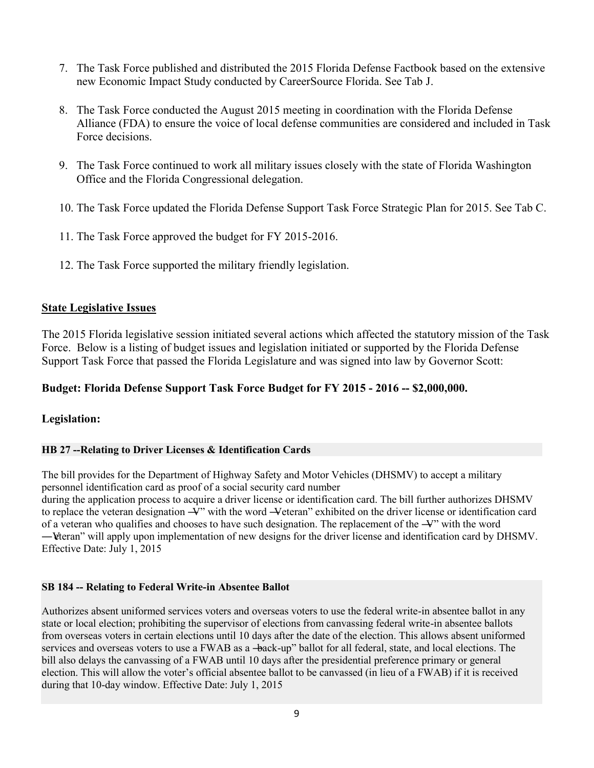7. The Task Force published and distributed the 2015 Florida Defense Factbook based on the extensive new Economic Impact Study conducted by CareerSource Florida. See Tab J.

8. The Task Force conducted the August 2015 meeting in coordination with the Florida Defense Alliance (FDA) to ensure the voice of local defense communities are considered and included in Task Force decisions.

9. The Task Force continued to work all military issues closely with the state of Florida Washington Office and the Florida Congressional delegation.

10. The Task Force updated the Florida Defense Support Task Force Strategic Plan for 2015. See Tab C.

11. The Task Force approved the budget for FY 2015-2016.

12. The Task Force supported the military friendly legislation.

## State Legislative Issues

The 2015 Florida legislative session initiated several actions which affected the statutory mission of the Task Force. Below is a listing of budget issues and legislation initiated or supported by the Florida Defense Support Task Force that passed the Florida Legislature and was signed into law by Governor Scott:

**Budget: Florida Defense Support Task Force Budget for FY 2015 - 2016 -- $2,000,000.**

**Legislation:**

**HB 27 --Relating to Driver Licenses & Identification Cards**

The bill provides for the Department of Highway Safety and Motor Vehicles (DHSMV) to accept a military personnel identification card as proof of a social security card number during the application process to acquire a driver license or identification card. The bill further authorizes DHSMV to replace the veteran designation ―V" with the word ―Veteran" exhibited on the driver license or identification card of a veteran who qualifies and chooses to have such designation. The replacement of the ―V" with the word ―Veteran" will apply upon implementation of new designs for the driver license and identification card by DHSMV. Effective Date: July 1, 2015

**SB 184 -- Relating to Federal Write-in Absentee Ballot**

Authorizes absent uniformed services voters and overseas voters to use the federal write-in absentee ballot in any state or local election; prohibiting the supervisor of elections from canvassing federal write-in absentee ballots from overseas voters in certain elections until 10 days after the date of the election. This allows absent uniformed services and overseas voters to use a FWAB as a ―back-up" ballot for all federal, state, and local elections. The bill also delays the canvassing of a FWAB until 10 days after the presidential preference primary or general election. This will allow the voter's official absentee ballot to be canvassed (in lieu of a FWAB) if it is received during that 10-day window. Effective Date: July 1, 2015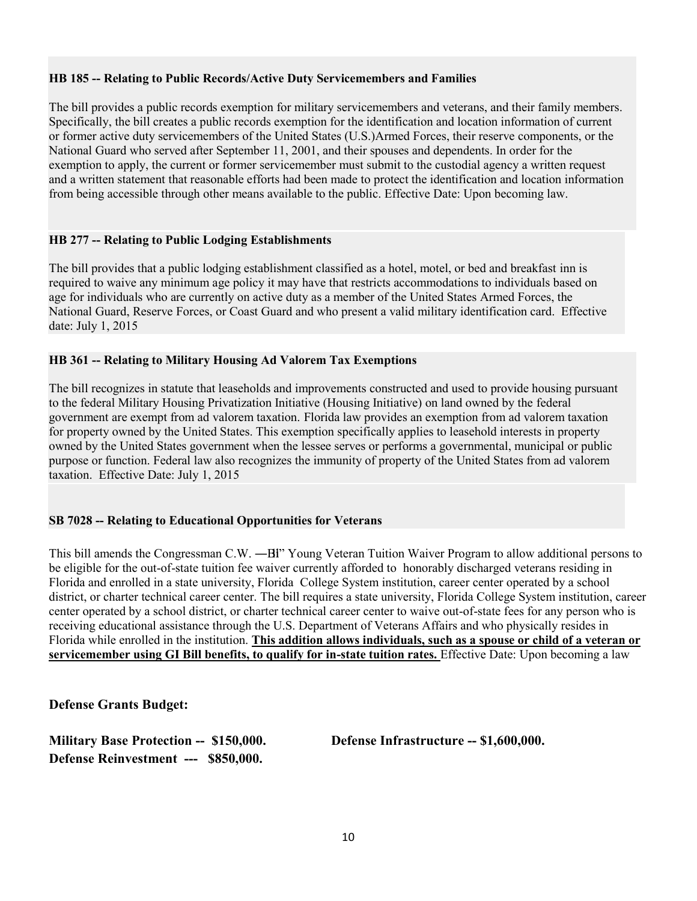**HB 185 -- Relating to Public Records/Active Duty Servicemembers and Families**

The bill provides a public records exemption for military servicemembers and veterans, and their family members. Specifically, the bill creates a public records exemption for the identification and location information of current or former active duty servicemembers of the United States (U.S.)Armed Forces, their reserve components, or the National Guard who served after September 11, 2001, and their spouses and dependents. In order for the exemption to apply, the current or former servicemember must submit to the custodial agency a written request and a written statement that reasonable efforts had been made to protect the identification and location information from being accessible through other means available to the public. Effective Date: Upon becoming law.

**HB 277 -- Relating to Public Lodging Establishments**

The bill provides that a public lodging establishment classified as a hotel, motel, or bed and breakfast inn is required to waive any minimum age policy it may have that restricts accommodations to individuals based on age for individuals who are currently on active duty as a member of the United States Armed Forces, the National Guard, Reserve Forces, or Coast Guard and who present a valid military identification card. Effective date: July 1, 2015

**HB 361 -- Relating to Military Housing Ad Valorem Tax Exemptions**

The bill recognizes in statute that leaseholds and improvements constructed and used to provide housing pursuant to the federal Military Housing Privatization Initiative (Housing Initiative) on land owned by the federal government are exempt from ad valorem taxation. Florida law provides an exemption from ad valorem taxation for property owned by the United States. This exemption specifically applies to leasehold interests in property owned by the United States government when the lessee serves or performs a governmental, municipal or public purpose or function. Federal law also recognizes the immunity of property of the United States from ad valorem taxation. Effective Date: July 1, 2015

**SB 7028 -- Relating to Educational Opportunities for Veterans**

This bill amends the Congressman C.W. ―Bill" Young Veteran Tuition Waiver Program to allow additional persons to be eligible for the out-of-state tuition fee waiver currently afforded to honorably discharged veterans residing in Florida and enrolled in a state university, Florida College System institution, career center operated by a school district, or charter technical career center. The bill requires a state university, Florida College System institution, career center operated by a school district, or charter technical career center to waive out-of-state fees for any person who is receiving educational assistance through the U.S. Department of Veterans Affairs and who physically resides in Florida while enrolled in the institution. **This addition allows individuals, such as a spouse or child of a veteran or servicemember using GI Bill benefits, to qualify for in-state tuition rates.** Effective Date: Upon becoming a law

**Defense Grants Budget:**

**Military Base Protection -- $150,000.**

**Defense Infrastructure -- $1,600,000.**

**Defense Reinvestment --- $850,000.**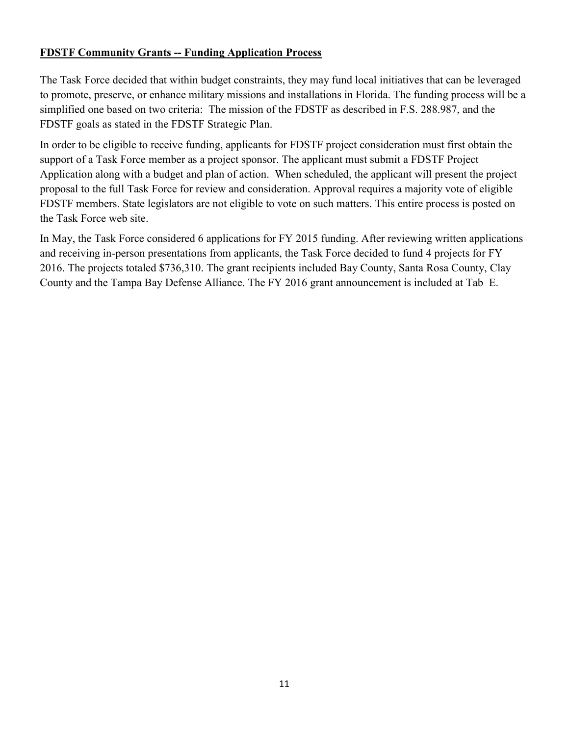**FDSTF Community Grants -- Funding Application Process**

The Task Force decided that within budget constraints, they may fund local initiatives that can be leveraged to promote, preserve, or enhance military missions and installations in Florida. The funding process will be a simplified one based on two criteria: The mission of the FDSTF as described in F.S. 288.987, and the FDSTF goals as stated in the FDSTF Strategic Plan.

In order to be eligible to receive funding, applicants for FDSTF project consideration must first obtain the support of a Task Force member as a project sponsor. The applicant must submit a FDSTF Project Application along with a budget and plan of action. When scheduled, the applicant will present the project proposal to the full Task Force for review and consideration. Approval requires a majority vote of eligible FDSTF members. State legislators are not eligible to vote on such matters. This entire process is posted on the Task Force web site.

In May, the Task Force considered 6 applications for FY 2015 funding. After reviewing written applications and receiving in-person presentations from applicants, the Task Force decided to fund 4 projects for FY 2016. The projects totaled $736,310. The grant recipients included Bay County, Santa Rosa County, Clay County and the Tampa Bay Defense Alliance. The FY 2016 grant announcement is included at Tab E.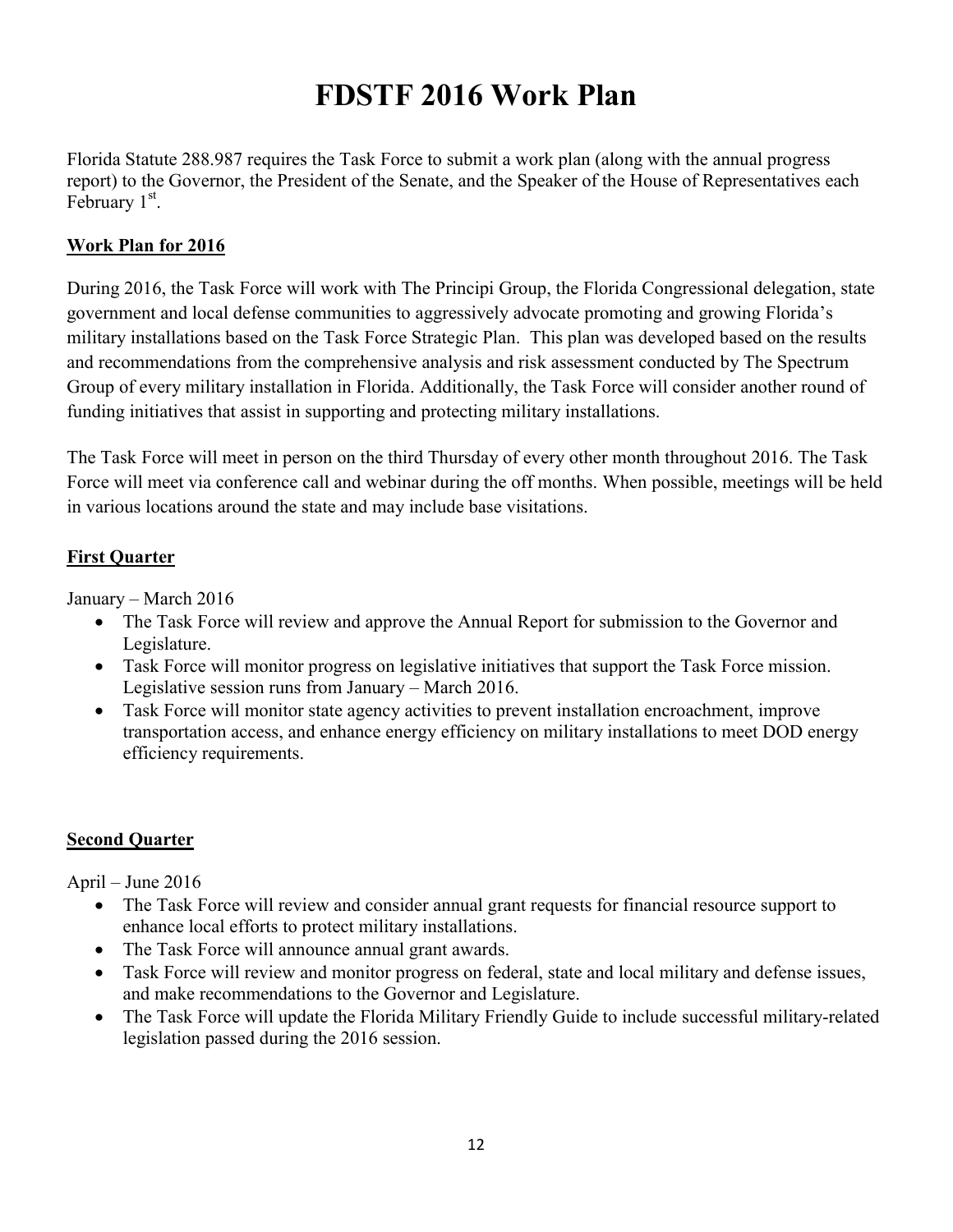# FDSTF 2016 Work Plan

Florida Statute 288.987 requires the Task Force to submit a work plan (along with the annual progress report) to the Governor, the President of the Senate, and the Speaker of the House of Representatives each February 1st.

## Work Plan for 2016

During 2016, the Task Force will work with The Principi Group, the Florida Congressional delegation, state government and local defense communities to aggressively advocate promoting and growing Florida's military installations based on the Task Force Strategic Plan. This plan was developed based on the results and recommendations from the comprehensive analysis and risk assessment conducted by The Spectrum Group of every military installation in Florida. Additionally, the Task Force will consider another round of funding initiatives that assist in supporting and protecting military installations.

The Task Force will meet in person on the third Thursday of every other month throughout 2016. The Task Force will meet via conference call and webinar during the off months. When possible, meetings will be held in various locations around the state and may include base visitations.

## First Quarter

January – March 2016

- The Task Force will review and approve the Annual Report for submission to the Governor and Legislature.
- Task Force will monitor progress on legislative initiatives that support the Task Force mission. Legislative session runs from January – March 2016.
- Task Force will monitor state agency activities to prevent installation encroachment, improve transportation access, and enhance energy efficiency on military installations to meet DOD energy efficiency requirements.

## Second Quarter

April – June 2016

- The Task Force will review and consider annual grant requests for financial resource support to enhance local efforts to protect military installations.
- The Task Force will announce annual grant awards.
- Task Force will review and monitor progress on federal, state and local military and defense issues, and make recommendations to the Governor and Legislature.
- The Task Force will update the Florida Military Friendly Guide to include successful military-related legislation passed during the 2016 session.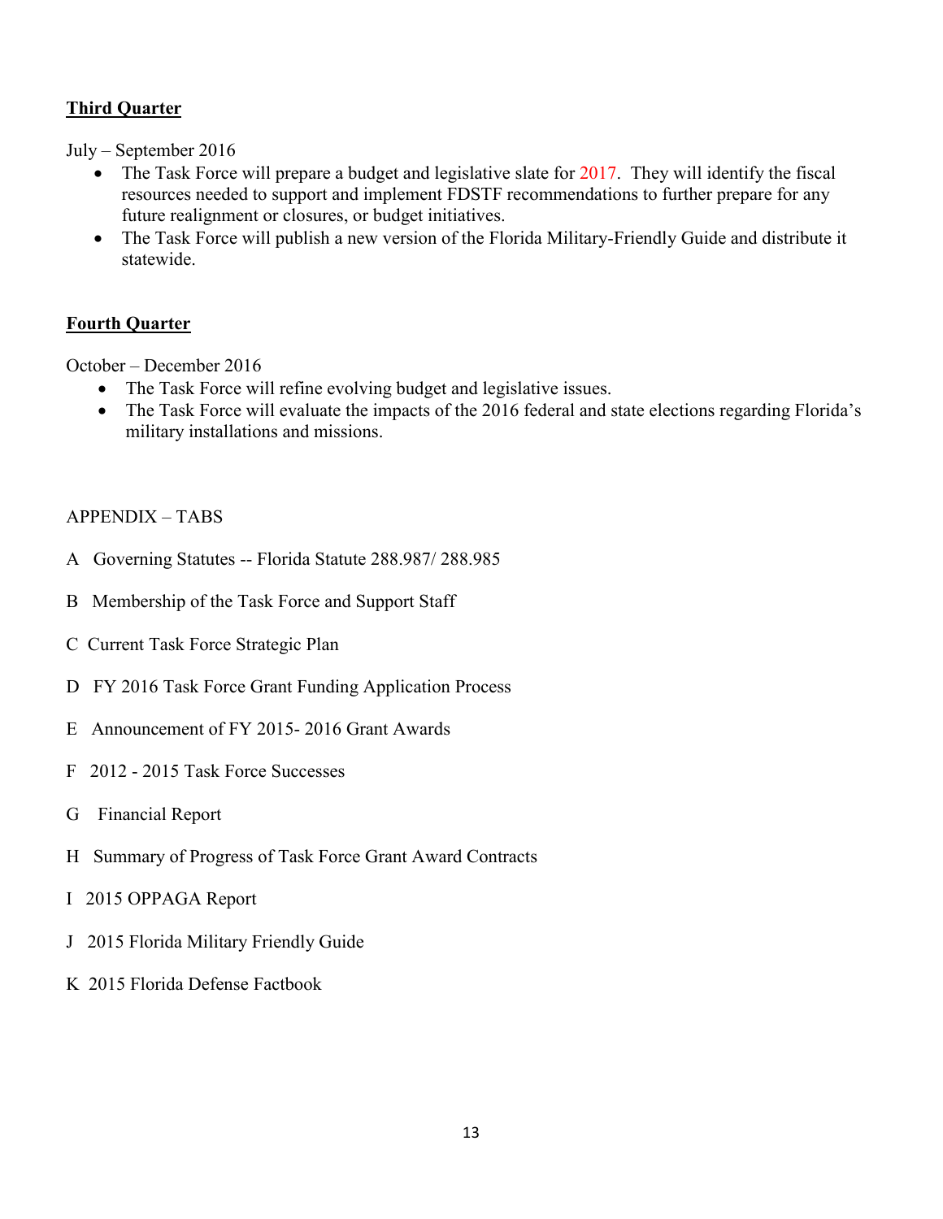**Third Quarter**

July – September 2016

- The Task Force will prepare a budget and legislative slate for 2017. They will identify the fiscal resources needed to support and implement FDSTF recommendations to further prepare for any future realignment or closures, or budget initiatives.
- The Task Force will publish a new version of the Florida Military-Friendly Guide and distribute it statewide.

**Fourth Quarter**

October – December 2016

- The Task Force will refine evolving budget and legislative issues.
- The Task Force will evaluate the impacts of the 2016 federal and state elections regarding Florida's military installations and missions.

APPENDIX – TABS

A Governing Statutes -- Florida Statute 288.987/ 288.985

B Membership of the Task Force and Support Staff

C Current Task Force Strategic Plan

D FY 2016 Task Force Grant Funding Application Process

E Announcement of FY 2015- 2016 Grant Awards

F 2012 - 2015 Task Force Successes

G Financial Report

H Summary of Progress of Task Force Grant Award Contracts

I 2015 OPPAGA Report

J 2015 Florida Military Friendly Guide

K 2015 Florida Defense Factbook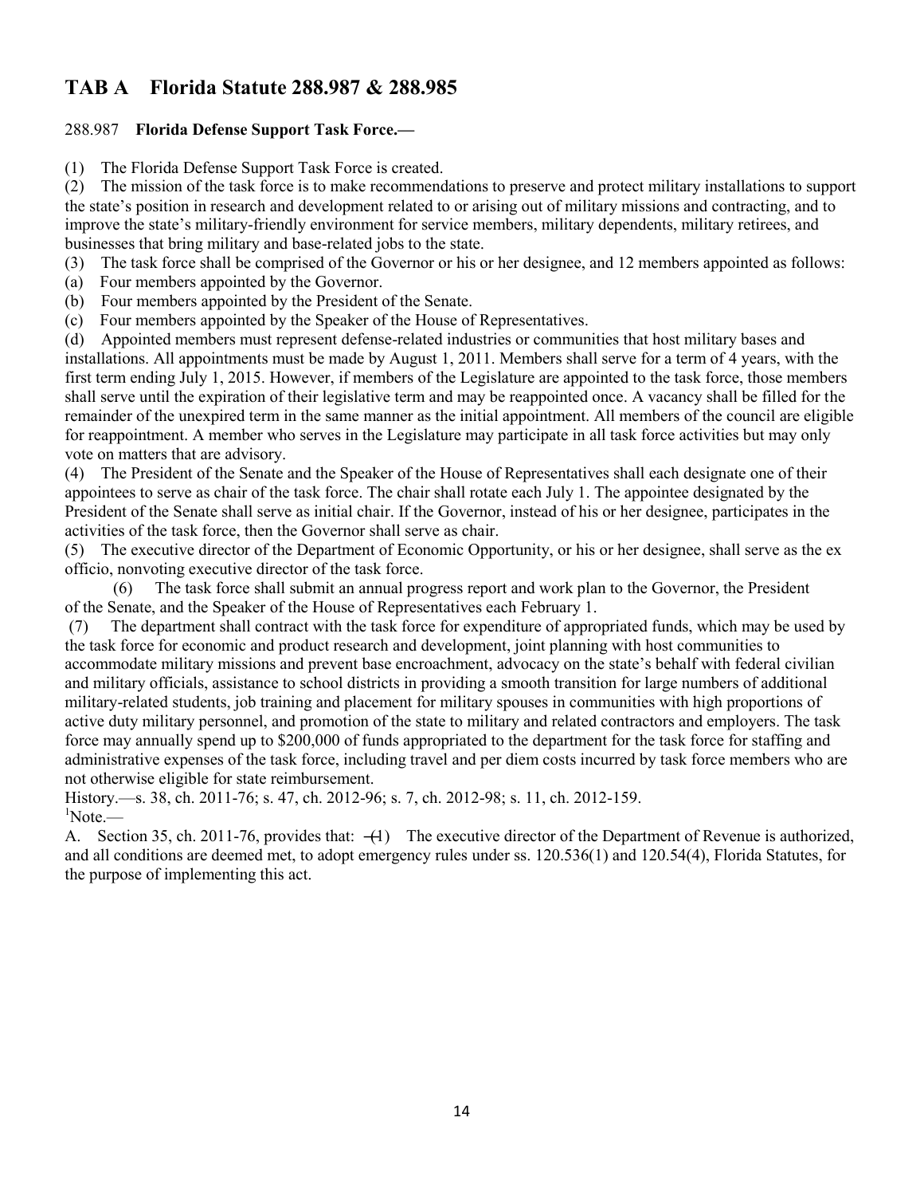# TAB A Florida Statute 288.987 & 288.985

288.987 **Florida Defense Support Task Force.—**

(1) The Florida Defense Support Task Force is created.

(2) The mission of the task force is to make recommendations to preserve and protect military installations to support the state's position in research and development related to or arising out of military missions and contracting, and to improve the state's military-friendly environment for service members, military dependents, military retirees, and businesses that bring military and base-related jobs to the state.

(3) The task force shall be comprised of the Governor or his or her designee, and 12 members appointed as follows:

(a) Four members appointed by the Governor.

(b) Four members appointed by the President of the Senate.

(c) Four members appointed by the Speaker of the House of Representatives.

(d) Appointed members must represent defense-related industries or communities that host military bases and installations. All appointments must be made by August 1, 2011. Members shall serve for a term of 4 years, with the first term ending July 1, 2015. However, if members of the Legislature are appointed to the task force, those members shall serve until the expiration of their legislative term and may be reappointed once. A vacancy shall be filled for the remainder of the unexpired term in the same manner as the initial appointment. All members of the council are eligible for reappointment. A member who serves in the Legislature may participate in all task force activities but may only vote on matters that are advisory.

(4) The President of the Senate and the Speaker of the House of Representatives shall each designate one of their appointees to serve as chair of the task force. The chair shall rotate each July 1. The appointee designated by the President of the Senate shall serve as initial chair. If the Governor, instead of his or her designee, participates in the activities of the task force, then the Governor shall serve as chair.

(5) The executive director of the Department of Economic Opportunity, or his or her designee, shall serve as the ex officio, nonvoting executive director of the task force.

(6) The task force shall submit an annual progress report and work plan to the Governor, the President of the Senate, and the Speaker of the House of Representatives each February 1.

(7) The department shall contract with the task force for expenditure of appropriated funds, which may be used by the task force for economic and product research and development, joint planning with host communities to accommodate military missions and prevent base encroachment, advocacy on the state's behalf with federal civilian and military officials, assistance to school districts in providing a smooth transition for large numbers of additional military-related students, job training and placement for military spouses in communities with high proportions of active duty military personnel, and promotion of the state to military and related contractors and employers. The task force may annually spend up to $200,000 of funds appropriated to the department for the task force for staffing and administrative expenses of the task force, including travel and per diem costs incurred by task force members who are not otherwise eligible for state reimbursement.

History.—s. 38, ch. 2011-76; s. 47, ch. 2012-96; s. 7, ch. 2012-98; s. 11, ch. 2012-159.

[1]Note.—

A. Section 35, ch. 2011-76, provides that: "(1) The executive director of the Department of Revenue is authorized, and all conditions are deemed met, to adopt emergency rules under ss. 120.536(1) and 120.54(4), Florida Statutes, for the purpose of implementing this act.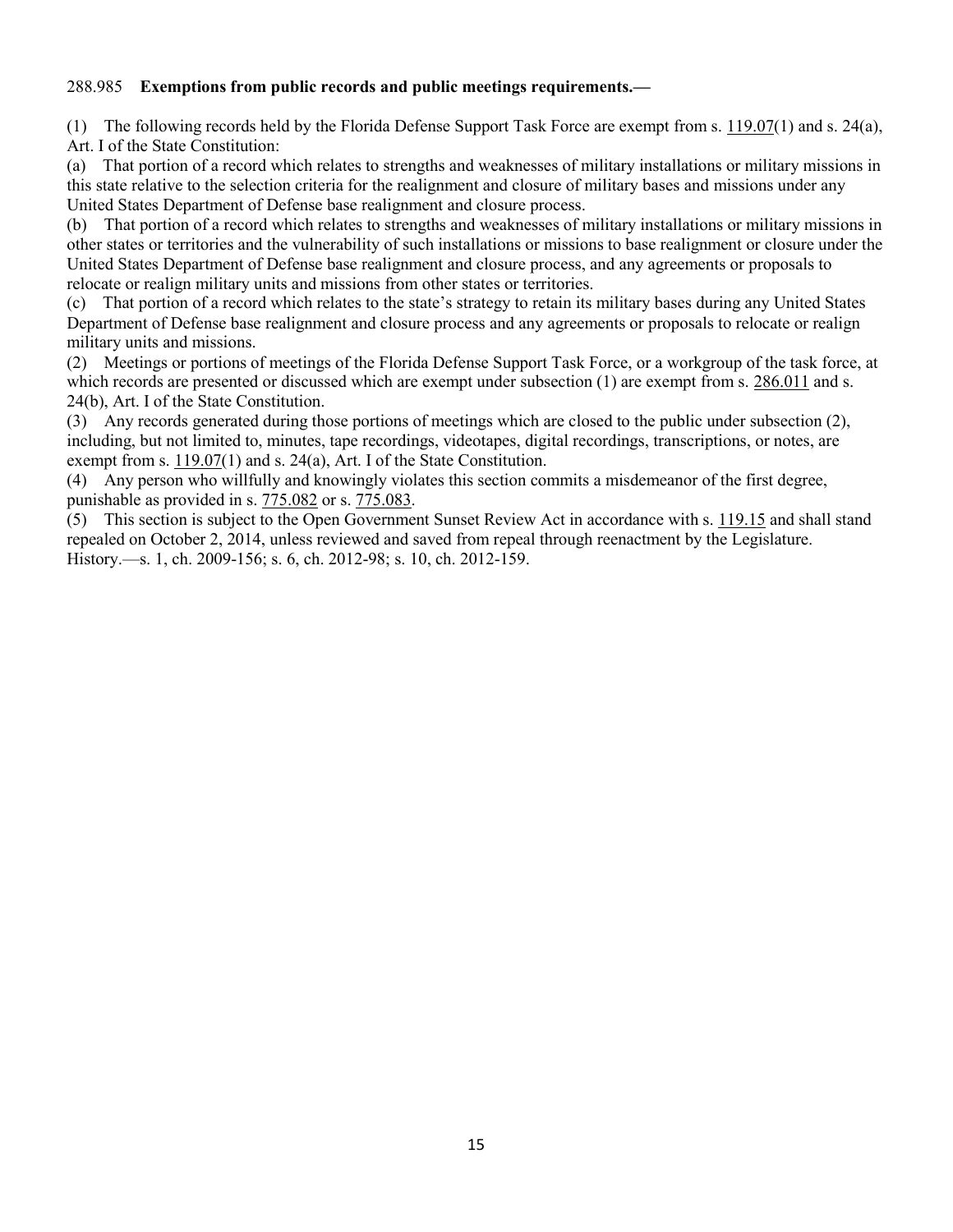288.985 **Exemptions from public records and public meetings requirements.—**

(1) The following records held by the Florida Defense Support Task Force are exempt from s. 119.07(1) and s. 24(a), Art. I of the State Constitution:

(a) That portion of a record which relates to strengths and weaknesses of military installations or military missions in this state relative to the selection criteria for the realignment and closure of military bases and missions under any United States Department of Defense base realignment and closure process.

(b) That portion of a record which relates to strengths and weaknesses of military installations or military missions in other states or territories and the vulnerability of such installations or missions to base realignment or closure under the United States Department of Defense base realignment and closure process, and any agreements or proposals to relocate or realign military units and missions from other states or territories.

(c) That portion of a record which relates to the state's strategy to retain its military bases during any United States Department of Defense base realignment and closure process and any agreements or proposals to relocate or realign military units and missions.

(2) Meetings or portions of meetings of the Florida Defense Support Task Force, or a workgroup of the task force, at which records are presented or discussed which are exempt under subsection (1) are exempt from s. 286.011 and s. 24(b), Art. I of the State Constitution.

(3) Any records generated during those portions of meetings which are closed to the public under subsection (2), including, but not limited to, minutes, tape recordings, videotapes, digital recordings, transcriptions, or notes, are exempt from s. 119.07(1) and s. 24(a), Art. I of the State Constitution.

(4) Any person who willfully and knowingly violates this section commits a misdemeanor of the first degree, punishable as provided in s. 775.082 or s. 775.083.

(5) This section is subject to the Open Government Sunset Review Act in accordance with s. 119.15 and shall stand repealed on October 2, 2014, unless reviewed and saved from repeal through reenactment by the Legislature.

History.—s. 1, ch. 2009-156; s. 6, ch. 2012-98; s. 10, ch. 2012-159.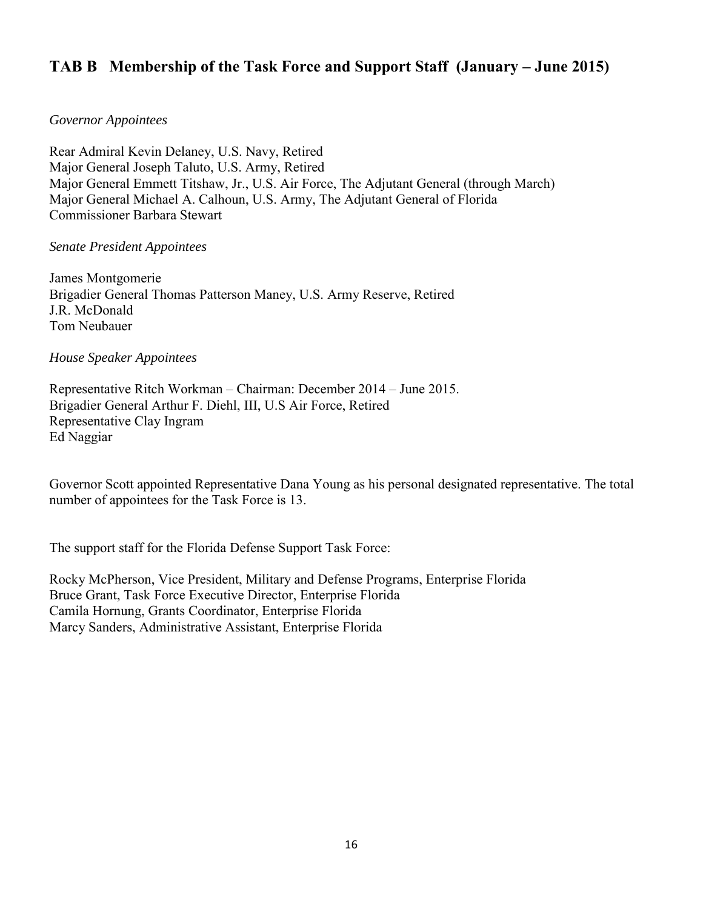## TAB B Membership of the Task Force and Support Staff (January – June 2015)

*Governor Appointees*

Rear Admiral Kevin Delaney, U.S. Navy, Retired
Major General Joseph Taluto, U.S. Army, Retired
Major General Emmett Titshaw, Jr., U.S. Air Force, The Adjutant General (through March)
Major General Michael A. Calhoun, U.S. Army, The Adjutant General of Florida
Commissioner Barbara Stewart

*Senate President Appointees*

James Montgomerie
Brigadier General Thomas Patterson Maney, U.S. Army Reserve, Retired
J.R. McDonald
Tom Neubauer

*House Speaker Appointees*

Representative Ritch Workman – Chairman: December 2014 – June 2015.
Brigadier General Arthur F. Diehl, III, U.S Air Force, Retired
Representative Clay Ingram
Ed Naggiar

Governor Scott appointed Representative Dana Young as his personal designated representative. The total number of appointees for the Task Force is 13.

The support staff for the Florida Defense Support Task Force:

Rocky McPherson, Vice President, Military and Defense Programs, Enterprise Florida
Bruce Grant, Task Force Executive Director, Enterprise Florida
Camila Hornung, Grants Coordinator, Enterprise Florida
Marcy Sanders, Administrative Assistant, Enterprise Florida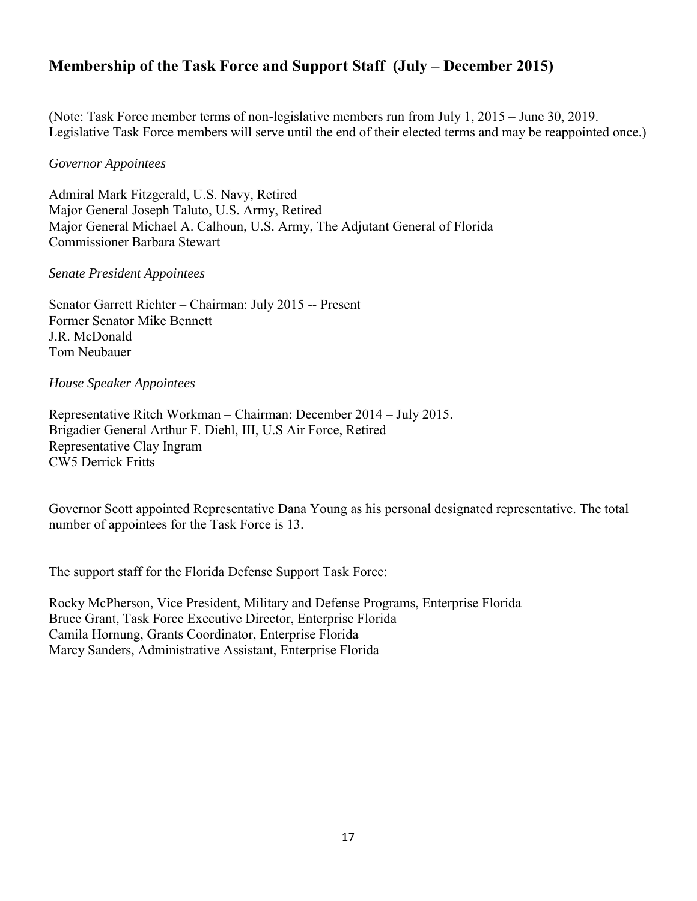## Membership of the Task Force and Support Staff (July – December 2015)

(Note: Task Force member terms of non-legislative members run from July 1, 2015 – June 30, 2019. Legislative Task Force members will serve until the end of their elected terms and may be reappointed once.)

*Governor Appointees*

Admiral Mark Fitzgerald, U.S. Navy, Retired
Major General Joseph Taluto, U.S. Army, Retired
Major General Michael A. Calhoun, U.S. Army, The Adjutant General of Florida
Commissioner Barbara Stewart

*Senate President Appointees*

Senator Garrett Richter – Chairman: July 2015 -- Present
Former Senator Mike Bennett
J.R. McDonald
Tom Neubauer

*House Speaker Appointees*

Representative Ritch Workman – Chairman: December 2014 – July 2015.
Brigadier General Arthur F. Diehl, III, U.S Air Force, Retired
Representative Clay Ingram
CW5 Derrick Fritts

Governor Scott appointed Representative Dana Young as his personal designated representative. The total number of appointees for the Task Force is 13.

The support staff for the Florida Defense Support Task Force:

Rocky McPherson, Vice President, Military and Defense Programs, Enterprise Florida
Bruce Grant, Task Force Executive Director, Enterprise Florida
Camila Hornung, Grants Coordinator, Enterprise Florida
Marcy Sanders, Administrative Assistant, Enterprise Florida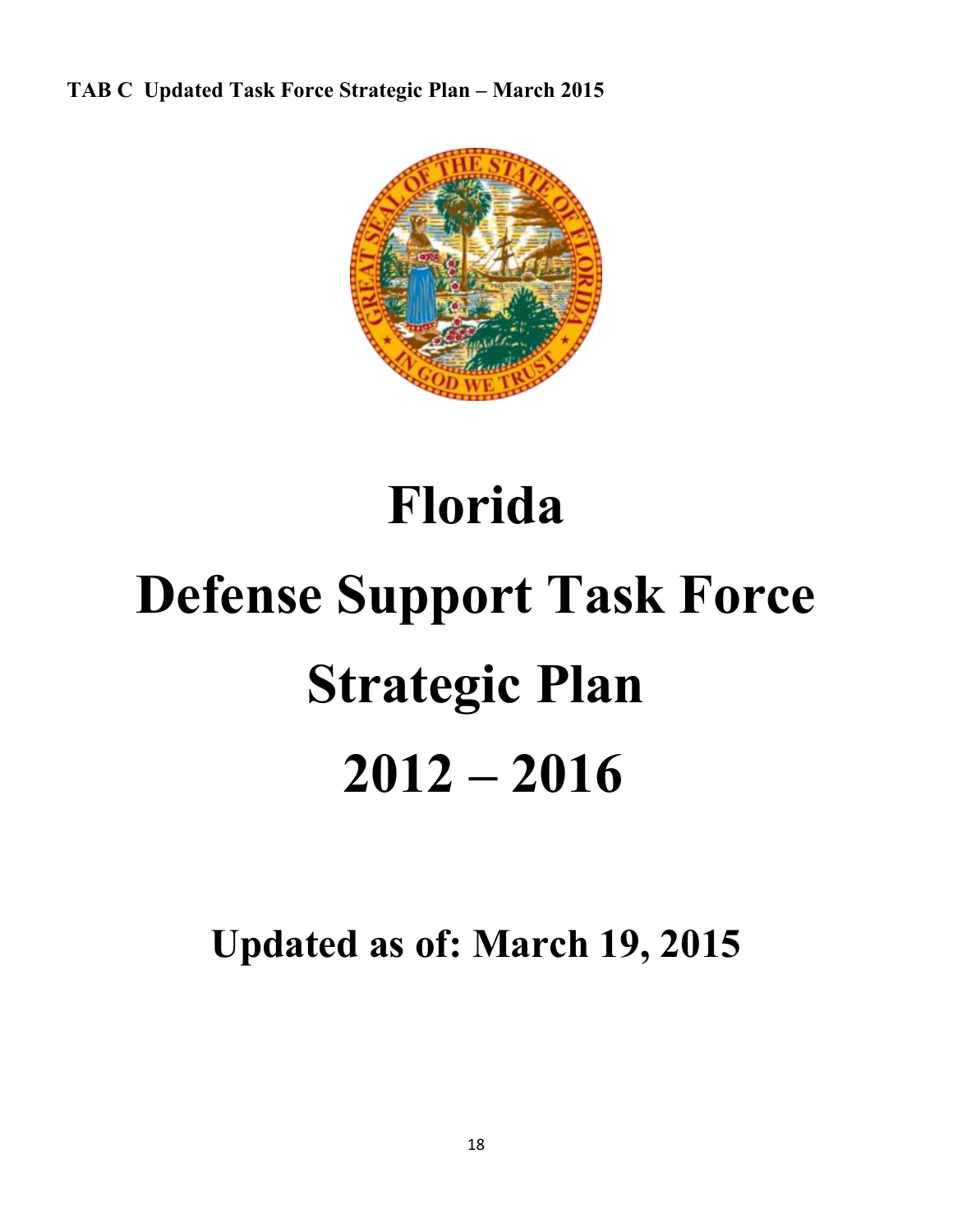**TAB C Updated Task Force Strategic Plan – March 2015**

# Florida

# Defense Support Task Force

# Strategic Plan

# 2012 – 2016

## Updated as of: March 19, 2015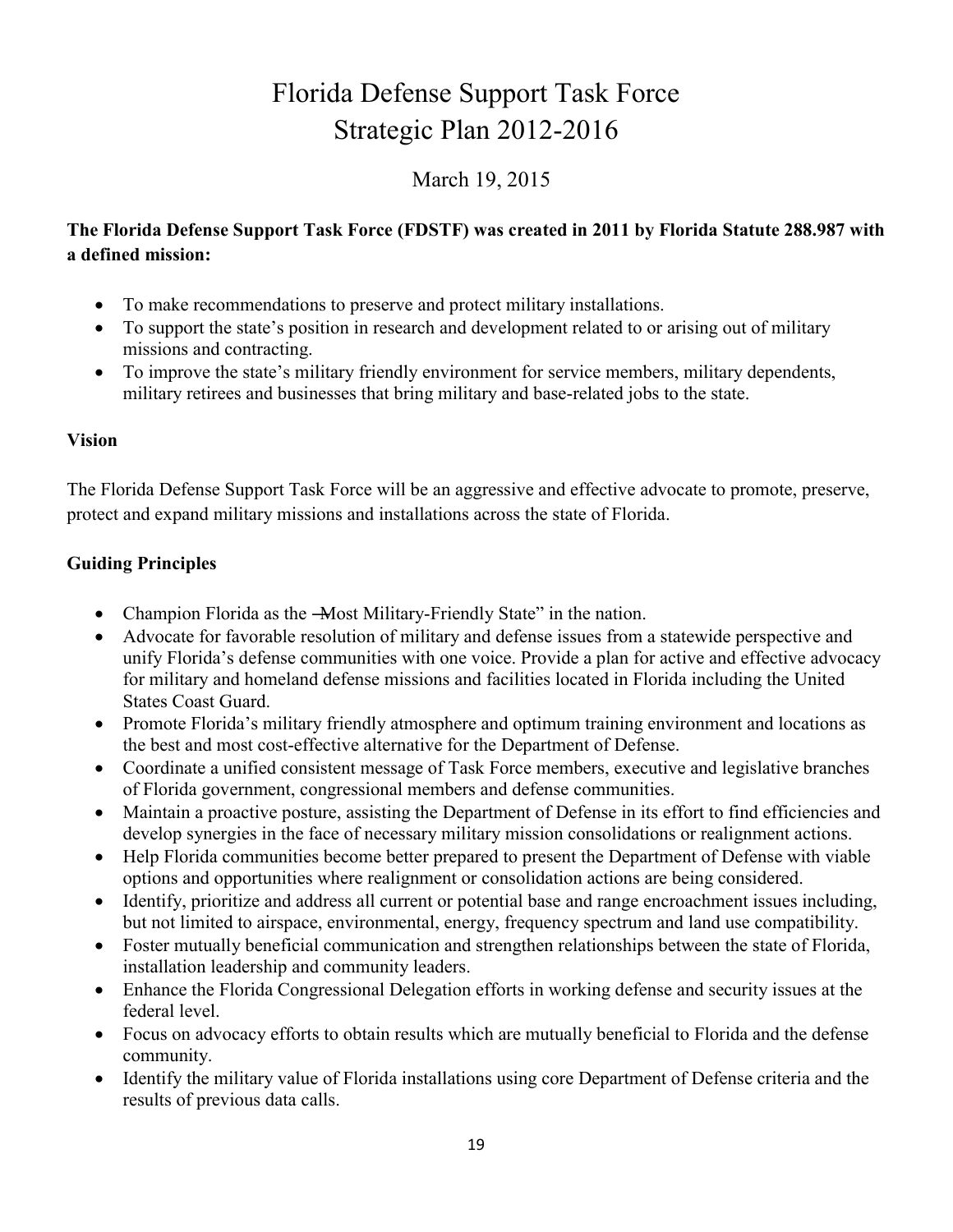# Florida Defense Support Task Force
# Strategic Plan 2012-2016

March 19, 2015

**The Florida Defense Support Task Force (FDSTF) was created in 2011 by Florida Statute 288.987 with a defined mission:**

- To make recommendations to preserve and protect military installations.
- To support the state's position in research and development related to or arising out of military missions and contracting.
- To improve the state's military friendly environment for service members, military dependents, military retirees and businesses that bring military and base-related jobs to the state.

**Vision**

The Florida Defense Support Task Force will be an aggressive and effective advocate to promote, preserve, protect and expand military missions and installations across the state of Florida.

**Guiding Principles**

- Champion Florida as the ―Most Military-Friendly State" in the nation.
- Advocate for favorable resolution of military and defense issues from a statewide perspective and unify Florida's defense communities with one voice. Provide a plan for active and effective advocacy for military and homeland defense missions and facilities located in Florida including the United States Coast Guard.
- Promote Florida's military friendly atmosphere and optimum training environment and locations as the best and most cost-effective alternative for the Department of Defense.
- Coordinate a unified consistent message of Task Force members, executive and legislative branches of Florida government, congressional members and defense communities.
- Maintain a proactive posture, assisting the Department of Defense in its effort to find efficiencies and develop synergies in the face of necessary military mission consolidations or realignment actions.
- Help Florida communities become better prepared to present the Department of Defense with viable options and opportunities where realignment or consolidation actions are being considered.
- Identify, prioritize and address all current or potential base and range encroachment issues including, but not limited to airspace, environmental, energy, frequency spectrum and land use compatibility.
- Foster mutually beneficial communication and strengthen relationships between the state of Florida, installation leadership and community leaders.
- Enhance the Florida Congressional Delegation efforts in working defense and security issues at the federal level.
- Focus on advocacy efforts to obtain results which are mutually beneficial to Florida and the defense community.
- Identify the military value of Florida installations using core Department of Defense criteria and the results of previous data calls.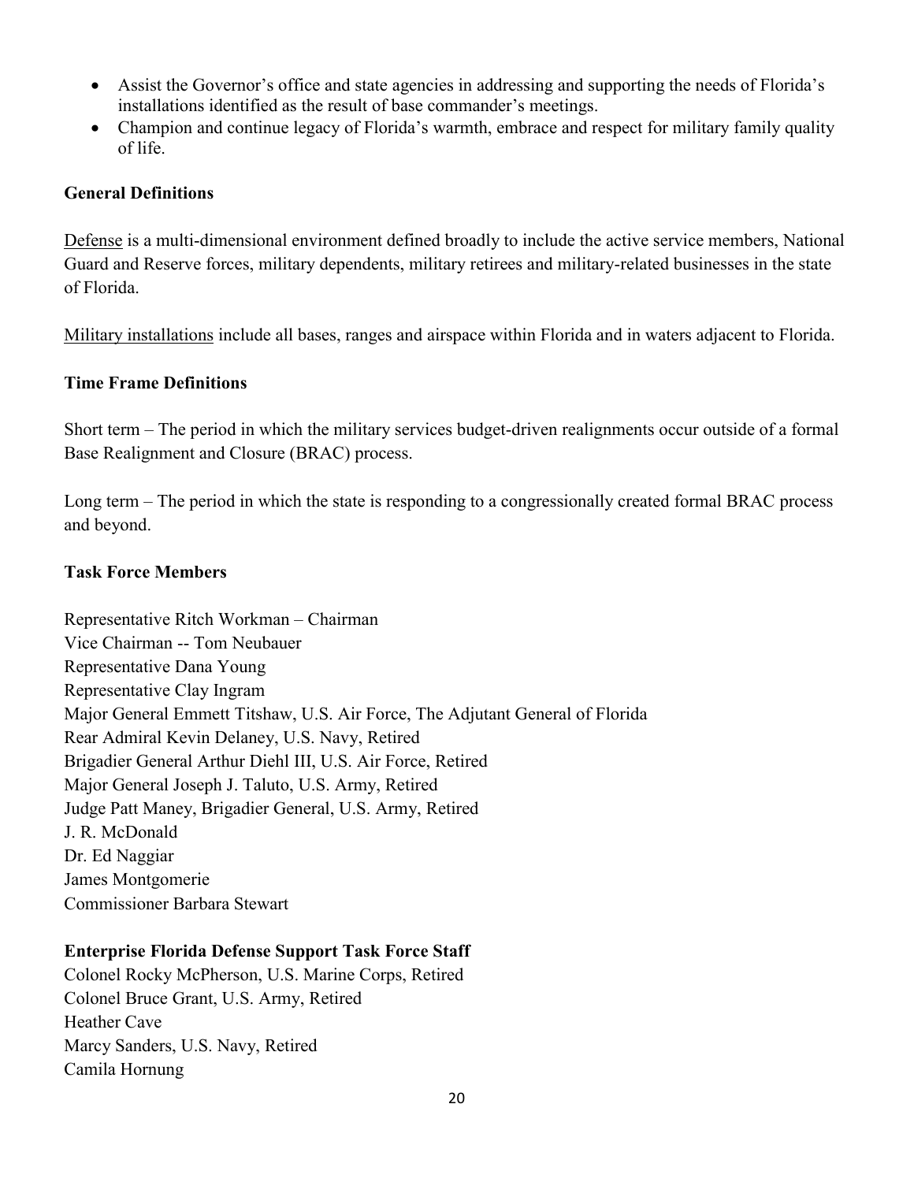- Assist the Governor's office and state agencies in addressing and supporting the needs of Florida's installations identified as the result of base commander's meetings.
- Champion and continue legacy of Florida's warmth, embrace and respect for military family quality of life.

**General Definitions**

Defense is a multi-dimensional environment defined broadly to include the active service members, National Guard and Reserve forces, military dependents, military retirees and military-related businesses in the state of Florida.

Military installations include all bases, ranges and airspace within Florida and in waters adjacent to Florida.

**Time Frame Definitions**

Short term – The period in which the military services budget-driven realignments occur outside of a formal Base Realignment and Closure (BRAC) process.

Long term – The period in which the state is responding to a congressionally created formal BRAC process and beyond.

**Task Force Members**

Representative Ritch Workman – Chairman
Vice Chairman -- Tom Neubauer
Representative Dana Young
Representative Clay Ingram
Major General Emmett Titshaw, U.S. Air Force, The Adjutant General of Florida
Rear Admiral Kevin Delaney, U.S. Navy, Retired
Brigadier General Arthur Diehl III, U.S. Air Force, Retired
Major General Joseph J. Taluto, U.S. Army, Retired
Judge Patt Maney, Brigadier General, U.S. Army, Retired
J. R. McDonald
Dr. Ed Naggiar
James Montgomerie
Commissioner Barbara Stewart

**Enterprise Florida Defense Support Task Force Staff**

Colonel Rocky McPherson, U.S. Marine Corps, Retired
Colonel Bruce Grant, U.S. Army, Retired
Heather Cave
Marcy Sanders, U.S. Navy, Retired
Camila Hornung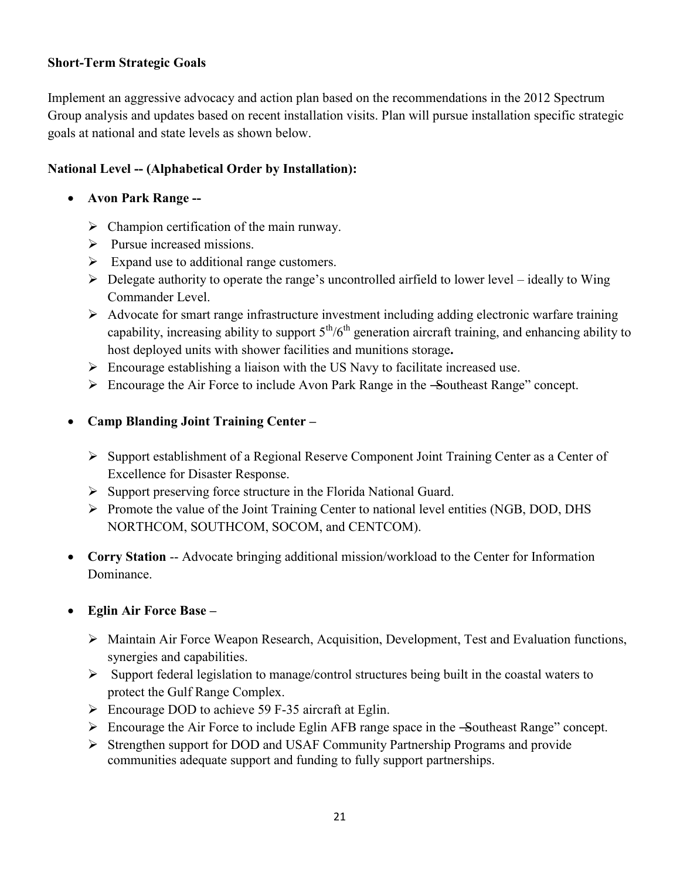**Short-Term Strategic Goals**

Implement an aggressive advocacy and action plan based on the recommendations in the 2012 Spectrum Group analysis and updates based on recent installation visits. Plan will pursue installation specific strategic goals at national and state levels as shown below.

**National Level -- (Alphabetical Order by Installation):**

- **Avon Park Range --**
  - Champion certification of the main runway.
  - Pursue increased missions.
  - Expand use to additional range customers.
  - Delegate authority to operate the range's uncontrolled airfield to lower level – ideally to Wing Commander Level.
  - Advocate for smart range infrastructure investment including adding electronic warfare training capability, increasing ability to support 5th/6th generation aircraft training, and enhancing ability to host deployed units with shower facilities and munitions storage**.**
  - Encourage establishing a liaison with the US Navy to facilitate increased use.
  - Encourage the Air Force to include Avon Park Range in the "Southeast Range" concept.

- **Camp Blanding Joint Training Center –**
  - Support establishment of a Regional Reserve Component Joint Training Center as a Center of Excellence for Disaster Response.
  - Support preserving force structure in the Florida National Guard.
  - Promote the value of the Joint Training Center to national level entities (NGB, DOD, DHS NORTHCOM, SOUTHCOM, SOCOM, and CENTCOM).

- **Corry Station** -- Advocate bringing additional mission/workload to the Center for Information Dominance.

- **Eglin Air Force Base –**
  - Maintain Air Force Weapon Research, Acquisition, Development, Test and Evaluation functions, synergies and capabilities.
  - Support federal legislation to manage/control structures being built in the coastal waters to protect the Gulf Range Complex.
  - Encourage DOD to achieve 59 F-35 aircraft at Eglin.
  - Encourage the Air Force to include Eglin AFB range space in the "Southeast Range" concept.
  - Strengthen support for DOD and USAF Community Partnership Programs and provide communities adequate support and funding to fully support partnerships.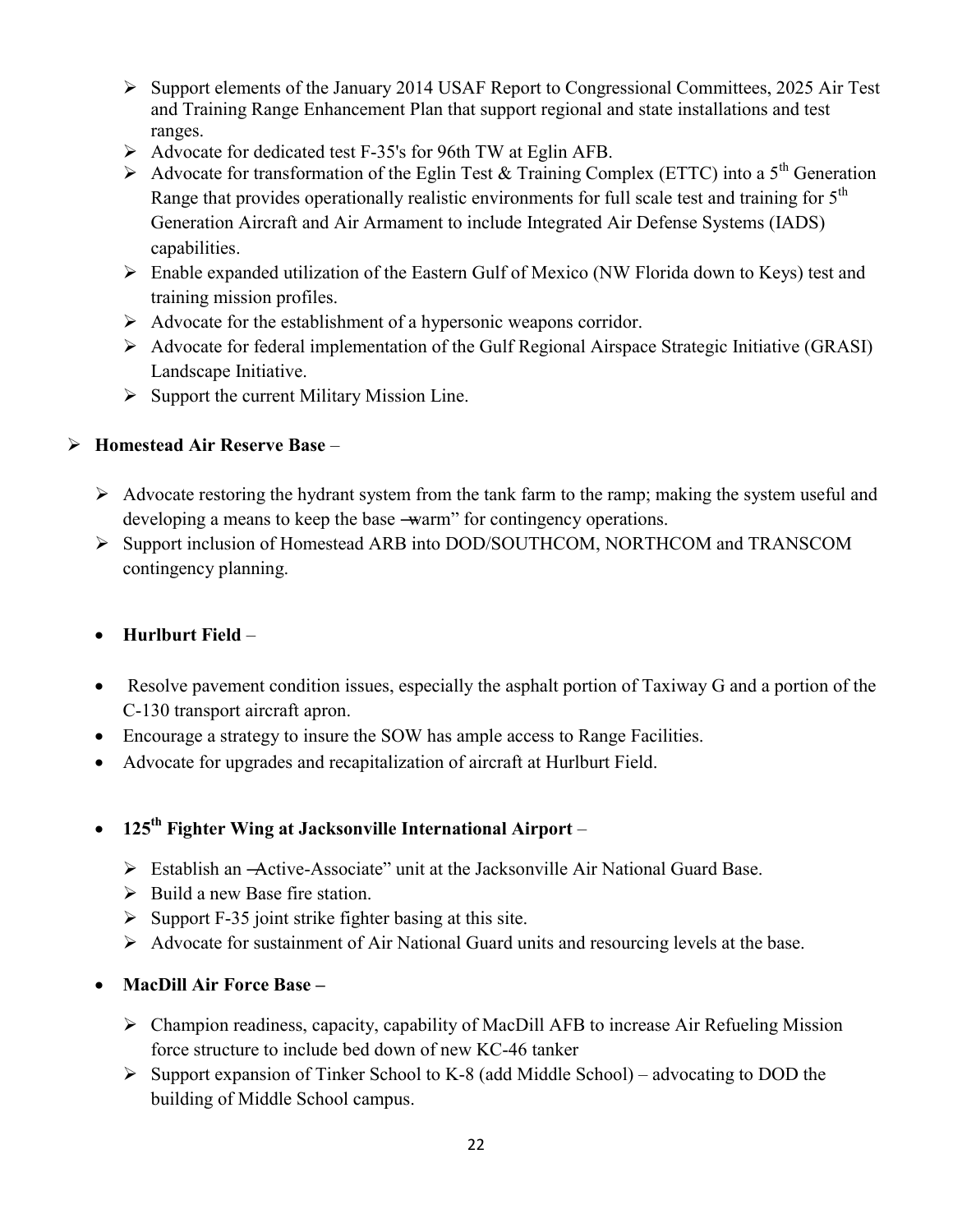- Support elements of the January 2014 USAF Report to Congressional Committees, 2025 Air Test and Training Range Enhancement Plan that support regional and state installations and test ranges.
- Advocate for dedicated test F-35's for 96th TW at Eglin AFB.
- Advocate for transformation of the Eglin Test & Training Complex (ETTC) into a 5th Generation Range that provides operationally realistic environments for full scale test and training for 5th Generation Aircraft and Air Armament to include Integrated Air Defense Systems (IADS) capabilities.
- Enable expanded utilization of the Eastern Gulf of Mexico (NW Florida down to Keys) test and training mission profiles.
- Advocate for the establishment of a hypersonic weapons corridor.
- Advocate for federal implementation of the Gulf Regional Airspace Strategic Initiative (GRASI) Landscape Initiative.
- Support the current Military Mission Line.

- **Homestead Air Reserve Base** –
  - Advocate restoring the hydrant system from the tank farm to the ramp; making the system useful and developing a means to keep the base ―warm" for contingency operations.
  - Support inclusion of Homestead ARB into DOD/SOUTHCOM, NORTHCOM and TRANSCOM contingency planning.

- **Hurlburt Field** –

- Resolve pavement condition issues, especially the asphalt portion of Taxiway G and a portion of the C-130 transport aircraft apron.
- Encourage a strategy to insure the SOW has ample access to Range Facilities.
- Advocate for upgrades and recapitalization of aircraft at Hurlburt Field.

- **125th Fighter Wing at Jacksonville International Airport** –
  - Establish an ―Active-Associate" unit at the Jacksonville Air National Guard Base.
  - Build a new Base fire station.
  - Support F-35 joint strike fighter basing at this site.
  - Advocate for sustainment of Air National Guard units and resourcing levels at the base.

- **MacDill Air Force Base –**
  - Champion readiness, capacity, capability of MacDill AFB to increase Air Refueling Mission force structure to include bed down of new KC-46 tanker
  - Support expansion of Tinker School to K-8 (add Middle School) – advocating to DOD the building of Middle School campus.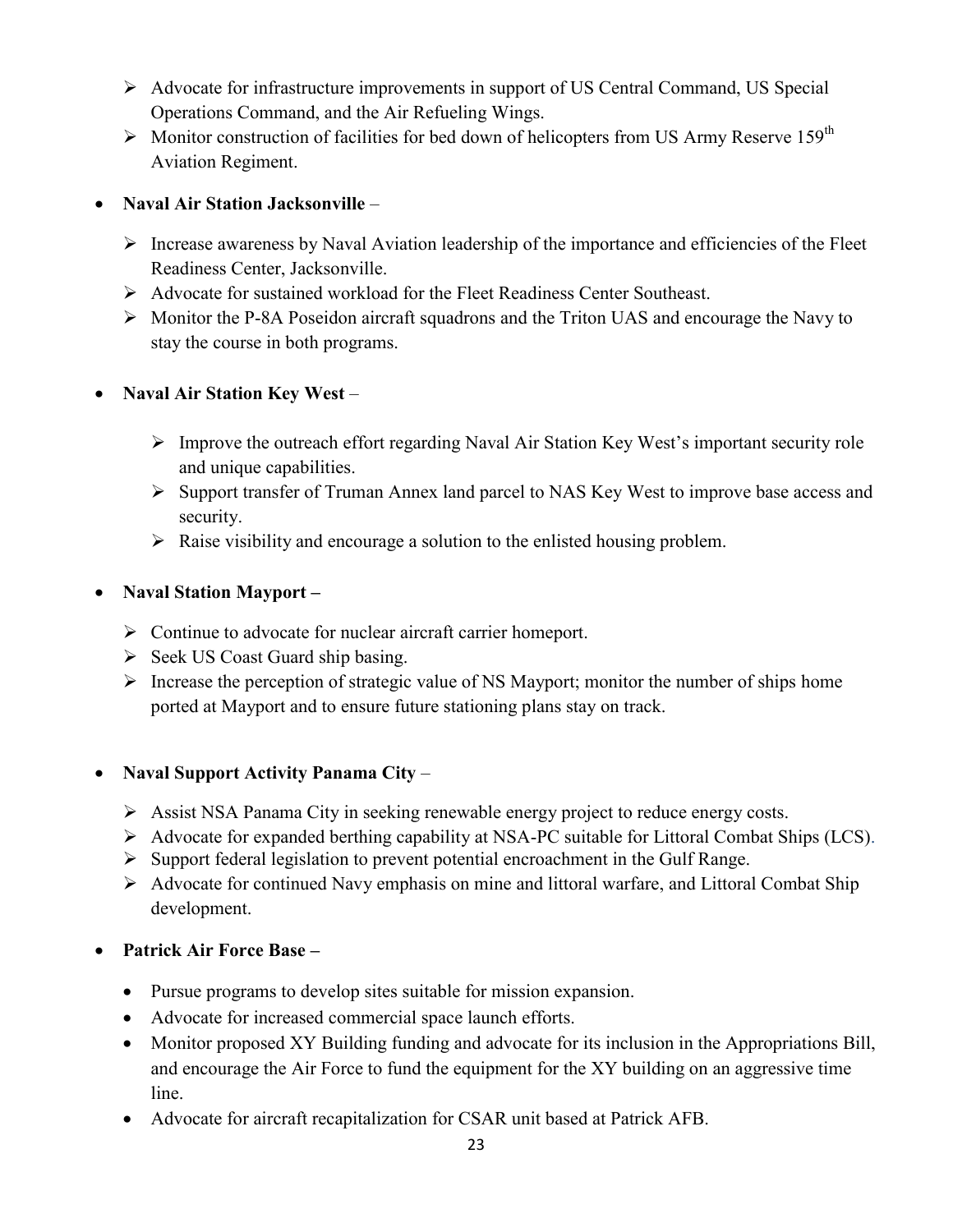- Advocate for infrastructure improvements in support of US Central Command, US Special Operations Command, and the Air Refueling Wings.
- Monitor construction of facilities for bed down of helicopters from US Army Reserve 159th Aviation Regiment.

- **Naval Air Station Jacksonville** –
  - Increase awareness by Naval Aviation leadership of the importance and efficiencies of the Fleet Readiness Center, Jacksonville.
  - Advocate for sustained workload for the Fleet Readiness Center Southeast.
  - Monitor the P-8A Poseidon aircraft squadrons and the Triton UAS and encourage the Navy to stay the course in both programs.

- **Naval Air Station Key West** –
  - Improve the outreach effort regarding Naval Air Station Key West's important security role and unique capabilities.
  - Support transfer of Truman Annex land parcel to NAS Key West to improve base access and security.
  - Raise visibility and encourage a solution to the enlisted housing problem.

- **Naval Station Mayport –**
  - Continue to advocate for nuclear aircraft carrier homeport.
  - Seek US Coast Guard ship basing.
  - Increase the perception of strategic value of NS Mayport; monitor the number of ships home ported at Mayport and to ensure future stationing plans stay on track.

- **Naval Support Activity Panama City** –
  - Assist NSA Panama City in seeking renewable energy project to reduce energy costs.
  - Advocate for expanded berthing capability at NSA-PC suitable for Littoral Combat Ships (LCS).
  - Support federal legislation to prevent potential encroachment in the Gulf Range.
  - Advocate for continued Navy emphasis on mine and littoral warfare, and Littoral Combat Ship development.

- **Patrick Air Force Base –**
  - Pursue programs to develop sites suitable for mission expansion.
  - Advocate for increased commercial space launch efforts.
  - Monitor proposed XY Building funding and advocate for its inclusion in the Appropriations Bill, and encourage the Air Force to fund the equipment for the XY building on an aggressive time line.
  - Advocate for aircraft recapitalization for CSAR unit based at Patrick AFB.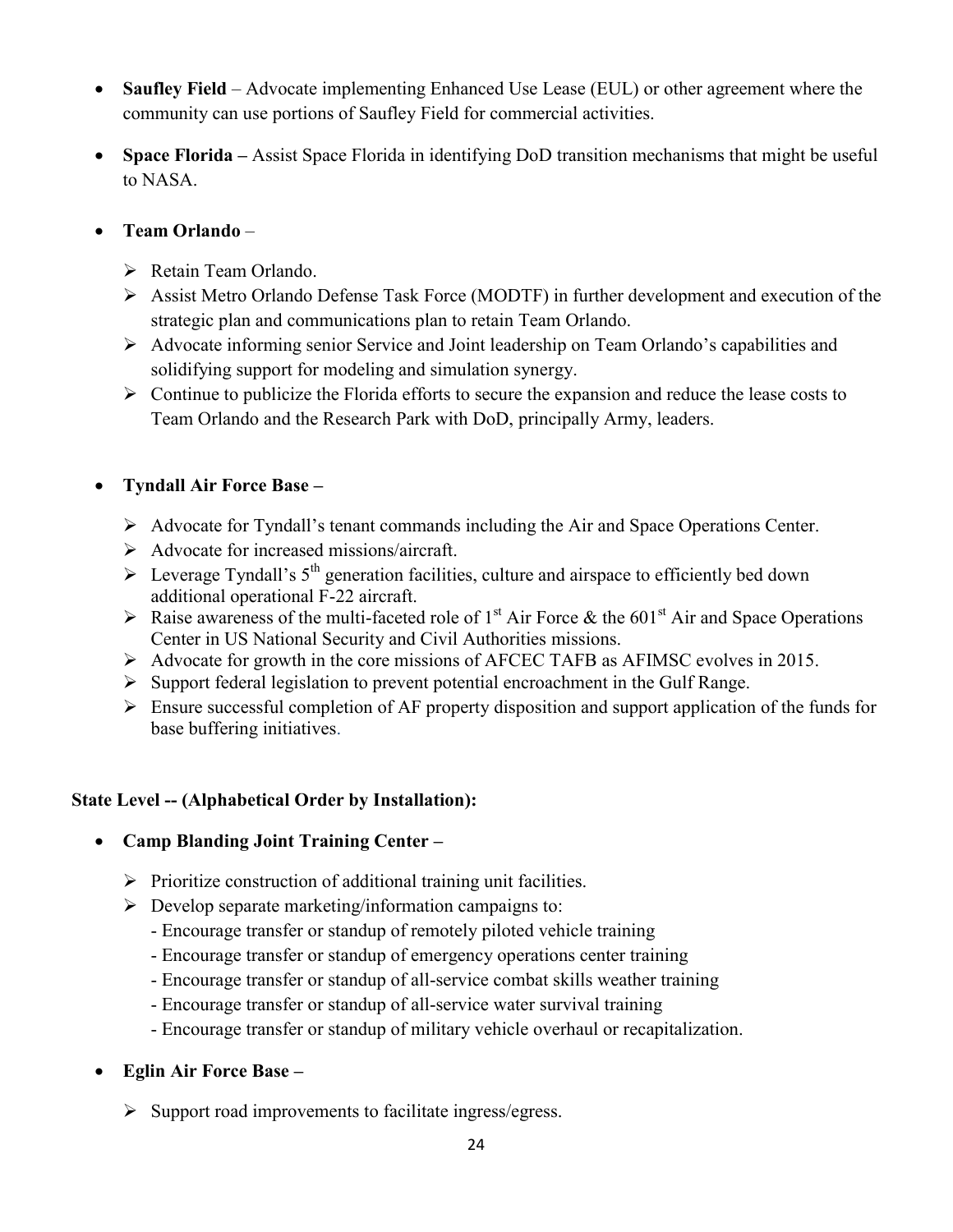- **Saufley Field** – Advocate implementing Enhanced Use Lease (EUL) or other agreement where the community can use portions of Saufley Field for commercial activities.
- **Space Florida –** Assist Space Florida in identifying DoD transition mechanisms that might be useful to NASA.
- **Team Orlando** –
  - Retain Team Orlando.
  - Assist Metro Orlando Defense Task Force (MODTF) in further development and execution of the strategic plan and communications plan to retain Team Orlando.
  - Advocate informing senior Service and Joint leadership on Team Orlando's capabilities and solidifying support for modeling and simulation synergy.
  - Continue to publicize the Florida efforts to secure the expansion and reduce the lease costs to Team Orlando and the Research Park with DoD, principally Army, leaders.
- **Tyndall Air Force Base –**
  - Advocate for Tyndall's tenant commands including the Air and Space Operations Center.
  - Advocate for increased missions/aircraft.
  - Leverage Tyndall's 5th generation facilities, culture and airspace to efficiently bed down additional operational F-22 aircraft.
  - Raise awareness of the multi-faceted role of 1st Air Force & the 601st Air and Space Operations Center in US National Security and Civil Authorities missions.
  - Advocate for growth in the core missions of AFCEC TAFB as AFIMSC evolves in 2015.
  - Support federal legislation to prevent potential encroachment in the Gulf Range.
  - Ensure successful completion of AF property disposition and support application of the funds for base buffering initiatives.

**State Level -- (Alphabetical Order by Installation):**

- **Camp Blanding Joint Training Center –**
  - Prioritize construction of additional training unit facilities.
  - Develop separate marketing/information campaigns to:
    - Encourage transfer or standup of remotely piloted vehicle training
    - Encourage transfer or standup of emergency operations center training
    - Encourage transfer or standup of all-service combat skills weather training
    - Encourage transfer or standup of all-service water survival training
    - Encourage transfer or standup of military vehicle overhaul or recapitalization.
- **Eglin Air Force Base –**
  - Support road improvements to facilitate ingress/egress.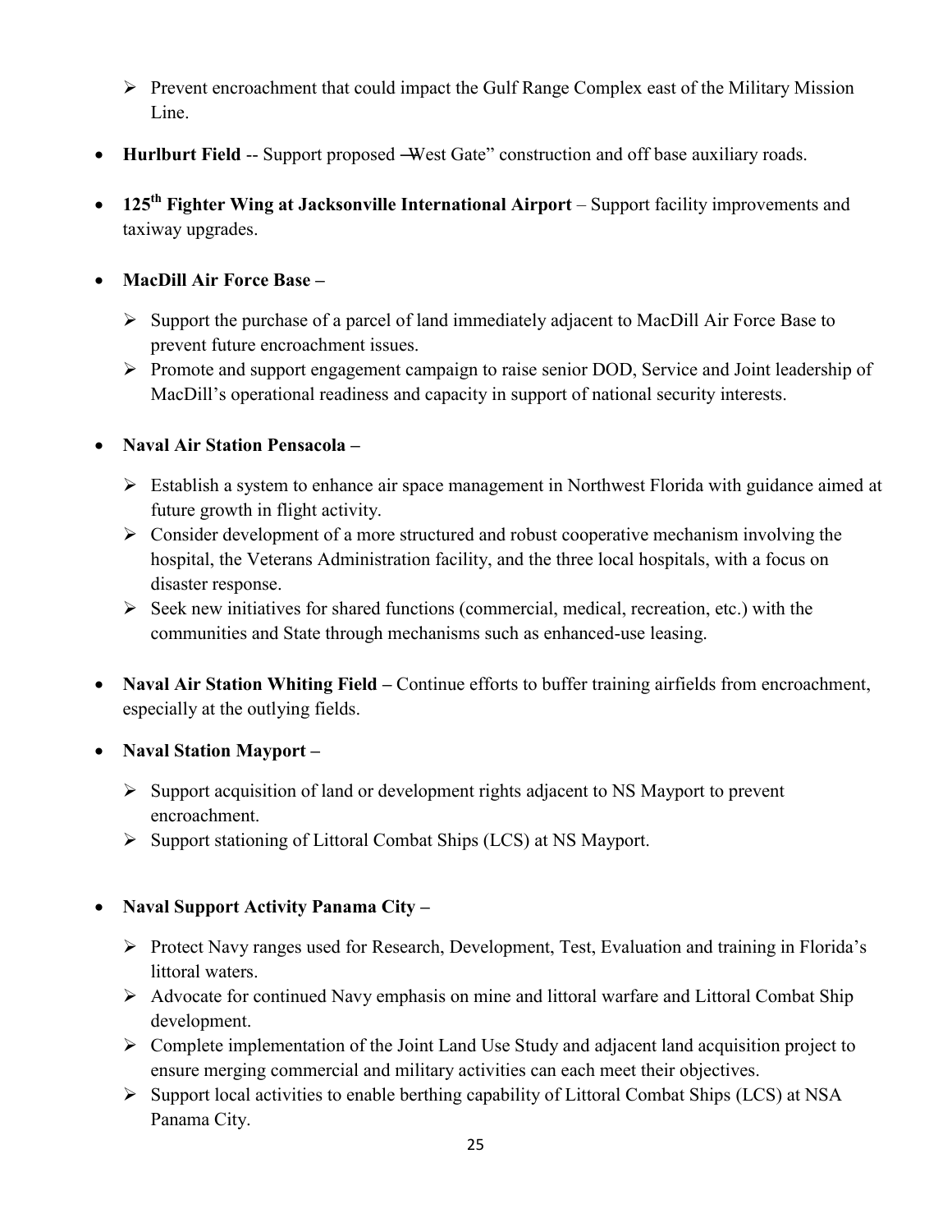- Prevent encroachment that could impact the Gulf Range Complex east of the Military Mission Line.

- **Hurlburt Field** -- Support proposed ―West Gate" construction and off base auxiliary roads.

- **125th Fighter Wing at Jacksonville International Airport** – Support facility improvements and taxiway upgrades.

- **MacDill Air Force Base –**
   - Support the purchase of a parcel of land immediately adjacent to MacDill Air Force Base to prevent future encroachment issues.
   - Promote and support engagement campaign to raise senior DOD, Service and Joint leadership of MacDill's operational readiness and capacity in support of national security interests.

- **Naval Air Station Pensacola –**
   - Establish a system to enhance air space management in Northwest Florida with guidance aimed at future growth in flight activity.
   - Consider development of a more structured and robust cooperative mechanism involving the hospital, the Veterans Administration facility, and the three local hospitals, with a focus on disaster response.
   - Seek new initiatives for shared functions (commercial, medical, recreation, etc.) with the communities and State through mechanisms such as enhanced-use leasing.

- **Naval Air Station Whiting Field –** Continue efforts to buffer training airfields from encroachment, especially at the outlying fields.

- **Naval Station Mayport –**
   - Support acquisition of land or development rights adjacent to NS Mayport to prevent encroachment.
   - Support stationing of Littoral Combat Ships (LCS) at NS Mayport.

- **Naval Support Activity Panama City –**
   - Protect Navy ranges used for Research, Development, Test, Evaluation and training in Florida's littoral waters.
   - Advocate for continued Navy emphasis on mine and littoral warfare and Littoral Combat Ship development.
   - Complete implementation of the Joint Land Use Study and adjacent land acquisition project to ensure merging commercial and military activities can each meet their objectives.
   - Support local activities to enable berthing capability of Littoral Combat Ships (LCS) at NSA Panama City.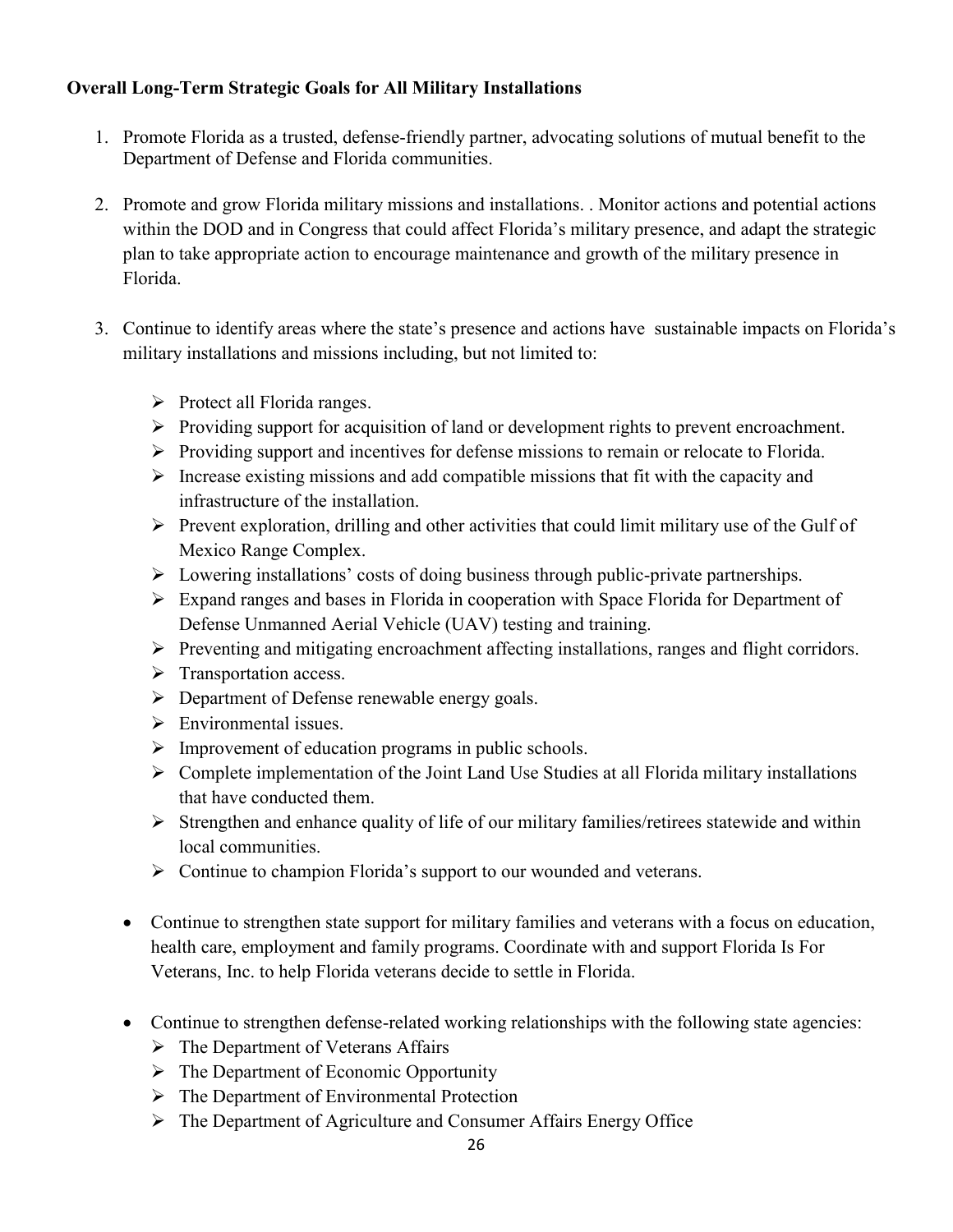**Overall Long-Term Strategic Goals for All Military Installations**

1. Promote Florida as a trusted, defense-friendly partner, advocating solutions of mutual benefit to the Department of Defense and Florida communities.

2. Promote and grow Florida military missions and installations. . Monitor actions and potential actions within the DOD and in Congress that could affect Florida's military presence, and adapt the strategic plan to take appropriate action to encourage maintenance and growth of the military presence in Florida.

3. Continue to identify areas where the state's presence and actions have sustainable impacts on Florida's military installations and missions including, but not limited to:

   - Protect all Florida ranges.
   - Providing support for acquisition of land or development rights to prevent encroachment.
   - Providing support and incentives for defense missions to remain or relocate to Florida.
   - Increase existing missions and add compatible missions that fit with the capacity and infrastructure of the installation.
   - Prevent exploration, drilling and other activities that could limit military use of the Gulf of Mexico Range Complex.
   - Lowering installations' costs of doing business through public-private partnerships.
   - Expand ranges and bases in Florida in cooperation with Space Florida for Department of Defense Unmanned Aerial Vehicle (UAV) testing and training.
   - Preventing and mitigating encroachment affecting installations, ranges and flight corridors.
   - Transportation access.
   - Department of Defense renewable energy goals.
   - Environmental issues.
   - Improvement of education programs in public schools.
   - Complete implementation of the Joint Land Use Studies at all Florida military installations that have conducted them.
   - Strengthen and enhance quality of life of our military families/retirees statewide and within local communities.
   - Continue to champion Florida's support to our wounded and veterans.

- Continue to strengthen state support for military families and veterans with a focus on education, health care, employment and family programs. Coordinate with and support Florida Is For Veterans, Inc. to help Florida veterans decide to settle in Florida.

- Continue to strengthen defense-related working relationships with the following state agencies:
  - The Department of Veterans Affairs
  - The Department of Economic Opportunity
  - The Department of Environmental Protection
  - The Department of Agriculture and Consumer Affairs Energy Office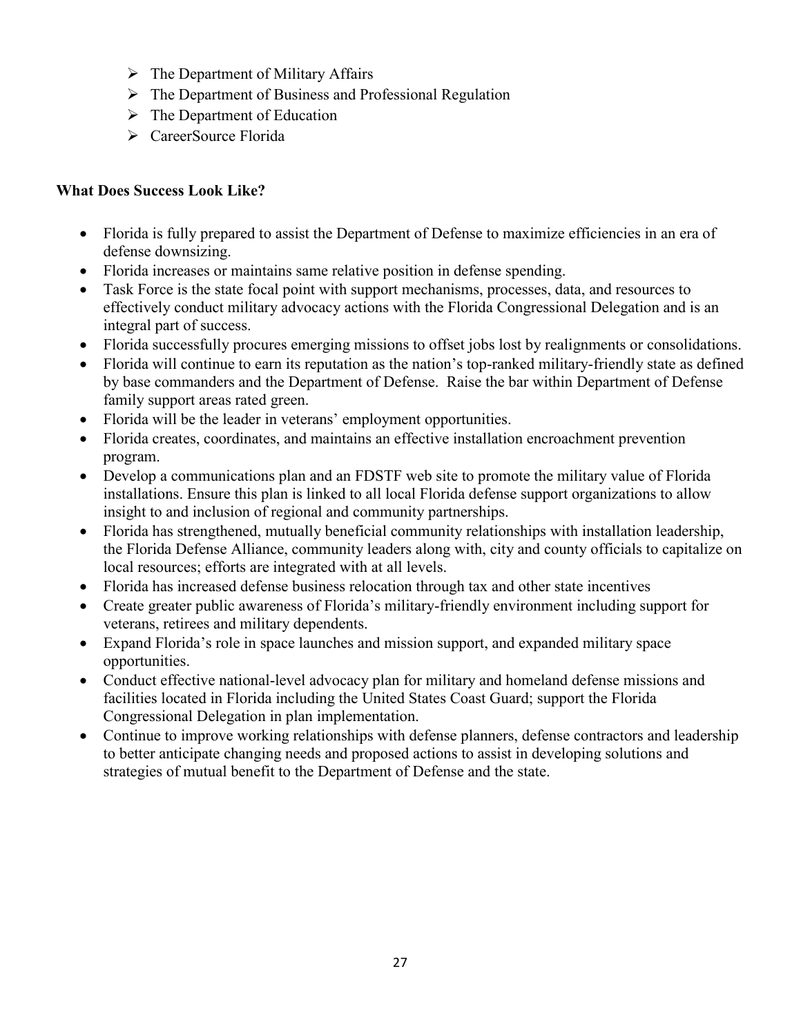- The Department of Military Affairs
- The Department of Business and Professional Regulation
- The Department of Education
- CareerSource Florida

**What Does Success Look Like?**

- Florida is fully prepared to assist the Department of Defense to maximize efficiencies in an era of defense downsizing.
- Florida increases or maintains same relative position in defense spending.
- Task Force is the state focal point with support mechanisms, processes, data, and resources to effectively conduct military advocacy actions with the Florida Congressional Delegation and is an integral part of success.
- Florida successfully procures emerging missions to offset jobs lost by realignments or consolidations.
- Florida will continue to earn its reputation as the nation's top-ranked military-friendly state as defined by base commanders and the Department of Defense. Raise the bar within Department of Defense family support areas rated green.
- Florida will be the leader in veterans' employment opportunities.
- Florida creates, coordinates, and maintains an effective installation encroachment prevention program.
- Develop a communications plan and an FDSTF web site to promote the military value of Florida installations. Ensure this plan is linked to all local Florida defense support organizations to allow insight to and inclusion of regional and community partnerships.
- Florida has strengthened, mutually beneficial community relationships with installation leadership, the Florida Defense Alliance, community leaders along with, city and county officials to capitalize on local resources; efforts are integrated with at all levels.
- Florida has increased defense business relocation through tax and other state incentives
- Create greater public awareness of Florida's military-friendly environment including support for veterans, retirees and military dependents.
- Expand Florida's role in space launches and mission support, and expanded military space opportunities.
- Conduct effective national-level advocacy plan for military and homeland defense missions and facilities located in Florida including the United States Coast Guard; support the Florida Congressional Delegation in plan implementation.
- Continue to improve working relationships with defense planners, defense contractors and leadership to better anticipate changing needs and proposed actions to assist in developing solutions and strategies of mutual benefit to the Department of Defense and the state.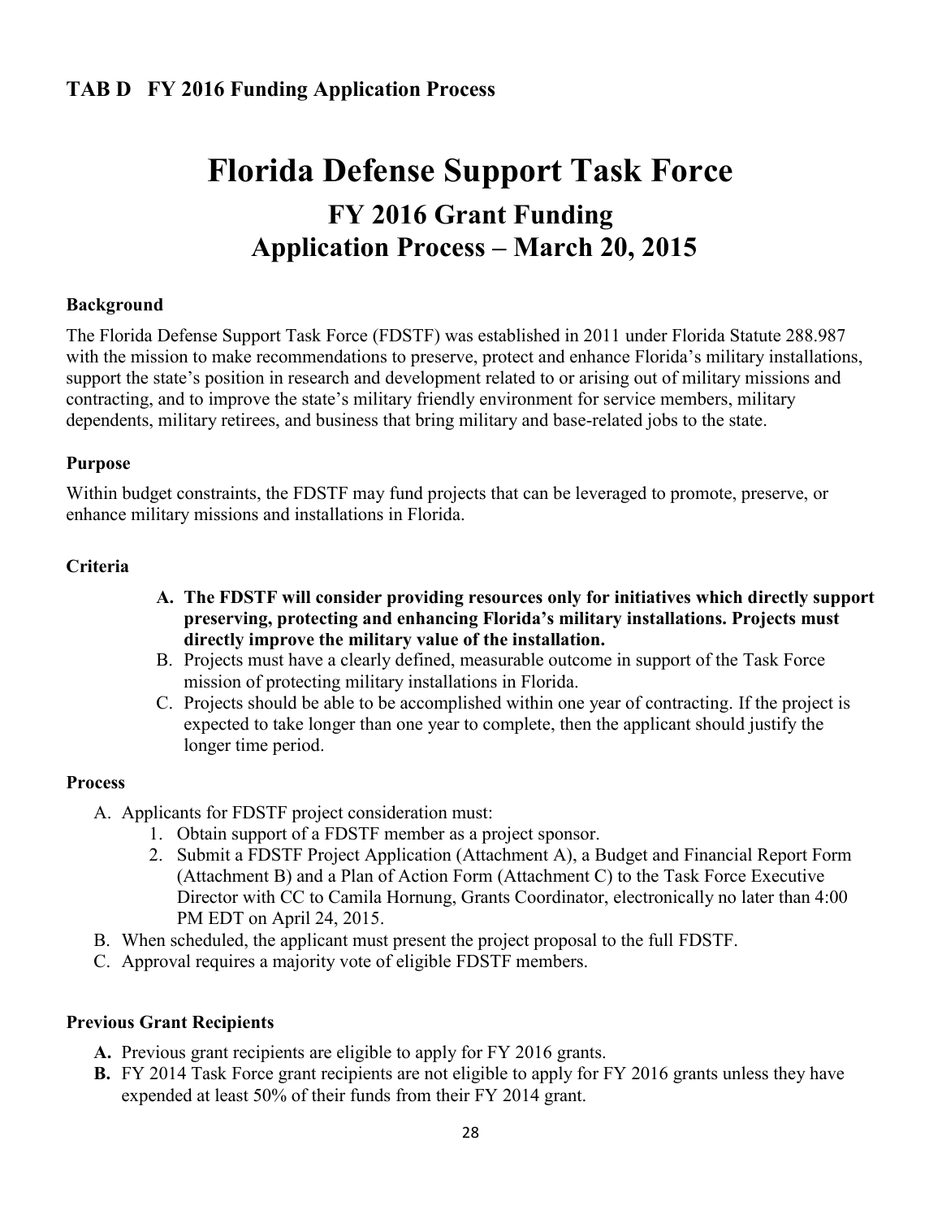**TAB D FY 2016 Funding Application Process**

# Florida Defense Support Task Force

## FY 2016 Grant Funding
## Application Process – March 20, 2015

### Background

The Florida Defense Support Task Force (FDSTF) was established in 2011 under Florida Statute 288.987 with the mission to make recommendations to preserve, protect and enhance Florida's military installations, support the state's position in research and development related to or arising out of military missions and contracting, and to improve the state's military friendly environment for service members, military dependents, military retirees, and business that bring military and base-related jobs to the state.

### Purpose

Within budget constraints, the FDSTF may fund projects that can be leveraged to promote, preserve, or enhance military missions and installations in Florida.

### Criteria

A. **The FDSTF will consider providing resources only for initiatives which directly support preserving, protecting and enhancing Florida's military installations. Projects must directly improve the military value of the installation.**
B. Projects must have a clearly defined, measurable outcome in support of the Task Force mission of protecting military installations in Florida.
C. Projects should be able to be accomplished within one year of contracting. If the project is expected to take longer than one year to complete, then the applicant should justify the longer time period.

### Process

A. Applicants for FDSTF project consideration must:
   1. Obtain support of a FDSTF member as a project sponsor.
   2. Submit a FDSTF Project Application (Attachment A), a Budget and Financial Report Form (Attachment B) and a Plan of Action Form (Attachment C) to the Task Force Executive Director with CC to Camila Hornung, Grants Coordinator, electronically no later than 4:00 PM EDT on April 24, 2015.

B. When scheduled, the applicant must present the project proposal to the full FDSTF.
C. Approval requires a majority vote of eligible FDSTF members.

### Previous Grant Recipients

**A.** Previous grant recipients are eligible to apply for FY 2016 grants.
**B.** FY 2014 Task Force grant recipients are not eligible to apply for FY 2016 grants unless they have expended at least 50% of their funds from their FY 2014 grant.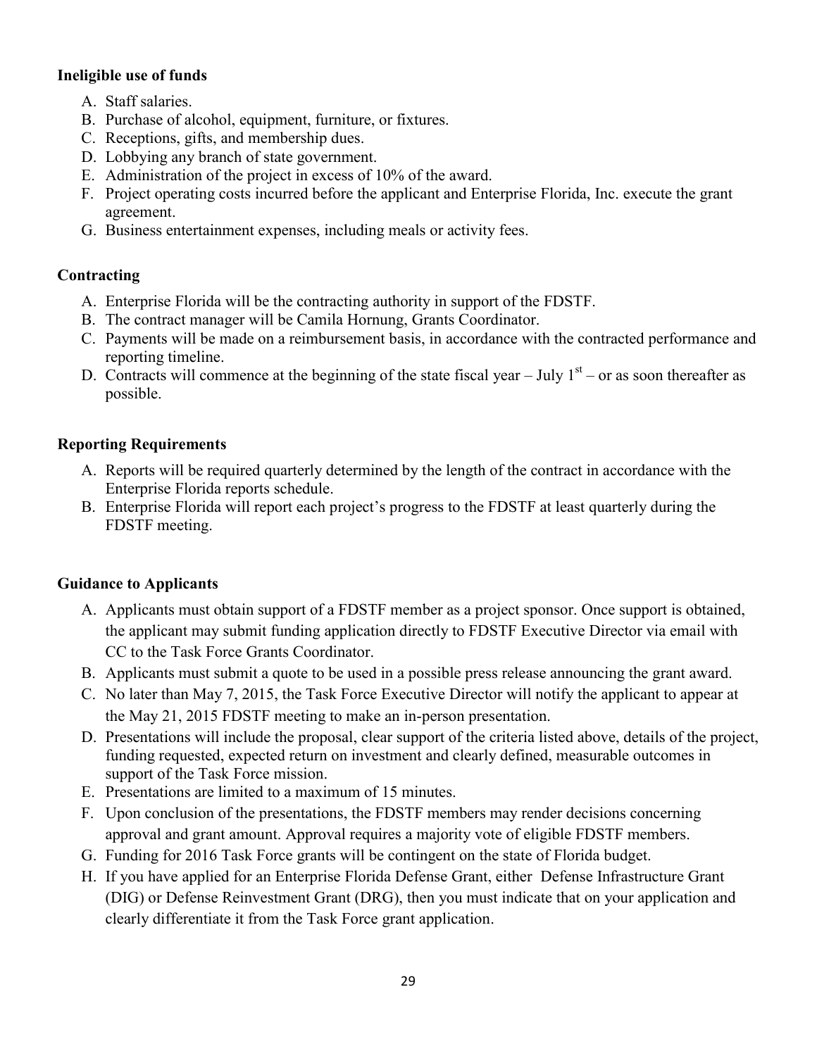**Ineligible use of funds**

A. Staff salaries.
B. Purchase of alcohol, equipment, furniture, or fixtures.
C. Receptions, gifts, and membership dues.
D. Lobbying any branch of state government.
E. Administration of the project in excess of 10% of the award.
F. Project operating costs incurred before the applicant and Enterprise Florida, Inc. execute the grant agreement.
G. Business entertainment expenses, including meals or activity fees.

**Contracting**

A. Enterprise Florida will be the contracting authority in support of the FDSTF.
B. The contract manager will be Camila Hornung, Grants Coordinator.
C. Payments will be made on a reimbursement basis, in accordance with the contracted performance and reporting timeline.
D. Contracts will commence at the beginning of the state fiscal year – July 1st – or as soon thereafter as possible.

**Reporting Requirements**

A. Reports will be required quarterly determined by the length of the contract in accordance with the Enterprise Florida reports schedule.
B. Enterprise Florida will report each project's progress to the FDSTF at least quarterly during the FDSTF meeting.

**Guidance to Applicants**

A. Applicants must obtain support of a FDSTF member as a project sponsor. Once support is obtained, the applicant may submit funding application directly to FDSTF Executive Director via email with CC to the Task Force Grants Coordinator.
B. Applicants must submit a quote to be used in a possible press release announcing the grant award.
C. No later than May 7, 2015, the Task Force Executive Director will notify the applicant to appear at the May 21, 2015 FDSTF meeting to make an in-person presentation.
D. Presentations will include the proposal, clear support of the criteria listed above, details of the project, funding requested, expected return on investment and clearly defined, measurable outcomes in support of the Task Force mission.
E. Presentations are limited to a maximum of 15 minutes.
F. Upon conclusion of the presentations, the FDSTF members may render decisions concerning approval and grant amount. Approval requires a majority vote of eligible FDSTF members.
G. Funding for 2016 Task Force grants will be contingent on the state of Florida budget.
H. If you have applied for an Enterprise Florida Defense Grant, either Defense Infrastructure Grant (DIG) or Defense Reinvestment Grant (DRG), then you must indicate that on your application and clearly differentiate it from the Task Force grant application.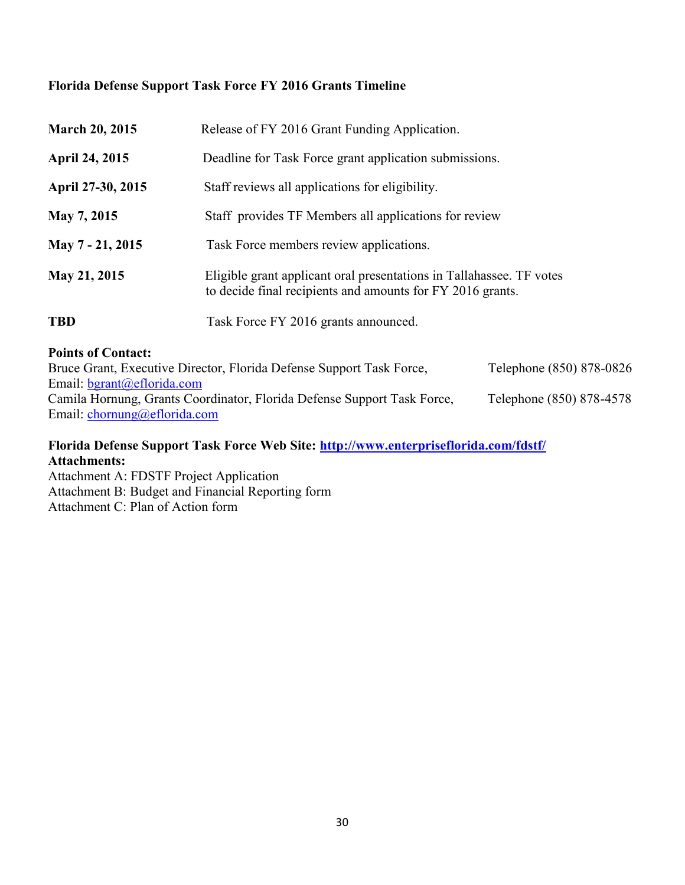## Florida Defense Support Task Force FY 2016 Grants Timeline

| | |
|---|---|
| **March 20, 2015** | Release of FY 2016 Grant Funding Application. |
| **April 24, 2015** | Deadline for Task Force grant application submissions. |
| **April 27-30, 2015** | Staff reviews all applications for eligibility. |
| **May 7, 2015** | Staff provides TF Members all applications for review |
| **May 7 - 21, 2015** | Task Force members review applications. |
| **May 21, 2015** | Eligible grant applicant oral presentations in Tallahassee. TF votes to decide final recipients and amounts for FY 2016 grants. |
| **TBD** | Task Force FY 2016 grants announced. |

**Points of Contact:**

Bruce Grant, Executive Director, Florida Defense Support Task Force, Telephone (850) 878-0826
Email: bgrant@eflorida.com

Camila Hornung, Grants Coordinator, Florida Defense Support Task Force, Telephone (850) 878-4578
Email: chornung@eflorida.com

**Florida Defense Support Task Force Web Site: http://www.enterpriseflorida.com/fdstf/**

**Attachments:**

Attachment A: FDSTF Project Application
Attachment B: Budget and Financial Reporting form
Attachment C: Plan of Action form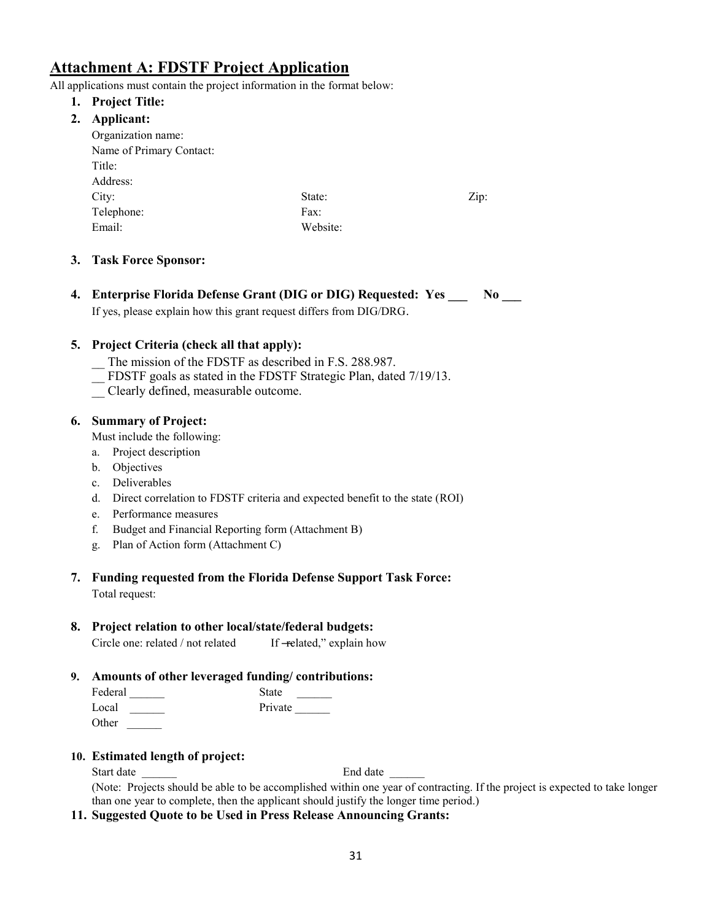## Attachment A: FDSTF Project Application

All applications must contain the project information in the format below:

1. **Project Title:**

2. **Applicant:**

   Organization name:
   Name of Primary Contact:
   Title:
   Address:
   City: State: Zip:
   Telephone: Fax:
   Email: Website:

3. **Task Force Sponsor:**

4. **Enterprise Florida Defense Grant (DIG or DIG) Requested: Yes ___ No ___**

   If yes, please explain how this grant request differs from DIG/DRG.

5. **Project Criteria (check all that apply):**

   __ The mission of the FDSTF as described in F.S. 288.987.
   __ FDSTF goals as stated in the FDSTF Strategic Plan, dated 7/19/13.
   __ Clearly defined, measurable outcome.

6. **Summary of Project:**

   Must include the following:

   a. Project description
   b. Objectives
   c. Deliverables
   d. Direct correlation to FDSTF criteria and expected benefit to the state (ROI)
   e. Performance measures
   f. Budget and Financial Reporting form (Attachment B)
   g. Plan of Action form (Attachment C)

7. **Funding requested from the Florida Defense Support Task Force:**

   Total request:

8. **Project relation to other local/state/federal budgets:**

   Circle one: related / not related If ~~–r~~elated," explain how

9. **Amounts of other leveraged funding/ contributions:**

   Federal ______ State ______
   Local ______ Private ______
   Other ______

10. **Estimated length of project:**

    Start date ______ End date ______

    (Note: Projects should be able to be accomplished within one year of contracting. If the project is expected to take longer than one year to complete, then the applicant should justify the longer time period.)

11. **Suggested Quote to be Used in Press Release Announcing Grants:**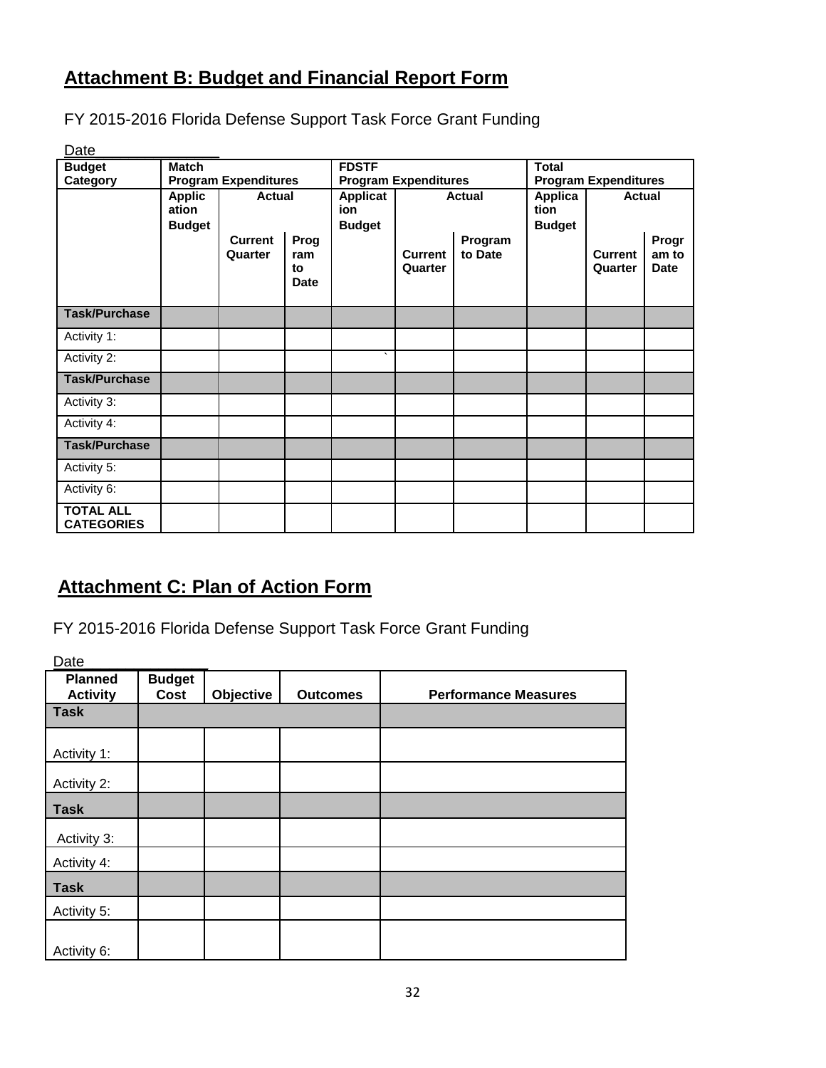## Attachment B: Budget and Financial Report Form

FY 2015-2016 Florida Defense Support Task Force Grant Funding

Date_______________

| Budget Category | Match Program Expenditures | | | FDSTF Program Expenditures | | | Total Program Expenditures | | |
|---|---|---|---|---|---|---|---|---|---|
| | Application Budget | Actual | | Application Budget | Actual | | Application Budget | Actual | |
| | | Current Quarter | Program to Date | | Current Quarter | Program to Date | | Current Quarter | Program to Date |
| **Task/Purchase** | | | | | | | | | |
| Activity 1: | | | | | | | | | |
| Activity 2: | | | | ` | | | | | |
| **Task/Purchase** | | | | | | | | | |
| Activity 3: | | | | | | | | | |
| Activity 4: | | | | | | | | | |
| **Task/Purchase** | | | | | | | | | |
| Activity 5: | | | | | | | | | |
| Activity 6: | | | | | | | | | |
| **TOTAL ALL CATEGORIES** | | | | | | | | | |

## Attachment C: Plan of Action Form

FY 2015-2016 Florida Defense Support Task Force Grant Funding

Date_______________

| Planned Activity | Budget Cost | Objective | Outcomes | Performance Measures |
|---|---|---|---|---|
| **Task** | | | | |
| Activity 1: | | | | |
| Activity 2: | | | | |
| **Task** | | | | |
| Activity 3: | | | | |
| Activity 4: | | | | |
| **Task** | | | | |
| Activity 5: | | | | |
| Activity 6: | | | | |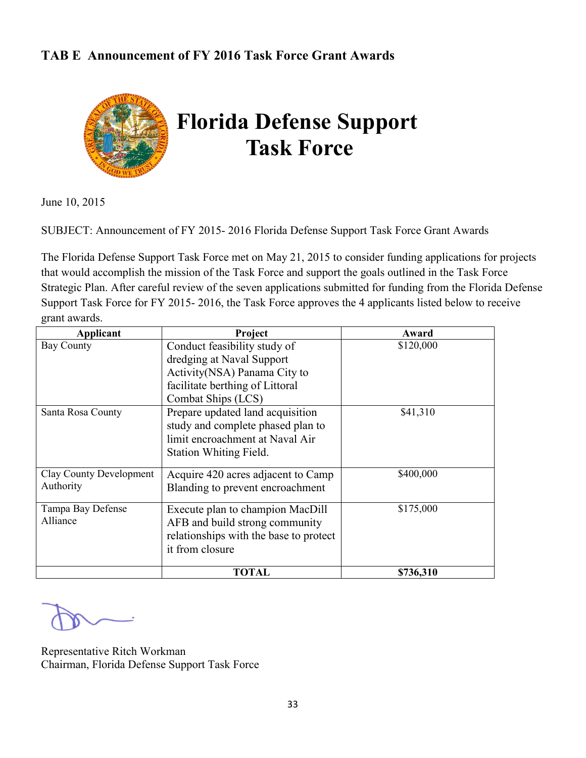## TAB E Announcement of FY 2016 Task Force Grant Awards

# Florida Defense Support Task Force

June 10, 2015

SUBJECT: Announcement of FY 2015- 2016 Florida Defense Support Task Force Grant Awards

The Florida Defense Support Task Force met on May 21, 2015 to consider funding applications for projects that would accomplish the mission of the Task Force and support the goals outlined in the Task Force Strategic Plan. After careful review of the seven applications submitted for funding from the Florida Defense Support Task Force for FY 2015- 2016, the Task Force approves the 4 applicants listed below to receive grant awards.

| Applicant | Project | Award |
|---|---|---|
| Bay County | Conduct feasibility study of dredging at Naval Support Activity(NSA) Panama City to facilitate berthing of Littoral Combat Ships (LCS) | $120,000 |
| Santa Rosa County | Prepare updated land acquisition study and complete phased plan to limit encroachment at Naval Air Station Whiting Field. | $41,310 |
| Clay County Development Authority | Acquire 420 acres adjacent to Camp Blanding to prevent encroachment | $400,000 |
| Tampa Bay Defense Alliance | Execute plan to champion MacDill AFB and build strong community relationships with the base to protect it from closure | $175,000 |
| | **TOTAL** | **$736,310** |

Representative Ritch Workman
Chairman, Florida Defense Support Task Force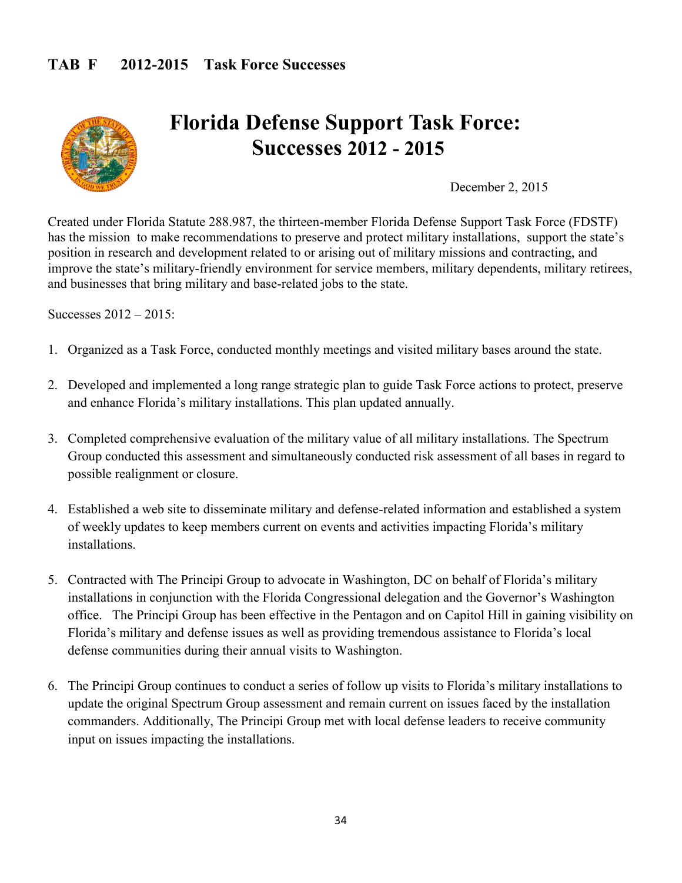## TAB F 2012-2015 Task Force Successes

# Florida Defense Support Task Force: Successes 2012 - 2015

December 2, 2015

Created under Florida Statute 288.987, the thirteen-member Florida Defense Support Task Force (FDSTF) has the mission to make recommendations to preserve and protect military installations, support the state's position in research and development related to or arising out of military missions and contracting, and improve the state's military-friendly environment for service members, military dependents, military retirees, and businesses that bring military and base-related jobs to the state.

Successes 2012 – 2015:

1. Organized as a Task Force, conducted monthly meetings and visited military bases around the state.

2. Developed and implemented a long range strategic plan to guide Task Force actions to protect, preserve and enhance Florida's military installations. This plan updated annually.

3. Completed comprehensive evaluation of the military value of all military installations. The Spectrum Group conducted this assessment and simultaneously conducted risk assessment of all bases in regard to possible realignment or closure.

4. Established a web site to disseminate military and defense-related information and established a system of weekly updates to keep members current on events and activities impacting Florida's military installations.

5. Contracted with The Principi Group to advocate in Washington, DC on behalf of Florida's military installations in conjunction with the Florida Congressional delegation and the Governor's Washington office. The Principi Group has been effective in the Pentagon and on Capitol Hill in gaining visibility on Florida's military and defense issues as well as providing tremendous assistance to Florida's local defense communities during their annual visits to Washington.

6. The Principi Group continues to conduct a series of follow up visits to Florida's military installations to update the original Spectrum Group assessment and remain current on issues faced by the installation commanders. Additionally, The Principi Group met with local defense leaders to receive community input on issues impacting the installations.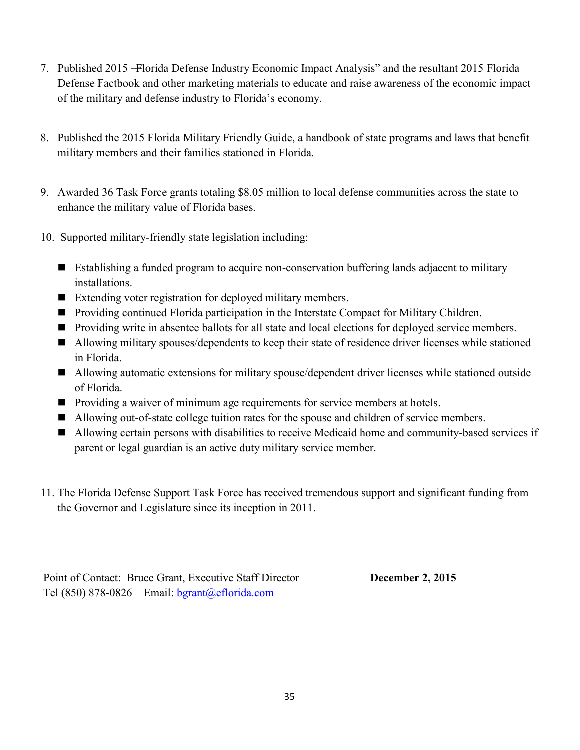7. Published 2015 "Florida Defense Industry Economic Impact Analysis" and the resultant 2015 Florida Defense Factbook and other marketing materials to educate and raise awareness of the economic impact of the military and defense industry to Florida's economy.

8. Published the 2015 Florida Military Friendly Guide, a handbook of state programs and laws that benefit military members and their families stationed in Florida.

9. Awarded 36 Task Force grants totaling $8.05 million to local defense communities across the state to enhance the military value of Florida bases.

10. Supported military-friendly state legislation including:

    - Establishing a funded program to acquire non-conservation buffering lands adjacent to military installations.
    - Extending voter registration for deployed military members.
    - Providing continued Florida participation in the Interstate Compact for Military Children.
    - Providing write in absentee ballots for all state and local elections for deployed service members.
    - Allowing military spouses/dependents to keep their state of residence driver licenses while stationed in Florida.
    - Allowing automatic extensions for military spouse/dependent driver licenses while stationed outside of Florida.
    - Providing a waiver of minimum age requirements for service members at hotels.
    - Allowing out-of-state college tuition rates for the spouse and children of service members.
    - Allowing certain persons with disabilities to receive Medicaid home and community-based services if parent or legal guardian is an active duty military service member.

11. The Florida Defense Support Task Force has received tremendous support and significant funding from the Governor and Legislature since its inception in 2011.

Point of Contact: Bruce Grant, Executive Staff Director **December 2, 2015**
Tel (850) 878-0826 Email: bgrant@eflorida.com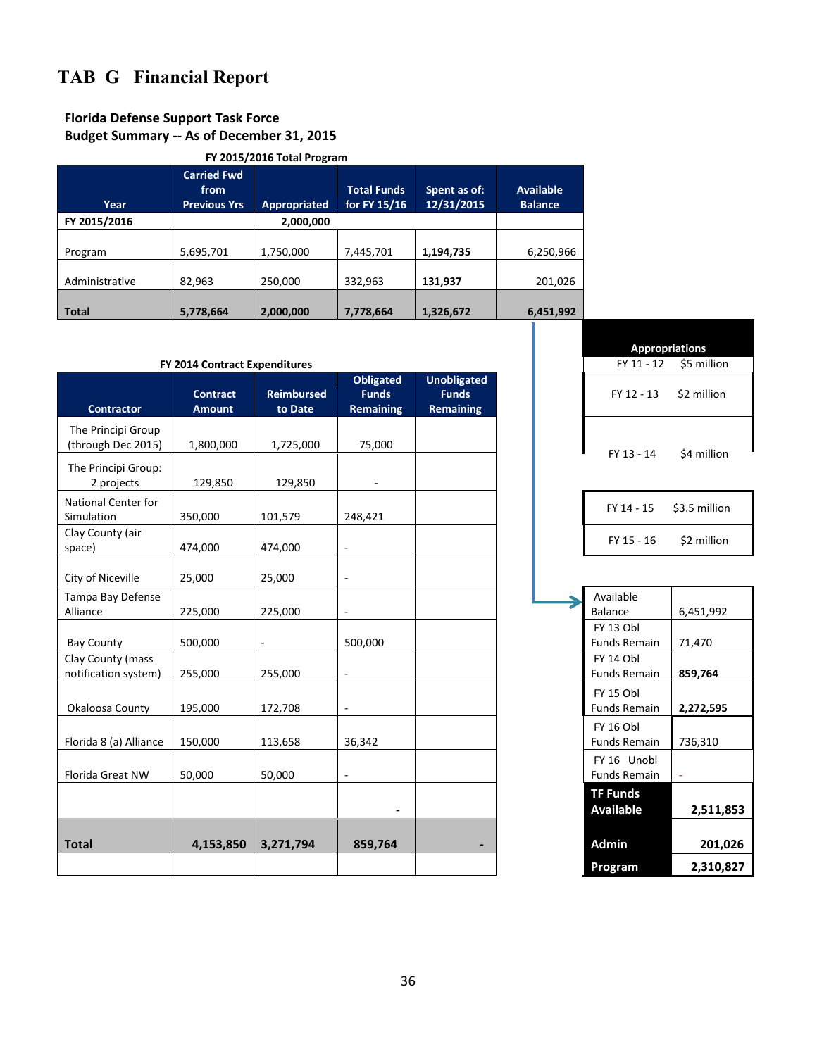# TAB G Financial Report

**Florida Defense Support Task Force**
**Budget Summary -- As of December 31, 2015**

**FY 2015/2016 Total Program**

| Year | Carried Fwd from Previous Yrs | Appropriated | Total Funds for FY 15/16 | Spent as of: 12/31/2015 | Available Balance |
|---|---|---|---|---|---|
| **FY 2015/2016** | | **2,000,000** | | | |
| Program | 5,695,701 | 1,750,000 | 7,445,701 | **1,194,735** | 6,250,966 |
| Administrative | 82,963 | 250,000 | 332,963 | **131,937** | 201,026 |
| **Total** | **5,778,664** | **2,000,000** | **7,778,664** | **1,326,672** | **6,451,992** |

**FY 2014 Contract Expenditures**

| Contractor | Contract Amount | Reimbursed to Date | Obligated Funds Remaining | Unobligated Funds Remaining |
|---|---|---|---|---|
| The Principi Group (through Dec 2015) | 1,800,000 | 1,725,000 | 75,000 | |
| The Principi Group: 2 projects | 129,850 | 129,850 | - | |
| National Center for Simulation | 350,000 | 101,579 | 248,421 | |
| Clay County (air space) | 474,000 | 474,000 | - | |
| City of Niceville | 25,000 | 25,000 | - | |
| Tampa Bay Defense Alliance | 225,000 | 225,000 | - | |
| Bay County | 500,000 | - | 500,000 | |
| Clay County (mass notification system) | 255,000 | 255,000 | - | |
| Okaloosa County | 195,000 | 172,708 | - | |
| Florida 8 (a) Alliance | 150,000 | 113,658 | 36,342 | |
| Florida Great NW | 50,000 | 50,000 | - | |
| | | | - | |
| **Total** | **4,153,850** | **3,271,794** | **859,764** | **-** |

**Appropriations**

| | |
|---|---|
| FY 11 - 12 | $5 million |
| FY 12 - 13 | $2 million |
| FY 13 - 14 | $4 million |
| FY 14 - 15 | $3.5 million |
| FY 15 - 16 | $2 million |

| | |
|---|---|
| Available Balance | 6,451,992 |
| FY 13 Obl Funds Remain | 71,470 |
| FY 14 Obl Funds Remain | **859,764** |
| FY 15 Obl Funds Remain | **2,272,595** |
| FY 16 Obl Funds Remain | 736,310 |
| FY 16 Unobl Funds Remain | - |
| **TF Funds Available** | **2,511,853** |
| **Admin** | **201,026** |
| **Program** | **2,310,827** |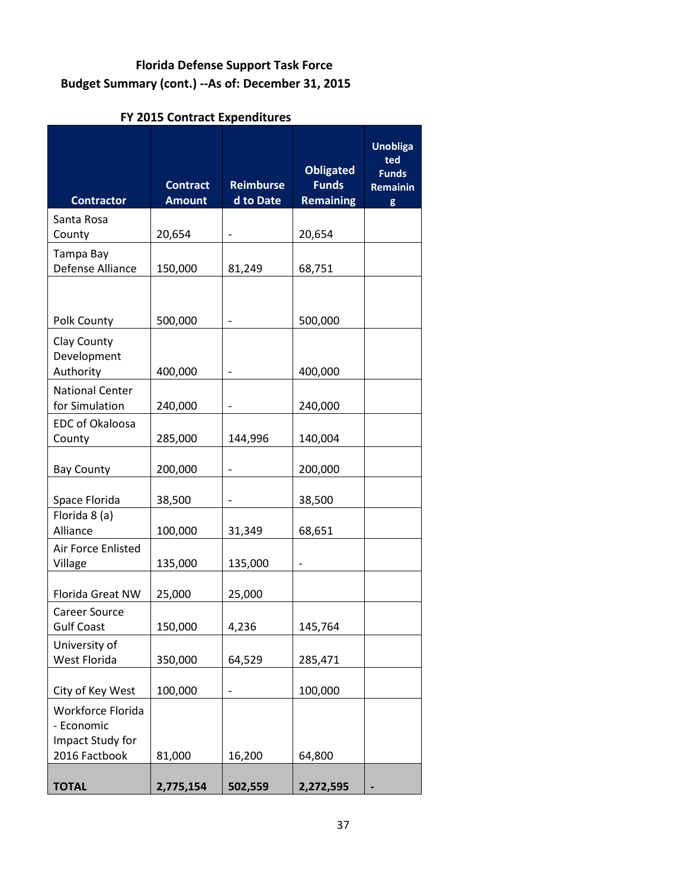## Florida Defense Support Task Force
## Budget Summary (cont.) --As of: December 31, 2015

### FY 2015 Contract Expenditures

| Contractor | Contract Amount | Reimbursed to Date | Obligated Funds Remaining | Unobligated Funds Remaining |
|---|---|---|---|---|
| Santa Rosa County | 20,654 | - | 20,654 | |
| Tampa Bay Defense Alliance | 150,000 | 81,249 | 68,751 | |
| Polk County | 500,000 | - | 500,000 | |
| Clay County Development Authority | 400,000 | - | 400,000 | |
| National Center for Simulation | 240,000 | - | 240,000 | |
| EDC of Okaloosa County | 285,000 | 144,996 | 140,004 | |
| Bay County | 200,000 | - | 200,000 | |
| Space Florida | 38,500 | - | 38,500 | |
| Florida 8 (a) Alliance | 100,000 | 31,349 | 68,651 | |
| Air Force Enlisted Village | 135,000 | 135,000 | - | |
| Florida Great NW | 25,000 | 25,000 | | |
| Career Source Gulf Coast | 150,000 | 4,236 | 145,764 | |
| University of West Florida | 350,000 | 64,529 | 285,471 | |
| City of Key West | 100,000 | - | 100,000 | |
| Workforce Florida - Economic Impact Study for 2016 Factbook | 81,000 | 16,200 | 64,800 | |
| **TOTAL** | **2,775,154** | **502,559** | **2,272,595** | **-** |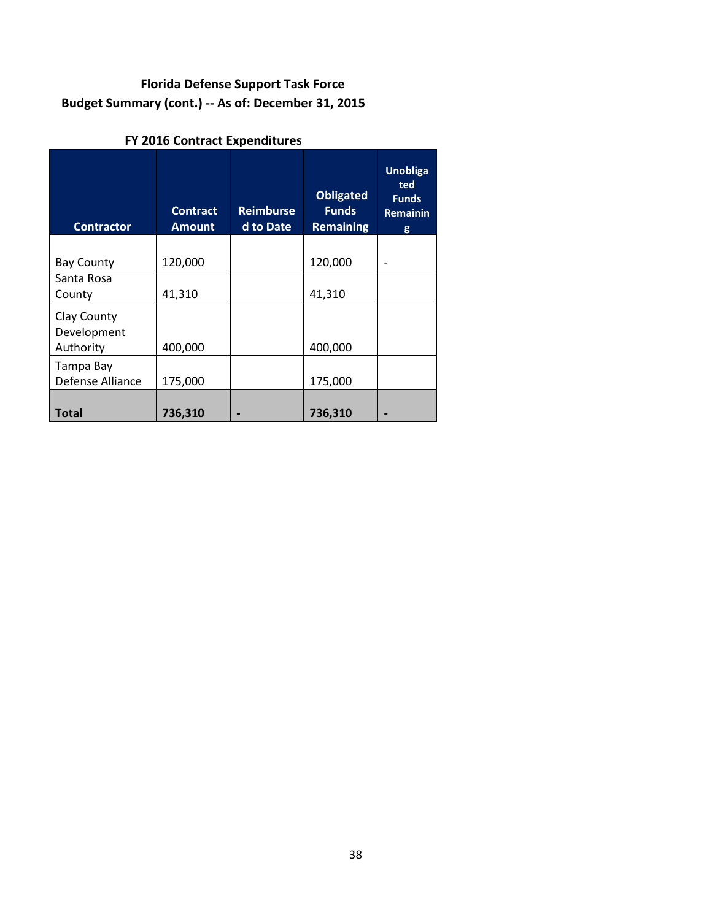# Florida Defense Support Task Force

## Budget Summary (cont.) -- As of: December 31, 2015

### FY 2016 Contract Expenditures

| Contractor | Contract Amount | Reimbursed to Date | Obligated Funds Remaining | Unobligated Funds Remaining |
|---|---|---|---|---|
| Bay County | 120,000 | | 120,000 | - |
| Santa Rosa County | 41,310 | | 41,310 | |
| Clay County Development Authority | 400,000 | | 400,000 | |
| Tampa Bay Defense Alliance | 175,000 | | 175,000 | |
| **Total** | **736,310** | **-** | **736,310** | **-** |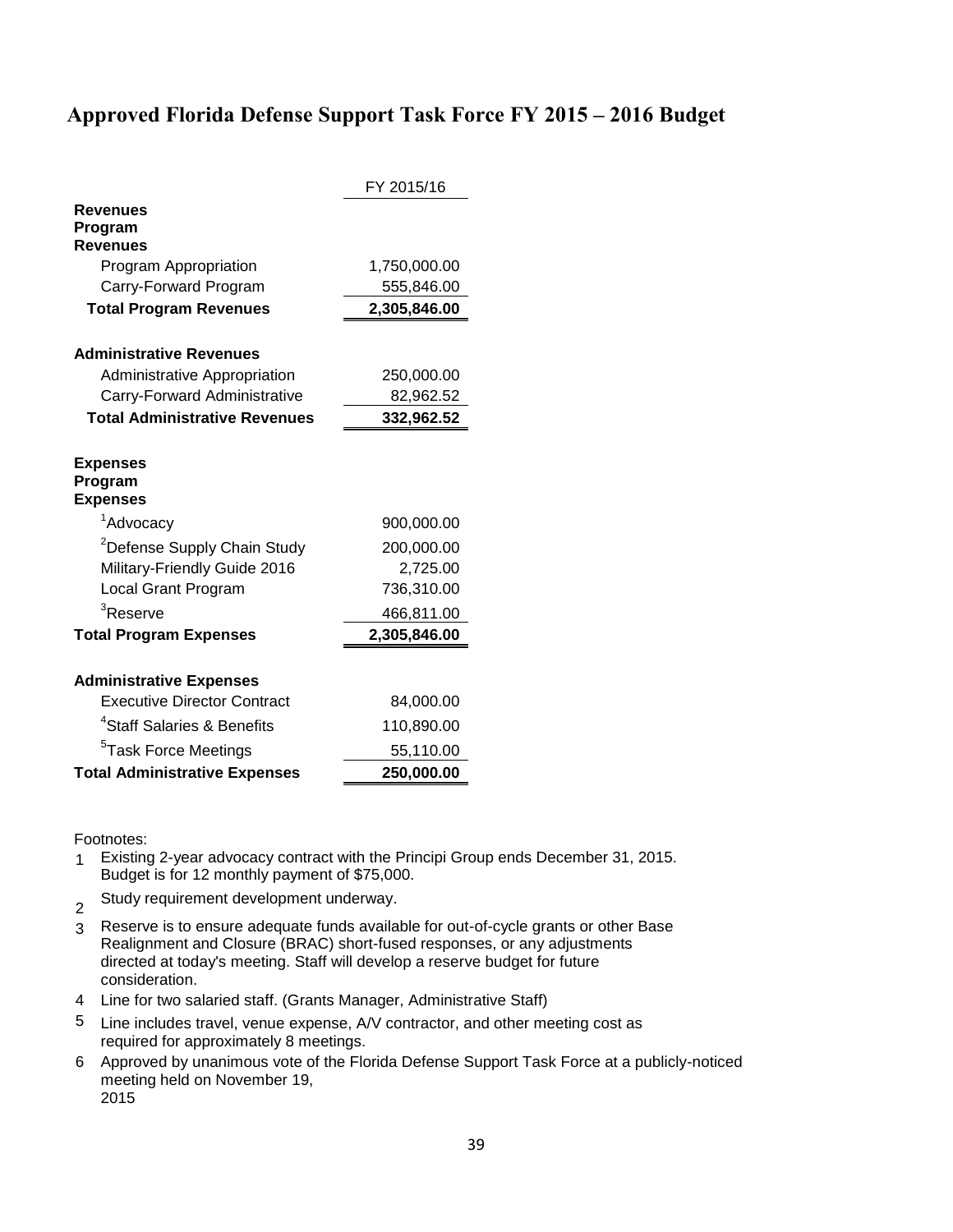## Approved Florida Defense Support Task Force FY 2015 – 2016 Budget

| | FY 2015/16 |
|---|---|
| **Revenues** | |
| **Program Revenues** | |
| Program Appropriation | 1,750,000.00 |
| Carry-Forward Program | 555,846.00 |
| **Total Program Revenues** | **2,305,846.00** |
| | |
| **Administrative Revenues** | |
| Administrative Appropriation | 250,000.00 |
| Carry-Forward Administrative | 82,962.52 |
| **Total Administrative Revenues** | **332,962.52** |
| | |
| **Expenses** | |
| **Program Expenses** | |
| [1]Advocacy | 900,000.00 |
| [2]Defense Supply Chain Study | 200,000.00 |
| Military-Friendly Guide 2016 | 2,725.00 |
| Local Grant Program | 736,310.00 |
| [3]Reserve | 466,811.00 |
| **Total Program Expenses** | **2,305,846.00** |
| | |
| **Administrative Expenses** | |
| Executive Director Contract | 84,000.00 |
| [4]Staff Salaries & Benefits | 110,890.00 |
| [5]Task Force Meetings | 55,110.00 |
| **Total Administrative Expenses** | **250,000.00** |

Footnotes:

1. Existing 2-year advocacy contract with the Principi Group ends December 31, 2015. Budget is for 12 monthly payment of $75,000.
2. Study requirement development underway.
3. Reserve is to ensure adequate funds available for out-of-cycle grants or other Base Realignment and Closure (BRAC) short-fused responses, or any adjustments directed at today's meeting. Staff will develop a reserve budget for future consideration.
4. Line for two salaried staff. (Grants Manager, Administrative Staff)
5. Line includes travel, venue expense, A/V contractor, and other meeting cost as required for approximately 8 meetings.
6. Approved by unanimous vote of the Florida Defense Support Task Force at a publicly-noticed meeting held on November 19, 2015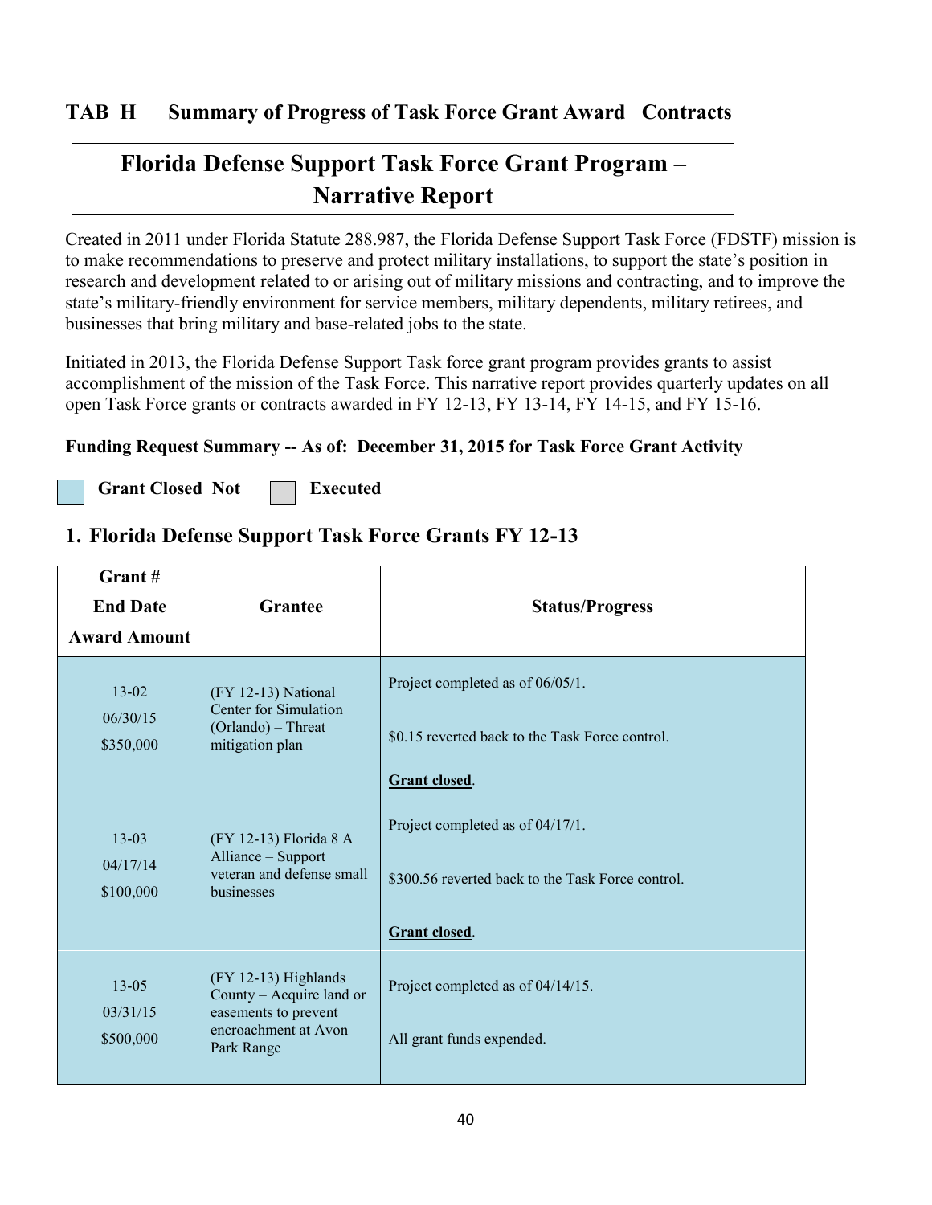## TAB H Summary of Progress of Task Force Grant Award Contracts

# Florida Defense Support Task Force Grant Program – Narrative Report

Created in 2011 under Florida Statute 288.987, the Florida Defense Support Task Force (FDSTF) mission is to make recommendations to preserve and protect military installations, to support the state's position in research and development related to or arising out of military missions and contracting, and to improve the state's military-friendly environment for service members, military dependents, military retirees, and businesses that bring military and base-related jobs to the state.

Initiated in 2013, the Florida Defense Support Task force grant program provides grants to assist accomplishment of the mission of the Task Force. This narrative report provides quarterly updates on all open Task Force grants or contracts awarded in FY 12-13, FY 13-14, FY 14-15, and FY 15-16.

**Funding Request Summary -- As of: December 31, 2015 for Task Force Grant Activity**

**Grant Closed** **Not Executed**

## 1. Florida Defense Support Task Force Grants FY 12-13

| Grant # <br> End Date <br> Award Amount | Grantee | Status/Progress |
|---|---|---|
| 13-02 <br> 06/30/15 <br> $350,000 | (FY 12-13) National Center for Simulation (Orlando) – Threat mitigation plan | Project completed as of 06/05/1. <br><br> $0.15 reverted back to the Task Force control. <br><br> **Grant closed**. |
| 13-03 <br> 04/17/14 <br> $100,000 | (FY 12-13) Florida 8 A Alliance – Support veteran and defense small businesses | Project completed as of 04/17/1. <br><br> $300.56 reverted back to the Task Force control. <br><br> **Grant closed**. |
| 13-05 <br> 03/31/15 <br> $500,000 | (FY 12-13) Highlands County – Acquire land or easements to prevent encroachment at Avon Park Range | Project completed as of 04/14/15. <br><br> All grant funds expended. |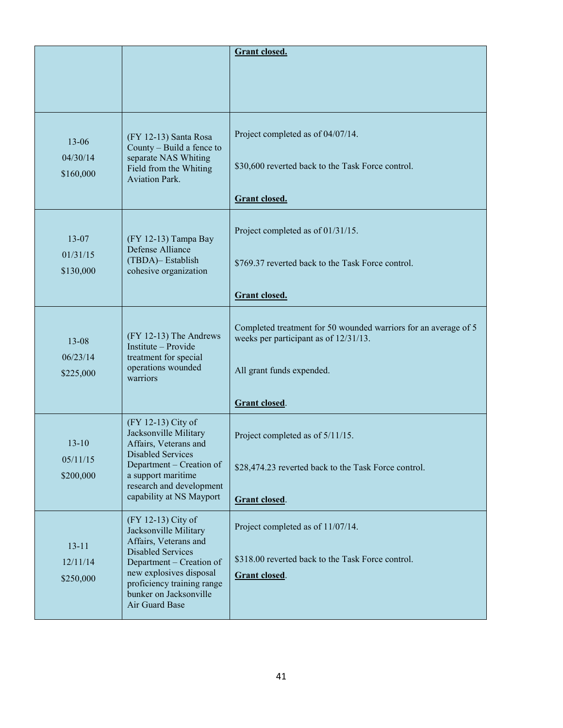| | | |
|---|---|---|
| | | **Grant closed.** |
| 13-06<br>04/30/14<br>$160,000 | (FY 12-13) Santa Rosa County – Build a fence to separate NAS Whiting Field from the Whiting Aviation Park. | Project completed as of 04/07/14.<br><br>$30,600 reverted back to the Task Force control.<br><br>**Grant closed.** |
| 13-07<br>01/31/15<br>$130,000 | (FY 12-13) Tampa Bay Defense Alliance (TBDA)– Establish cohesive organization | Project completed as of 01/31/15.<br><br>$769.37 reverted back to the Task Force control.<br><br>**Grant closed.** |
| 13-08<br>06/23/14<br>$225,000 | (FY 12-13) The Andrews Institute – Provide treatment for special operations wounded warriors | Completed treatment for 50 wounded warriors for an average of 5 weeks per participant as of 12/31/13.<br><br>All grant funds expended.<br><br>**Grant closed**. |
| 13-10<br>05/11/15<br>$200,000 | (FY 12-13) City of Jacksonville Military Affairs, Veterans and Disabled Services Department – Creation of a support maritime research and development capability at NS Mayport | Project completed as of 5/11/15.<br><br>$28,474.23 reverted back to the Task Force control.<br><br>**Grant closed**. |
| 13-11<br>12/11/14<br>$250,000 | (FY 12-13) City of Jacksonville Military Affairs, Veterans and Disabled Services Department – Creation of new explosives disposal proficiency training range bunker on Jacksonville Air Guard Base | Project completed as of 11/07/14.<br><br>$318.00 reverted back to the Task Force control.<br>**Grant closed**. |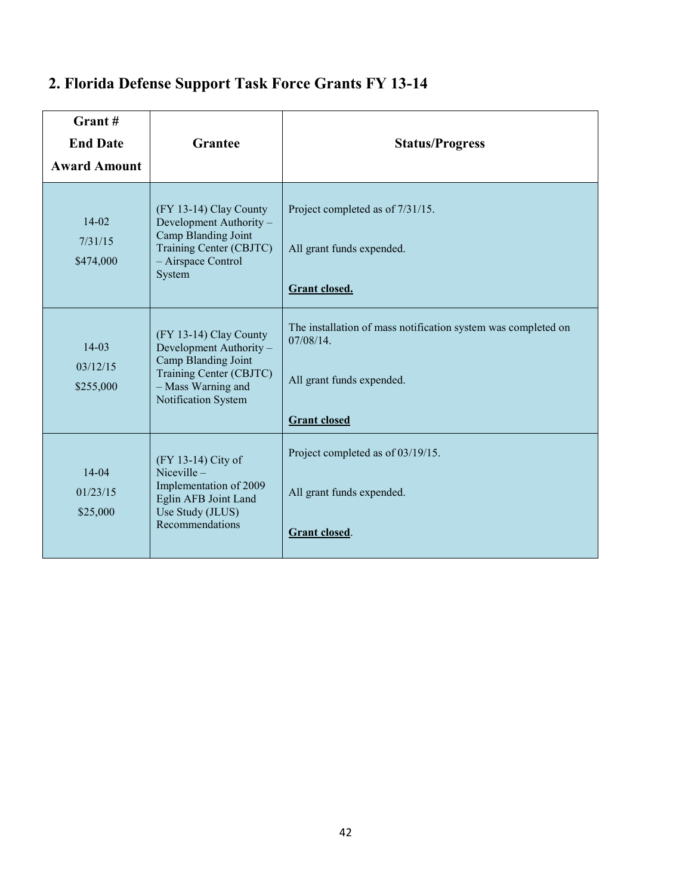## 2. Florida Defense Support Task Force Grants FY 13-14

| Grant #<br>End Date<br>Award Amount | Grantee | Status/Progress |
|---|---|---|
| 14-02<br>7/31/15<br>$474,000 | (FY 13-14) Clay County Development Authority – Camp Blanding Joint Training Center (CBJTC) – Airspace Control System | Project completed as of 7/31/15.<br><br>All grant funds expended.<br><br>**Grant closed.** |
| 14-03<br>03/12/15<br>$255,000 | (FY 13-14) Clay County Development Authority – Camp Blanding Joint Training Center (CBJTC) – Mass Warning and Notification System | The installation of mass notification system was completed on 07/08/14.<br><br>All grant funds expended.<br><br>**Grant closed** |
| 14-04<br>01/23/15<br>$25,000 | (FY 13-14) City of Niceville – Implementation of 2009 Eglin AFB Joint Land Use Study (JLUS) Recommendations | Project completed as of 03/19/15.<br><br>All grant funds expended.<br><br>**Grant closed**. |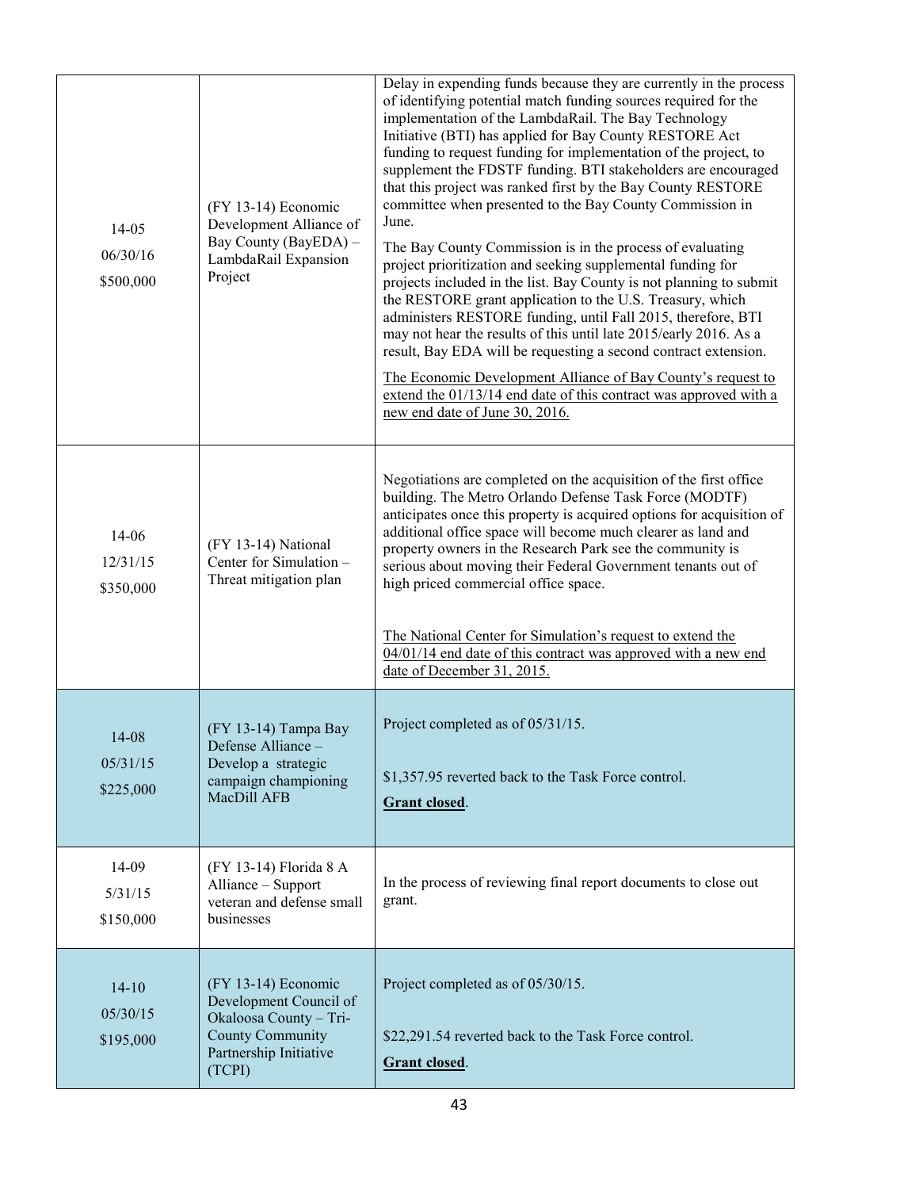| | | |
|---|---|---|
| 14-05<br>06/30/16<br>$500,000 | (FY 13-14) Economic Development Alliance of Bay County (BayEDA) – LambdaRail Expansion Project | Delay in expending funds because they are currently in the process of identifying potential match funding sources required for the implementation of the LambdaRail. The Bay Technology Initiative (BTI) has applied for Bay County RESTORE Act funding to request funding for implementation of the project, to supplement the FDSTF funding. BTI stakeholders are encouraged that this project was ranked first by the Bay County RESTORE committee when presented to the Bay County Commission in June.<br><br>The Bay County Commission is in the process of evaluating project prioritization and seeking supplemental funding for projects included in the list. Bay County is not planning to submit the RESTORE grant application to the U.S. Treasury, which administers RESTORE funding, until Fall 2015, therefore, BTI may not hear the results of this until late 2015/early 2016. As a result, Bay EDA will be requesting a second contract extension.<br><br>The Economic Development Alliance of Bay County's request to extend the 01/13/14 end date of this contract was approved with a new end date of June 30, 2016. |
| 14-06<br>12/31/15<br>$350,000 | (FY 13-14) National Center for Simulation – Threat mitigation plan | Negotiations are completed on the acquisition of the first office building. The Metro Orlando Defense Task Force (MODTF) anticipates once this property is acquired options for acquisition of additional office space will become much clearer as land and property owners in the Research Park see the community is serious about moving their Federal Government tenants out of high priced commercial office space.<br><br>The National Center for Simulation's request to extend the 04/01/14 end date of this contract was approved with a new end date of December 31, 2015. |
| 14-08<br>05/31/15<br>$225,000 | (FY 13-14) Tampa Bay Defense Alliance – Develop a strategic campaign championing MacDill AFB | Project completed as of 05/31/15.<br><br>$1,357.95 reverted back to the Task Force control.<br>**Grant closed**. |
| 14-09<br>5/31/15<br>$150,000 | (FY 13-14) Florida 8 A Alliance – Support veteran and defense small businesses | In the process of reviewing final report documents to close out grant. |
| 14-10<br>05/30/15<br>$195,000 | (FY 13-14) Economic Development Council of Okaloosa County – Tri-County Community Partnership Initiative (TCPI) | Project completed as of 05/30/15.<br><br>$22,291.54 reverted back to the Task Force control.<br>**Grant closed**. |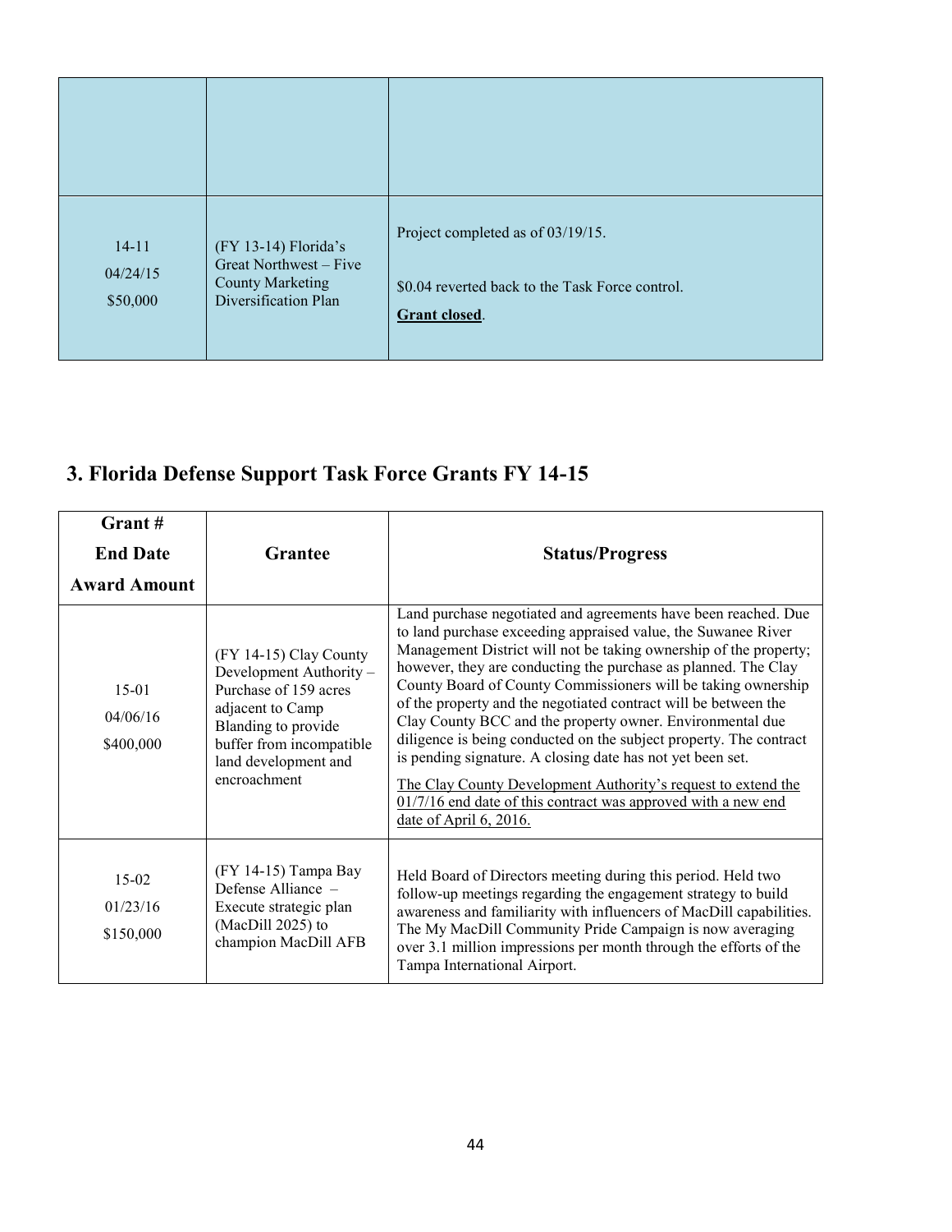| | | |
|---|---|---|
| | | |
| 14-11<br>04/24/15<br>$50,000 | (FY 13-14) Florida's Great Northwest – Five County Marketing Diversification Plan | Project completed as of 03/19/15.<br><br>$0.04 reverted back to the Task Force control.<br>**Grant closed**. |

## 3. Florida Defense Support Task Force Grants FY 14-15

| Grant #<br>End Date<br>Award Amount | Grantee | Status/Progress |
|---|---|---|
| 15-01<br>04/06/16<br>$400,000 | (FY 14-15) Clay County Development Authority – Purchase of 159 acres adjacent to Camp Blanding to provide buffer from incompatible land development and encroachment | Land purchase negotiated and agreements have been reached. Due to land purchase exceeding appraised value, the Suwanee River Management District will not be taking ownership of the property; however, they are conducting the purchase as planned. The Clay County Board of County Commissioners will be taking ownership of the property and the negotiated contract will be between the Clay County BCC and the property owner. Environmental due diligence is being conducted on the subject property. The contract is pending signature. A closing date has not yet been set.<br><br>The Clay County Development Authority's request to extend the 01/7/16 end date of this contract was approved with a new end date of April 6, 2016. |
| 15-02<br>01/23/16<br>$150,000 | (FY 14-15) Tampa Bay Defense Alliance – Execute strategic plan (MacDill 2025) to champion MacDill AFB | Held Board of Directors meeting during this period. Held two follow-up meetings regarding the engagement strategy to build awareness and familiarity with influencers of MacDill capabilities. The My MacDill Community Pride Campaign is now averaging over 3.1 million impressions per month through the efforts of the Tampa International Airport. |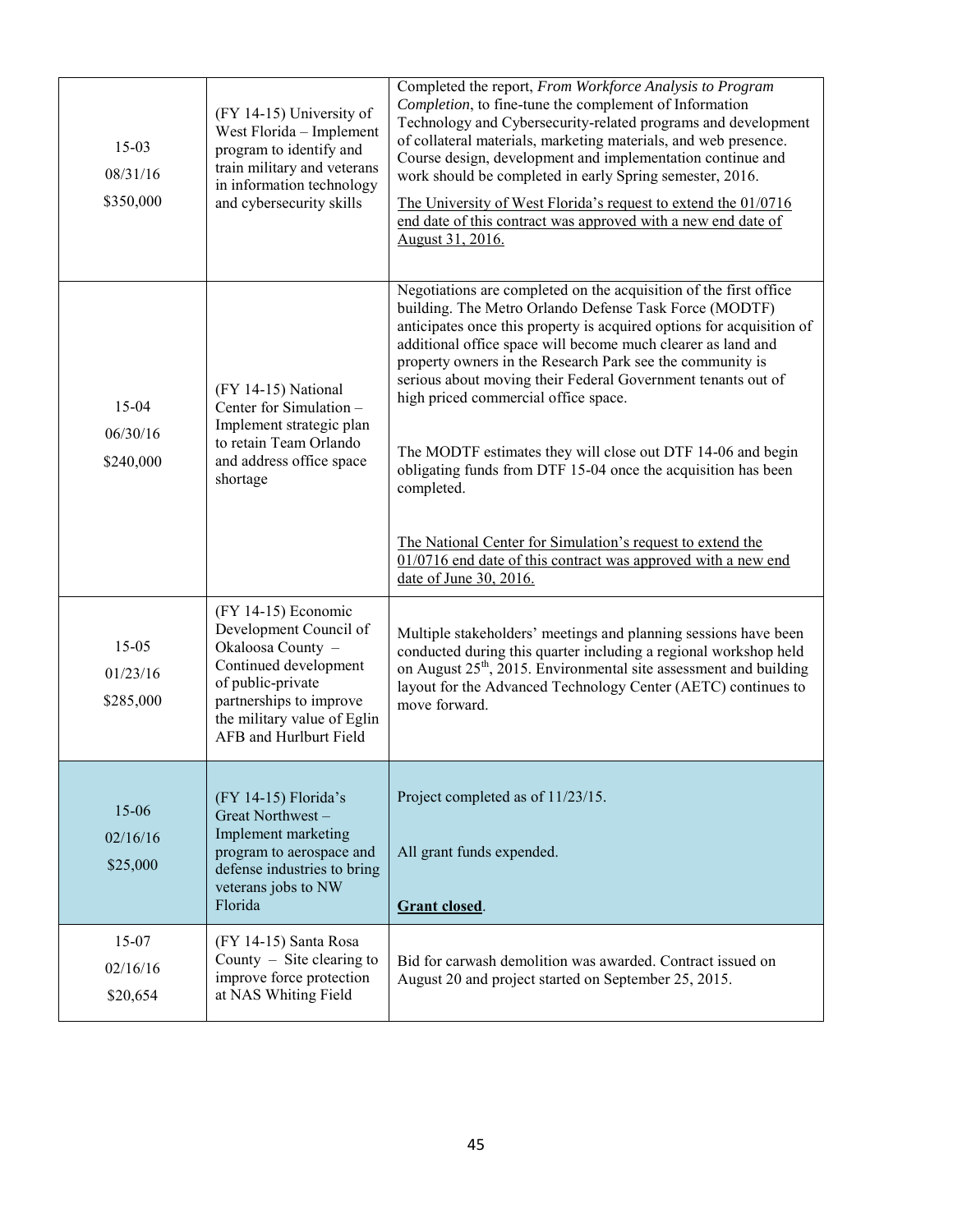| | | |
|---|---|---|
| 15-03<br>08/31/16<br>$350,000 | (FY 14-15) University of West Florida – Implement program to identify and train military and veterans in information technology and cybersecurity skills | Completed the report, *From Workforce Analysis to Program Completion*, to fine-tune the complement of Information Technology and Cybersecurity-related programs and development of collateral materials, marketing materials, and web presence. Course design, development and implementation continue and work should be completed in early Spring semester, 2016.<br><br><u>The University of West Florida's request to extend the 01/0716 end date of this contract was approved with a new end date of August 31, 2016.</u> |
| 15-04<br>06/30/16<br>$240,000 | (FY 14-15) National Center for Simulation – Implement strategic plan to retain Team Orlando and address office space shortage | Negotiations are completed on the acquisition of the first office building. The Metro Orlando Defense Task Force (MODTF) anticipates once this property is acquired options for acquisition of additional office space will become much clearer as land and property owners in the Research Park see the community is serious about moving their Federal Government tenants out of high priced commercial office space.<br><br>The MODTF estimates they will close out DTF 14-06 and begin obligating funds from DTF 15-04 once the acquisition has been completed.<br><br><u>The National Center for Simulation's request to extend the 01/0716 end date of this contract was approved with a new end date of June 30, 2016.</u> |
| 15-05<br>01/23/16<br>$285,000 | (FY 14-15) Economic Development Council of Okaloosa County – Continued development of public-private partnerships to improve the military value of Eglin AFB and Hurlburt Field | Multiple stakeholders' meetings and planning sessions have been conducted during this quarter including a regional workshop held on August 25th, 2015. Environmental site assessment and building layout for the Advanced Technology Center (AETC) continues to move forward. |
| 15-06<br>02/16/16<br>$25,000 | (FY 14-15) Florida's Great Northwest – Implement marketing program to aerospace and defense industries to bring veterans jobs to NW Florida | Project completed as of 11/23/15.<br><br>All grant funds expended.<br><br>**<u>Grant closed</u>**. |
| 15-07<br>02/16/16<br>$20,654 | (FY 14-15) Santa Rosa County – Site clearing to improve force protection at NAS Whiting Field | Bid for carwash demolition was awarded. Contract issued on August 20 and project started on September 25, 2015. |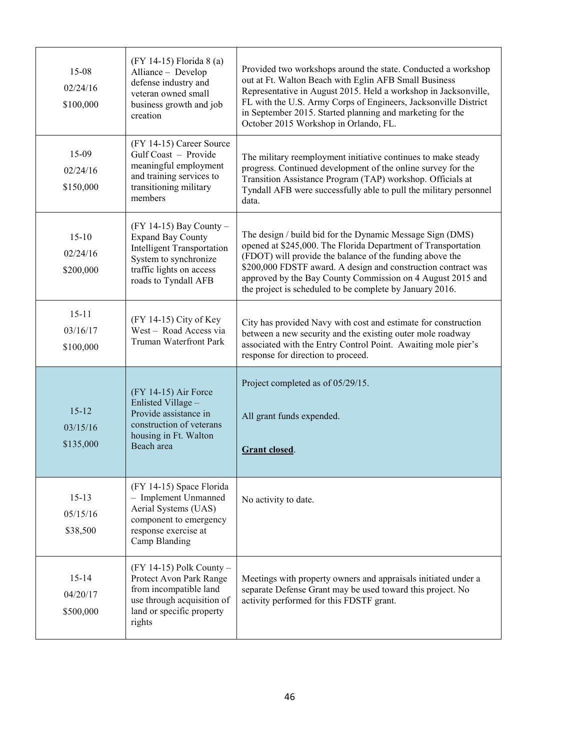| | | |
|---|---|---|
| 15-08<br>02/24/16<br>$100,000 | (FY 14-15) Florida 8 (a) Alliance – Develop defense industry and veteran owned small business growth and job creation | Provided two workshops around the state. Conducted a workshop out at Ft. Walton Beach with Eglin AFB Small Business Representative in August 2015. Held a workshop in Jacksonville, FL with the U.S. Army Corps of Engineers, Jacksonville District in September 2015. Started planning and marketing for the October 2015 Workshop in Orlando, FL. |
| 15-09<br>02/24/16<br>$150,000 | (FY 14-15) Career Source Gulf Coast – Provide meaningful employment and training services to transitioning military members | The military reemployment initiative continues to make steady progress. Continued development of the online survey for the Transition Assistance Program (TAP) workshop. Officials at Tyndall AFB were successfully able to pull the military personnel data. |
| 15-10<br>02/24/16<br>$200,000 | (FY 14-15) Bay County – Expand Bay County Intelligent Transportation System to synchronize traffic lights on access roads to Tyndall AFB | The design / build bid for the Dynamic Message Sign (DMS) opened at $245,000. The Florida Department of Transportation (FDOT) will provide the balance of the funding above the $200,000 FDSTF award. A design and construction contract was approved by the Bay County Commission on 4 August 2015 and the project is scheduled to be complete by January 2016. |
| 15-11<br>03/16/17<br>$100,000 | (FY 14-15) City of Key West – Road Access via Truman Waterfront Park | City has provided Navy with cost and estimate for construction between a new security and the existing outer mole roadway associated with the Entry Control Point. Awaiting mole pier's response for direction to proceed. |
| 15-12<br>03/15/16<br>$135,000 | (FY 14-15) Air Force Enlisted Village – Provide assistance in construction of veterans housing in Ft. Walton Beach area | Project completed as of 05/29/15.<br><br>All grant funds expended.<br><br>**Grant closed**. |
| 15-13<br>05/15/16<br>$38,500 | (FY 14-15) Space Florida – Implement Unmanned Aerial Systems (UAS) component to emergency response exercise at Camp Blanding | No activity to date. |
| 15-14<br>04/20/17<br>$500,000 | (FY 14-15) Polk County – Protect Avon Park Range from incompatible land use through acquisition of land or specific property rights | Meetings with property owners and appraisals initiated under a separate Defense Grant may be used toward this project. No activity performed for this FDSTF grant. |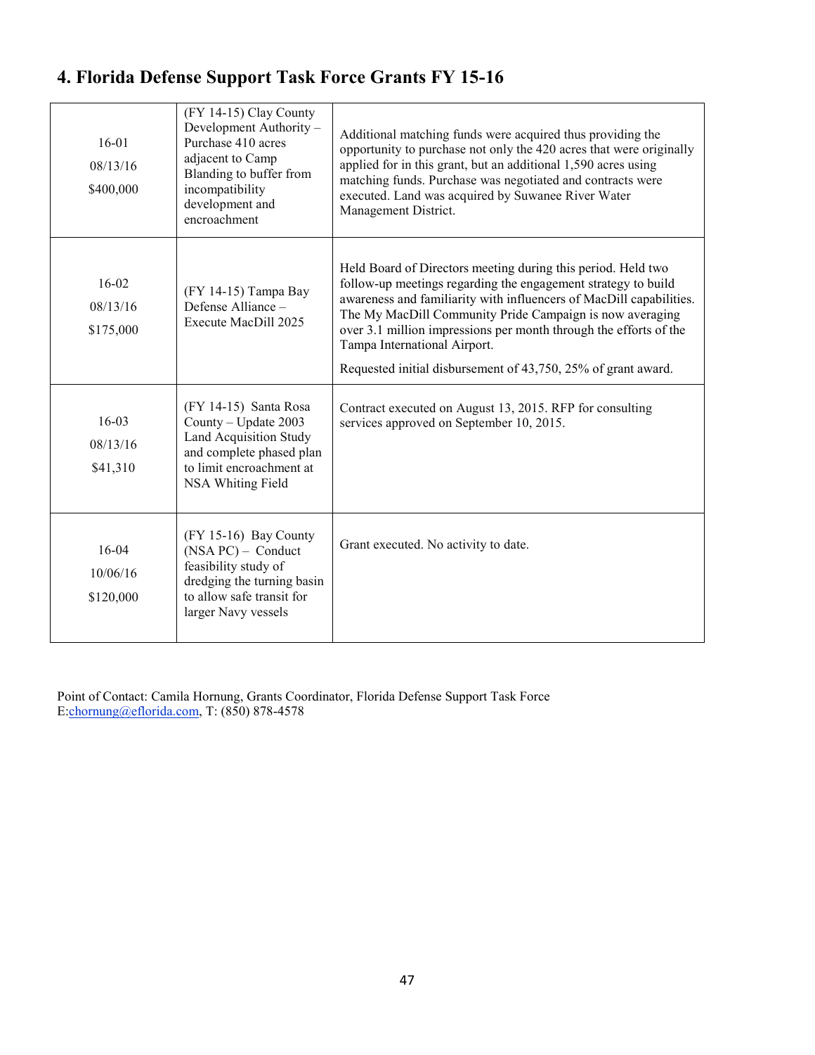## 4. Florida Defense Support Task Force Grants FY 15-16

| | | |
|---|---|---|
| 16-01<br>08/13/16<br>$400,000 | (FY 14-15) Clay County Development Authority – Purchase 410 acres adjacent to Camp Blanding to buffer from incompatibility development and encroachment | Additional matching funds were acquired thus providing the opportunity to purchase not only the 420 acres that were originally applied for in this grant, but an additional 1,590 acres using matching funds. Purchase was negotiated and contracts were executed. Land was acquired by Suwanee River Water Management District. |
| 16-02<br>08/13/16<br>$175,000 | (FY 14-15) Tampa Bay Defense Alliance – Execute MacDill 2025 | Held Board of Directors meeting during this period. Held two follow-up meetings regarding the engagement strategy to build awareness and familiarity with influencers of MacDill capabilities. The My MacDill Community Pride Campaign is now averaging over 3.1 million impressions per month through the efforts of the Tampa International Airport.<br><br>Requested initial disbursement of 43,750, 25% of grant award. |
| 16-03<br>08/13/16<br>$41,310 | (FY 14-15) Santa Rosa County – Update 2003 Land Acquisition Study and complete phased plan to limit encroachment at NSA Whiting Field | Contract executed on August 13, 2015. RFP for consulting services approved on September 10, 2015. |
| 16-04<br>10/06/16<br>$120,000 | (FY 15-16) Bay County (NSA PC) – Conduct feasibility study of dredging the turning basin to allow safe transit for larger Navy vessels | Grant executed. No activity to date. |

Point of Contact: Camila Hornung, Grants Coordinator, Florida Defense Support Task Force
E:chornung@eflorida.com, T: (850) 878-4578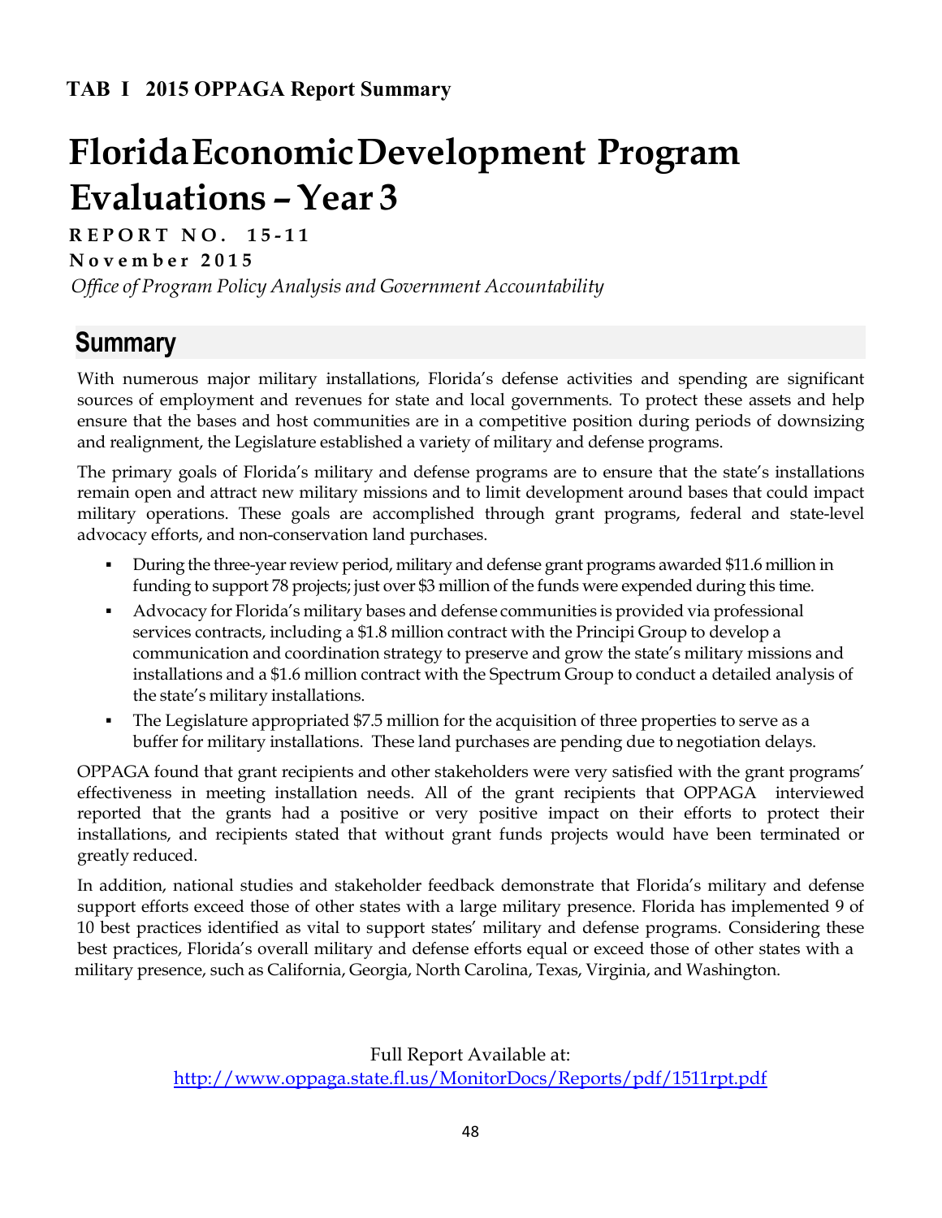**TAB I 2015 OPPAGA Report Summary**

# Florida Economic Development Program Evaluations – Year 3

**REPORT NO. 15-11**

**November 2015**

*Office of Program Policy Analysis and Government Accountability*

## Summary

With numerous major military installations, Florida's defense activities and spending are significant sources of employment and revenues for state and local governments. To protect these assets and help ensure that the bases and host communities are in a competitive position during periods of downsizing and realignment, the Legislature established a variety of military and defense programs.

The primary goals of Florida's military and defense programs are to ensure that the state's installations remain open and attract new military missions and to limit development around bases that could impact military operations. These goals are accomplished through grant programs, federal and state-level advocacy efforts, and non-conservation land purchases.

- During the three-year review period, military and defense grant programs awarded $11.6 million in funding to support 78 projects; just over $3 million of the funds were expended during this time.
- Advocacy for Florida's military bases and defense communities is provided via professional services contracts, including a $1.8 million contract with the Principi Group to develop a communication and coordination strategy to preserve and grow the state's military missions and installations and a $1.6 million contract with the Spectrum Group to conduct a detailed analysis of the state's military installations.
- The Legislature appropriated $7.5 million for the acquisition of three properties to serve as a buffer for military installations. These land purchases are pending due to negotiation delays.

OPPAGA found that grant recipients and other stakeholders were very satisfied with the grant programs' effectiveness in meeting installation needs. All of the grant recipients that OPPAGA interviewed reported that the grants had a positive or very positive impact on their efforts to protect their installations, and recipients stated that without grant funds projects would have been terminated or greatly reduced.

In addition, national studies and stakeholder feedback demonstrate that Florida's military and defense support efforts exceed those of other states with a large military presence. Florida has implemented 9 of 10 best practices identified as vital to support states' military and defense programs. Considering these best practices, Florida's overall military and defense efforts equal or exceed those of other states with a military presence, such as California, Georgia, North Carolina, Texas, Virginia, and Washington.

Full Report Available at:
http://www.oppaga.state.fl.us/MonitorDocs/Reports/pdf/1511rpt.pdf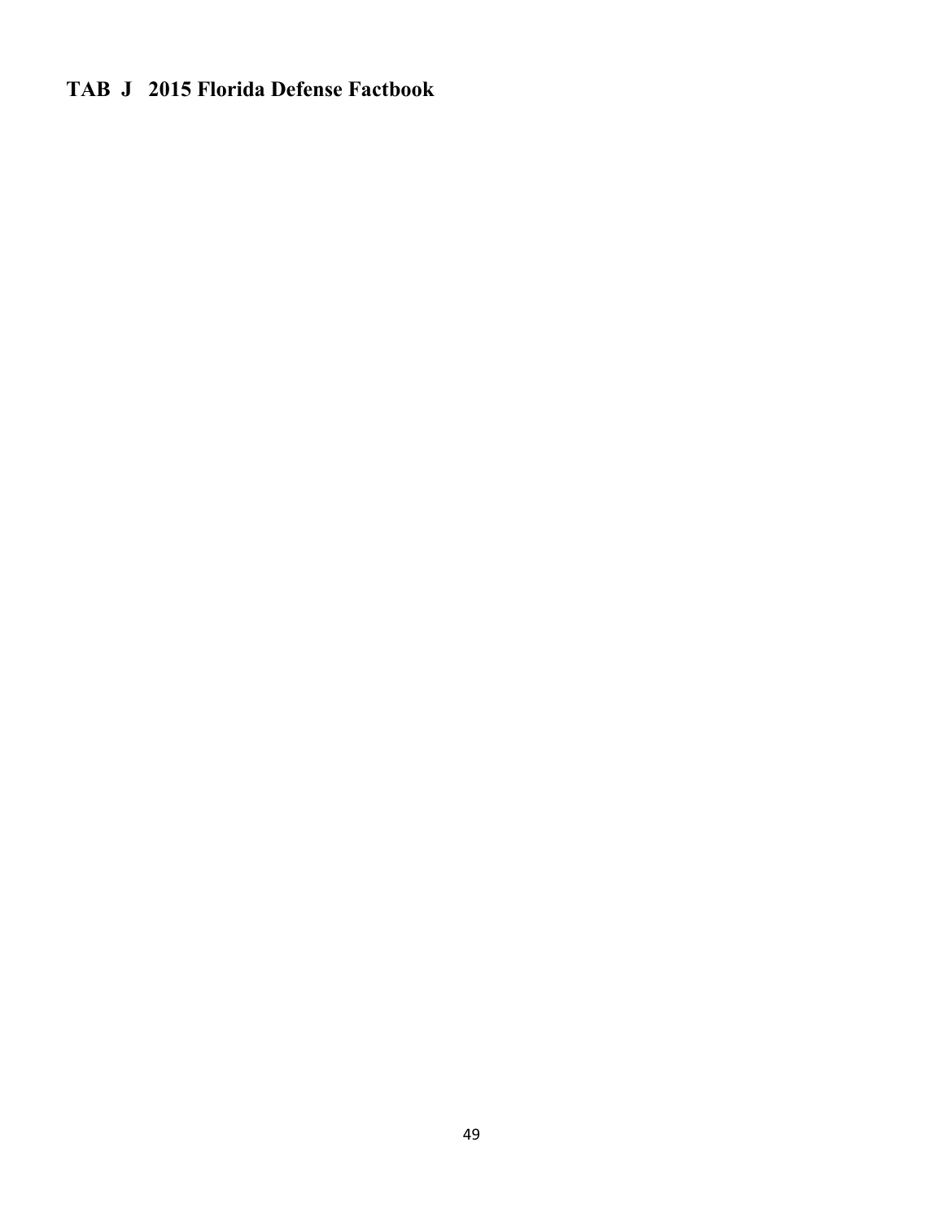## TAB J 2015 Florida Defense Factbook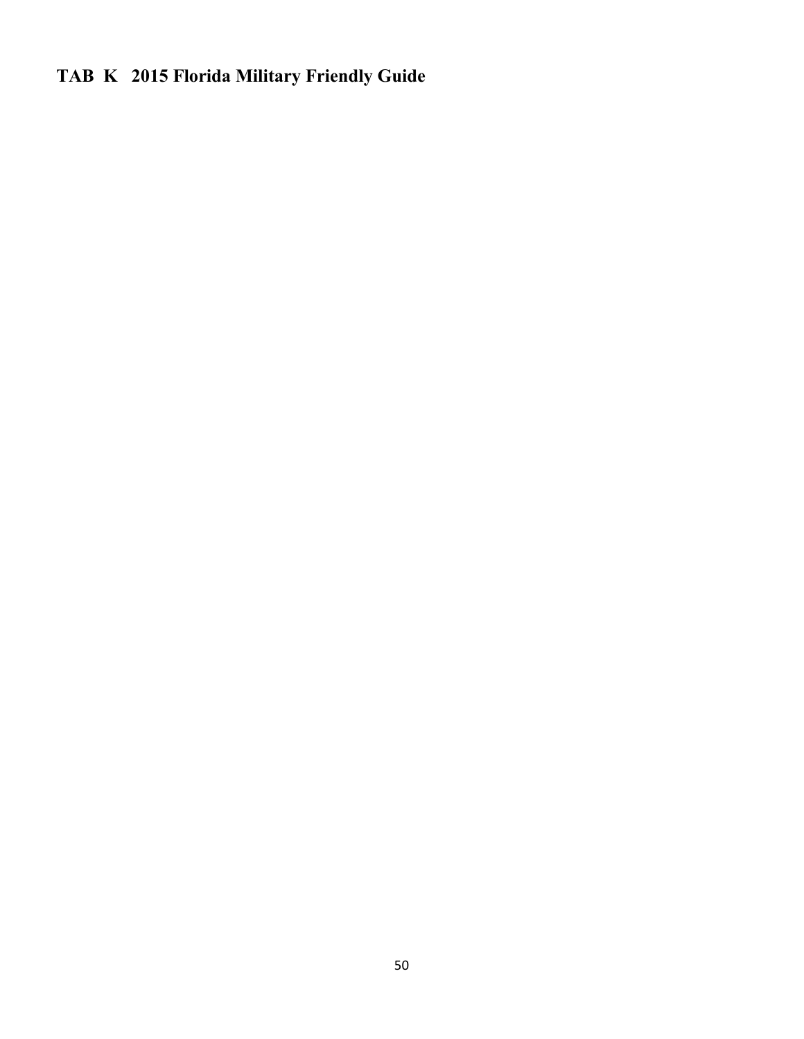# TAB K 2015 Florida Military Friendly Guide